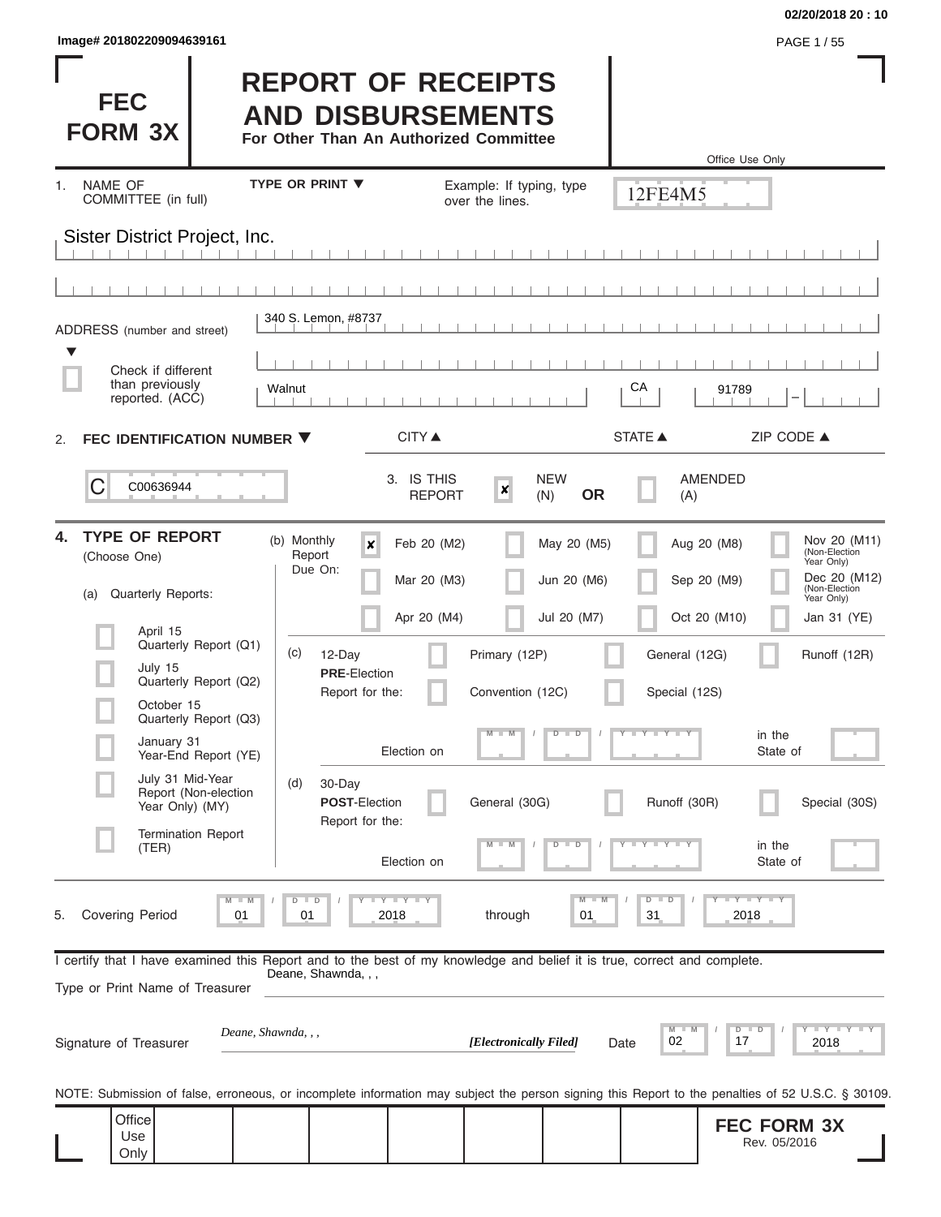Image# 201802209094639161

# FEC FORM 3X

# REPORT OF RECEIPTS AND DISBURSEMENTS

**For Other Than An Authorized Committee**

Office Use Only

12FE4M5

1. NAME OF COMMITTEE (in full) — TYPE OR PRINT ▼ — Example: If typing, type over the lines.

Sister District Project, Inc.

ADDRESS (number and street): 340 S. Lemon, #8737

☐ Check if different than previously reported. (ACC)

| CITY ▲ | STATE ▲ | ZIP CODE ▲ |
| --- | --- | --- |
| Walnut | CA | 91789 |

2. **FEC IDENTIFICATION NUMBER ▼**

C00636944

3. IS THIS REPORT: ☒ NEW (N) **OR** ☐ AMENDED (A)

4. **TYPE OF REPORT** (Choose One)

(a) Quarterly Reports:

- ☐ April 15 Quarterly Report (Q1)
- ☐ July 15 Quarterly Report (Q2)
- ☐ October 15 Quarterly Report (Q3)
- ☐ January 31 Year-End Report (YE)
- ☐ July 31 Mid-Year Report (Non-election Year Only) (MY)
- ☐ Termination Report (TER)

(b) Monthly Report Due On:

- ☒ Feb 20 (M2)
- ☐ Mar 20 (M3)
- ☐ Apr 20 (M4)
- ☐ May 20 (M5)
- ☐ Jun 20 (M6)
- ☐ Jul 20 (M7)
- ☐ Aug 20 (M8)
- ☐ Sep 20 (M9)
- ☐ Oct 20 (M10)
- ☐ Nov 20 (M11) (Non-Election Year Only)
- ☐ Dec 20 (M12) (Non-Election Year Only)
- ☐ Jan 31 (YE)

(c) 12-Day **PRE**-Election Report for the:

- ☐ Primary (12P)
- ☐ General (12G)
- ☐ Runoff (12R)
- ☐ Convention (12C)
- ☐ Special (12S)

Election on MM / DD / YYYY in the State of ____

(d) 30-Day **POST**-Election Report for the:

- ☐ General (30G)
- ☐ Runoff (30R)
- ☐ Special (30S)

Election on MM / DD / YYYY in the State of ____

5. Covering Period 01 / 01 / 2018 through 01 / 31 / 2018

I certify that I have examined this Report and to the best of my knowledge and belief it is true, correct and complete.

Type or Print Name of Treasurer: Deane, Shawnda, , ,

Signature of Treasurer: *Deane, Shawnda, , ,* *[Electronically Filed]* Date 02 / 17 / 2018

NOTE: Submission of false, erroneous, or incomplete information may subject the person signing this Report to the penalties of 52 U.S.C. § 30109.

Office Use Only

**FEC FORM 3X** Rev. 05/2016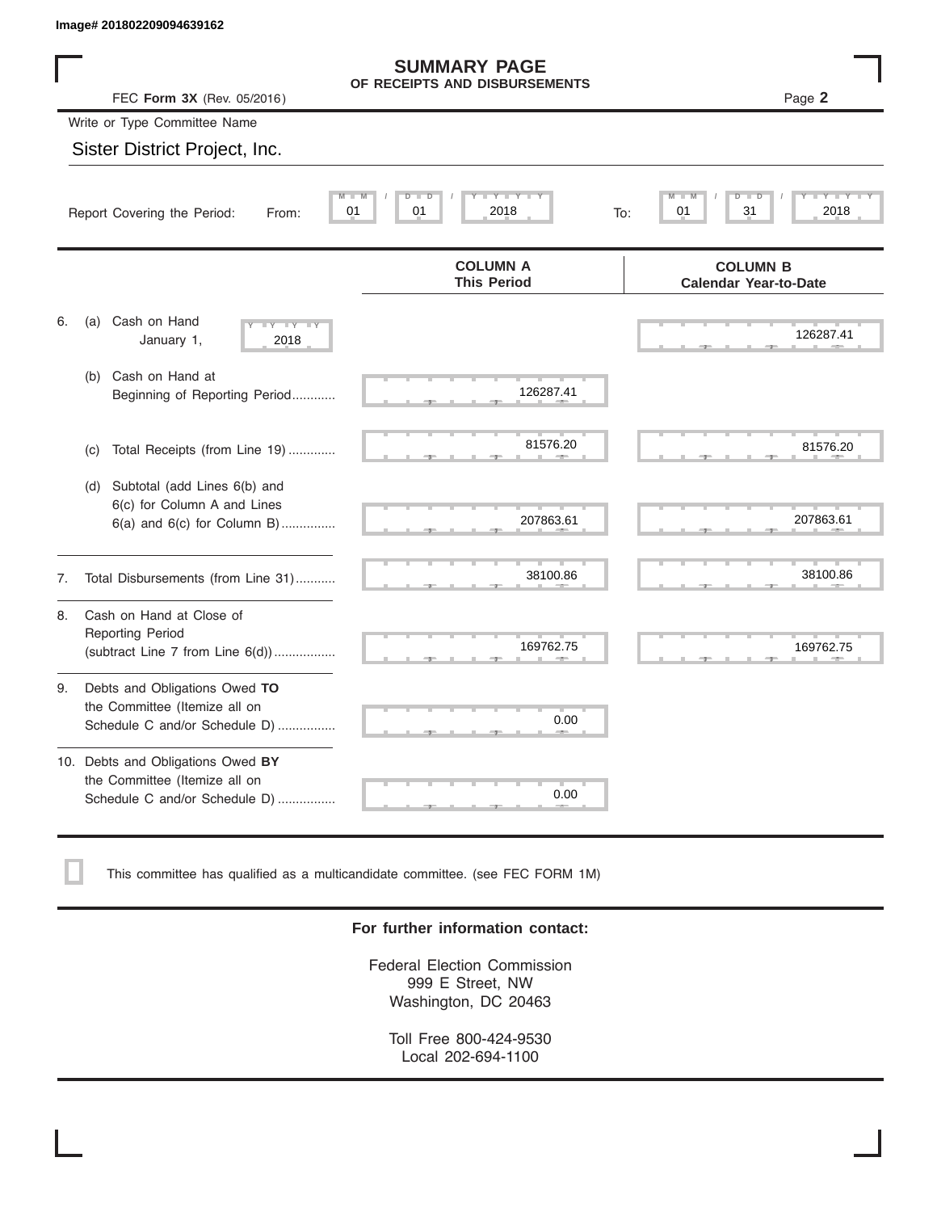Image# 201802209094639162

# SUMMARY PAGE
## OF RECEIPTS AND DISBURSEMENTS

FEC **Form 3X** (Rev. 05/2016)

Page **2**

Write or Type Committee Name

Sister District Project, Inc.

Report Covering the Period: From: 01 / 01 / 2018 To: 01 / 31 / 2018

| | COLUMN A This Period | COLUMN B Calendar Year-to-Date |
|---|---|---|
| 6. (a) Cash on Hand January 1, 2018 | | 126287.41 |
| (b) Cash on Hand at Beginning of Reporting Period | 126287.41 | |
| (c) Total Receipts (from Line 19) | 81576.20 | 81576.20 |
| (d) Subtotal (add Lines 6(b) and 6(c) for Column A and Lines 6(a) and 6(c) for Column B) | 207863.61 | 207863.61 |
| 7. Total Disbursements (from Line 31) | 38100.86 | 38100.86 |
| 8. Cash on Hand at Close of Reporting Period (subtract Line 7 from Line 6(d)) | 169762.75 | 169762.75 |
| 9. Debts and Obligations Owed **TO** the Committee (Itemize all on Schedule C and/or Schedule D) | 0.00 | |
| 10. Debts and Obligations Owed **BY** the Committee (Itemize all on Schedule C and/or Schedule D) | 0.00 | |

☐ This committee has qualified as a multicandidate committee. (see FEC FORM 1M)

**For further information contact:**

Federal Election Commission
999 E Street, NW
Washington, DC 20463

Toll Free 800-424-9530
Local 202-694-1100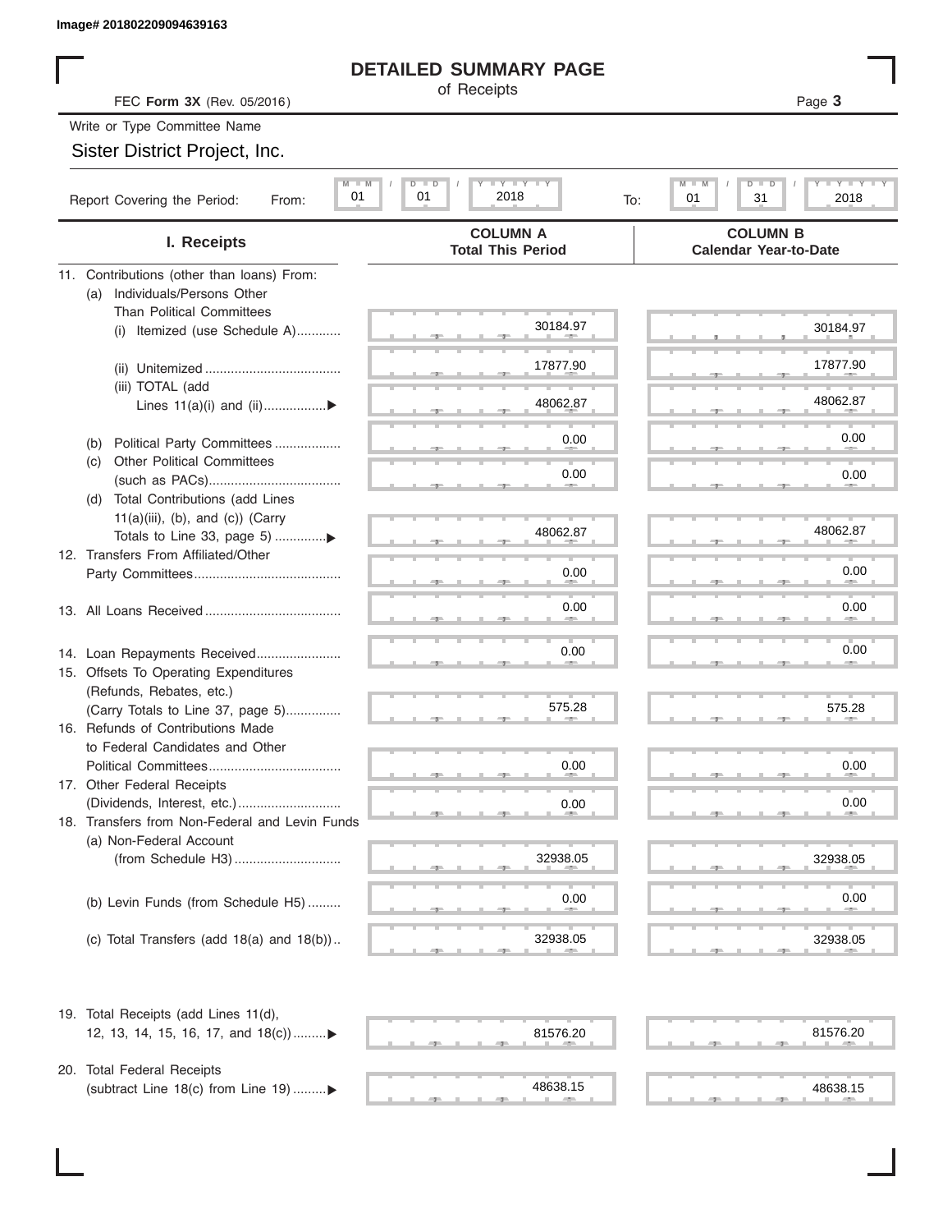Image# 201802209094639163

# DETAILED SUMMARY PAGE

of Receipts

FEC **Form 3X** (Rev. 05/2016)

Write or Type Committee Name

Sister District Project, Inc.

Report Covering the Period: From: 01 / 01 / 2018 To: 01 / 31 / 2018

| I. Receipts | COLUMN A Total This Period | COLUMN B Calendar Year-to-Date |
|---|---|---|
| 11. Contributions (other than loans) From: | | |
| (a) Individuals/Persons Other Than Political Committees | | |
| (i) Itemized (use Schedule A) | 30184.97 | 30184.97 |
| (ii) Unitemized | 17877.90 | 17877.90 |
| (iii) TOTAL (add Lines 11(a)(i) and (ii) | 48062.87 | 48062.87 |
| (b) Political Party Committees | 0.00 | 0.00 |
| (c) Other Political Committees (such as PACs) | 0.00 | 0.00 |
| (d) Total Contributions (add Lines 11(a)(iii), (b), and (c)) (Carry Totals to Line 33, page 5) | 48062.87 | 48062.87 |
| 12. Transfers From Affiliated/Other Party Committees | 0.00 | 0.00 |
| 13. All Loans Received | 0.00 | 0.00 |
| 14. Loan Repayments Received | 0.00 | 0.00 |
| 15. Offsets To Operating Expenditures (Refunds, Rebates, etc.) (Carry Totals to Line 37, page 5) | 575.28 | 575.28 |
| 16. Refunds of Contributions Made to Federal Candidates and Other Political Committees | 0.00 | 0.00 |
| 17. Other Federal Receipts (Dividends, Interest, etc.) | 0.00 | 0.00 |
| 18. Transfers from Non-Federal and Levin Funds | | |
| (a) Non-Federal Account (from Schedule H3) | 32938.05 | 32938.05 |
| (b) Levin Funds (from Schedule H5) | 0.00 | 0.00 |
| (c) Total Transfers (add 18(a) and 18(b)) | 32938.05 | 32938.05 |
| 19. Total Receipts (add Lines 11(d), 12, 13, 14, 15, 16, 17, and 18(c)) | 81576.20 | 81576.20 |
| 20. Total Federal Receipts (subtract Line 18(c) from Line 19) | 48638.15 | 48638.15 |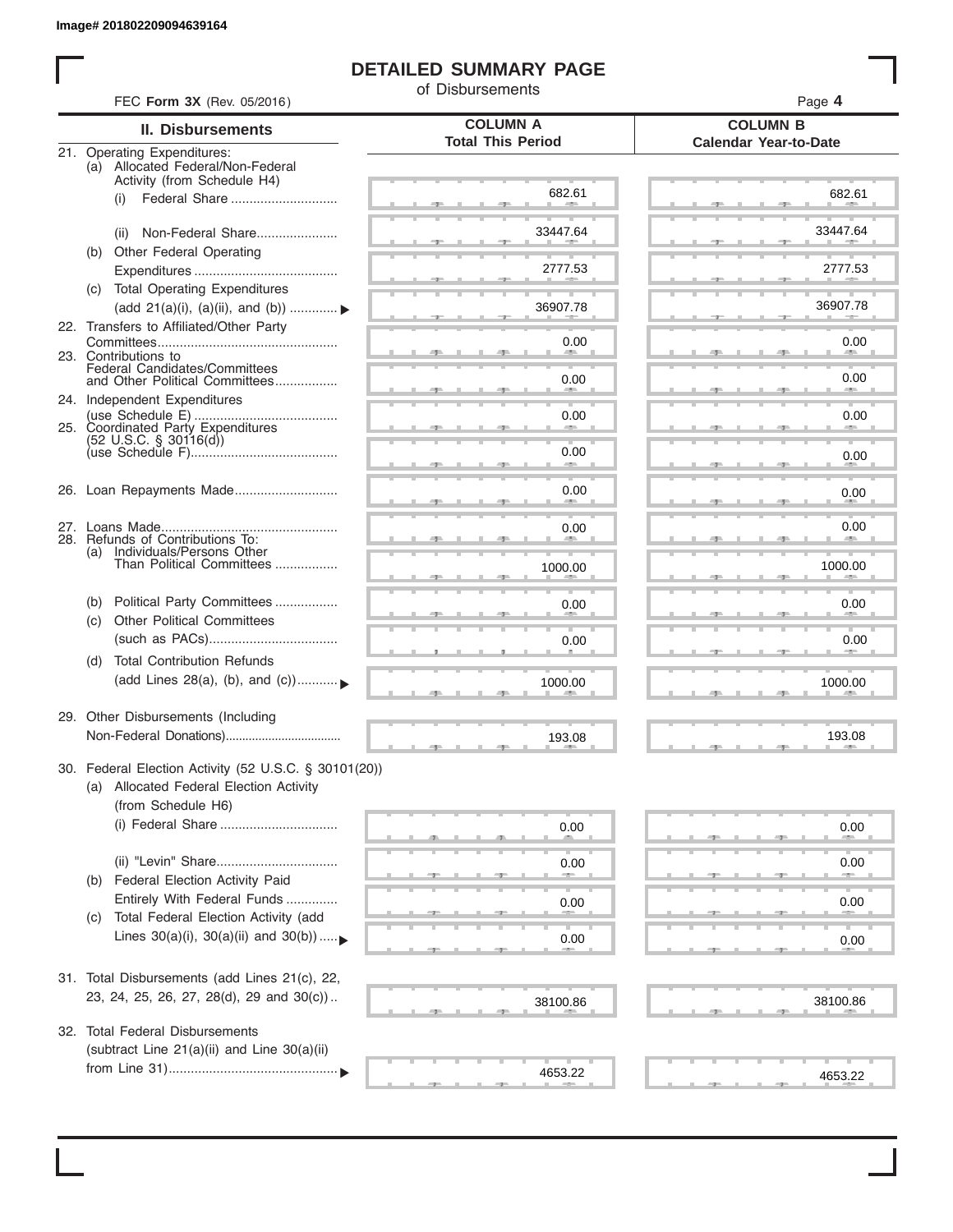Image# 201802209094639164

# DETAILED SUMMARY PAGE

of Disbursements

FEC **Form 3X** (Rev. 05/2016)

| II. Disbursements | COLUMN A Total This Period | COLUMN B Calendar Year-to-Date |
|---|---|---|
| 21. Operating Expenditures: | | |
| (a) Allocated Federal/Non-Federal Activity (from Schedule H4) | | |
| (i) Federal Share | 682.61 | 682.61 |
| (ii) Non-Federal Share | 33447.64 | 33447.64 |
| (b) Other Federal Operating Expenditures | 2777.53 | 2777.53 |
| (c) Total Operating Expenditures (add 21(a)(i), (a)(ii), and (b)) ▶ | 36907.78 | 36907.78 |
| 22. Transfers to Affiliated/Other Party Committees | 0.00 | 0.00 |
| 23. Contributions to Federal Candidates/Committees and Other Political Committees | 0.00 | 0.00 |
| 24. Independent Expenditures (use Schedule E) | 0.00 | 0.00 |
| 25. Coordinated Party Expenditures (52 U.S.C. § 30116(d)) (use Schedule F) | 0.00 | 0.00 |
| 26. Loan Repayments Made | 0.00 | 0.00 |
| 27. Loans Made | 0.00 | 0.00 |
| 28. Refunds of Contributions To: | | |
| (a) Individuals/Persons Other Than Political Committees | 1000.00 | 1000.00 |
| (b) Political Party Committees | 0.00 | 0.00 |
| (c) Other Political Committees (such as PACs) | 0.00 | 0.00 |
| (d) Total Contribution Refunds (add Lines 28(a), (b), and (c)) ▶ | 1000.00 | 1000.00 |
| 29. Other Disbursements (Including Non-Federal Donations) | 193.08 | 193.08 |
| 30. Federal Election Activity (52 U.S.C. § 30101(20)) | | |
| (a) Allocated Federal Election Activity (from Schedule H6) | | |
| (i) Federal Share | 0.00 | 0.00 |
| (ii) "Levin" Share | 0.00 | 0.00 |
| (b) Federal Election Activity Paid Entirely With Federal Funds | 0.00 | 0.00 |
| (c) Total Federal Election Activity (add Lines 30(a)(i), 30(a)(ii) and 30(b)) ▶ | 0.00 | 0.00 |
| 31. Total Disbursements (add Lines 21(c), 22, 23, 24, 25, 26, 27, 28(d), 29 and 30(c)) | 38100.86 | 38100.86 |
| 32. Total Federal Disbursements (subtract Line 21(a)(ii) and Line 30(a)(ii) from Line 31) ▶ | 4653.22 | 4653.22 |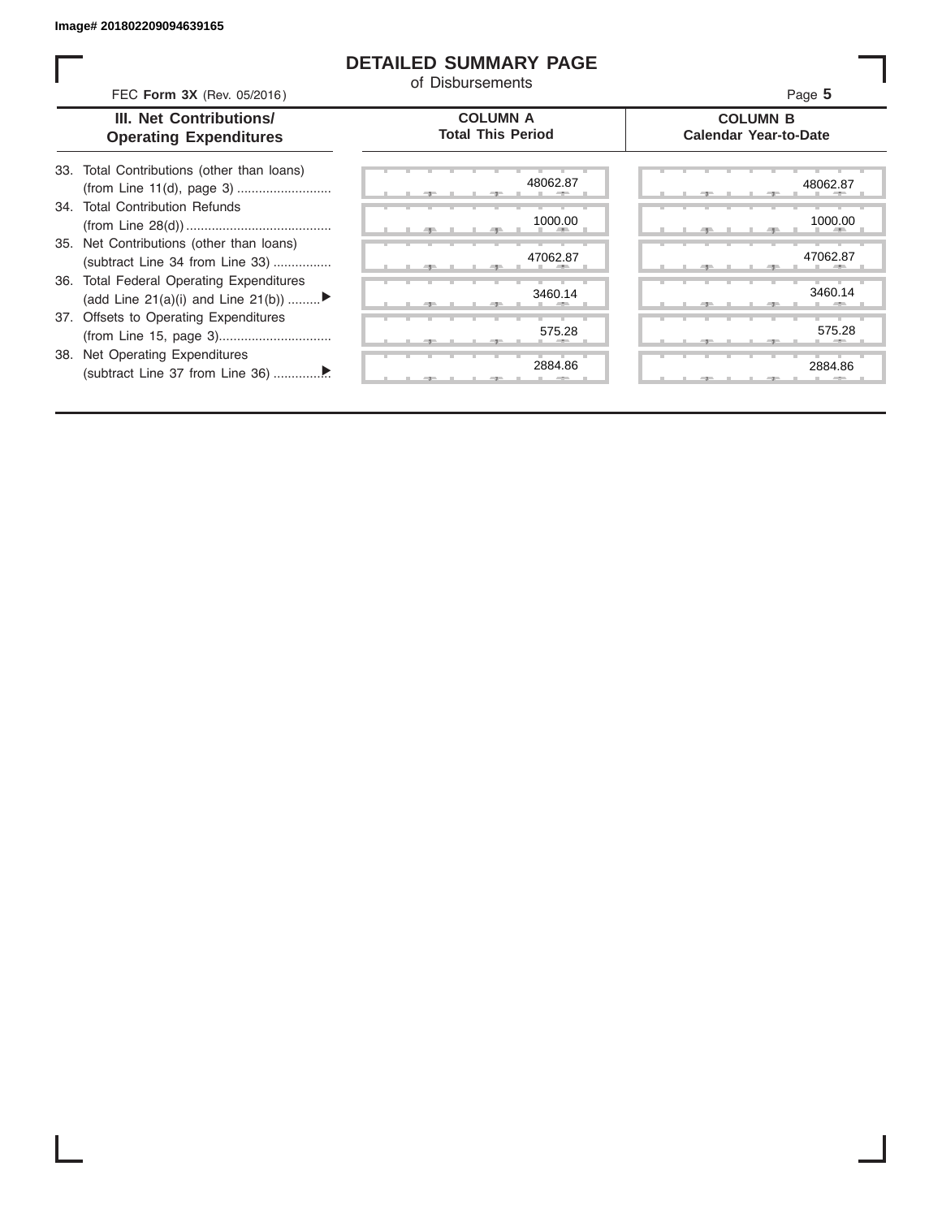Image# 201802209094639165

# DETAILED SUMMARY PAGE

of Disbursements

FEC **Form 3X** (Rev. 05/2016)

Page **5**

| III. Net Contributions/ Operating Expenditures | COLUMN A Total This Period | COLUMN B Calendar Year-to-Date |
|---|---|---|
| 33. Total Contributions (other than loans) (from Line 11(d), page 3) .......................... | 48062.87 | 48062.87 |
| 34. Total Contribution Refunds (from Line 28(d)) ........................................ | 1000.00 | 1000.00 |
| 35. Net Contributions (other than loans) (subtract Line 34 from Line 33) ................ | 47062.87 | 47062.87 |
| 36. Total Federal Operating Expenditures (add Line 21(a)(i) and Line 21(b)) ......... ▶ | 3460.14 | 3460.14 |
| 37. Offsets to Operating Expenditures (from Line 15, page 3)............................... | 575.28 | 575.28 |
| 38. Net Operating Expenditures (subtract Line 37 from Line 36) ............... ▶ | 2884.86 | 2884.86 |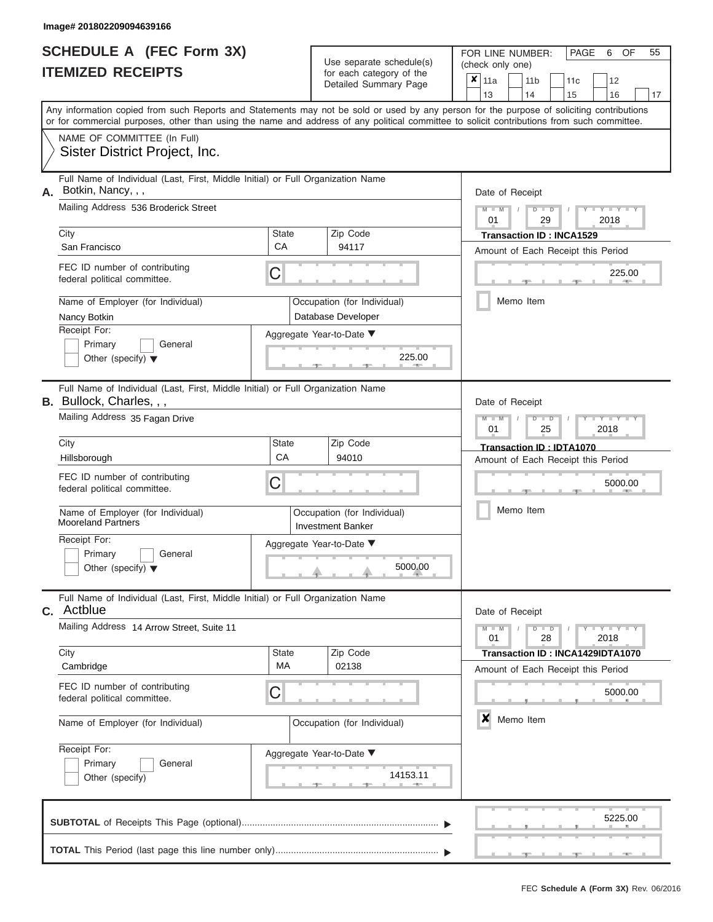Image# 201802209094639166

# SCHEDULE A (FEC Form 3X)
# ITEMIZED RECEIPTS

Use separate schedule(s) for each category of the Detailed Summary Page

FOR LINE NUMBER: (check only one)

| | | | |
|---|---|---|---|
| ✘ 11a | 11b | 11c | 12 |
| 13 | 14 | 15 | 16 | 17 |

Any information copied from such Reports and Statements may not be sold or used by any person for the purpose of soliciting contributions or for commercial purposes, other than using the name and address of any political committee to solicit contributions from such committee.

NAME OF COMMITTEE (In Full)
Sister District Project, Inc.

---

**A.** Full Name of Individual (Last, First, Middle Initial) or Full Organization Name
Botkin, Nancy, , ,

Mailing Address 536 Broderick Street

City: San Francisco | State: CA | Zip Code: 94117

FEC ID number of contributing federal political committee. C

Name of Employer (for Individual): Nancy Botkin
Occupation (for Individual): Database Developer

Receipt For: Primary / General / Other (specify)

Aggregate Year-to-Date: 225.00

Date of Receipt: 01 / 29 / 2018
Transaction ID : INCA1529
Amount of Each Receipt this Period: 225.00
Memo Item

---

**B.** Full Name of Individual (Last, First, Middle Initial) or Full Organization Name
Bullock, Charles, , ,

Mailing Address 35 Fagan Drive

City: Hillsborough | State: CA | Zip Code: 94010

FEC ID number of contributing federal political committee. C

Name of Employer (for Individual): Mooreland Partners
Occupation (for Individual): Investment Banker

Receipt For: Primary / General / Other (specify)

Aggregate Year-to-Date: 5000.00

Date of Receipt: 01 / 25 / 2018
Transaction ID : IDTA1070
Amount of Each Receipt this Period: 5000.00
Memo Item

---

**C.** Full Name of Individual (Last, First, Middle Initial) or Full Organization Name
Actblue

Mailing Address 14 Arrow Street, Suite 11

City: Cambridge | State: MA | Zip Code: 02138

FEC ID number of contributing federal political committee. C

Name of Employer (for Individual):
Occupation (for Individual):

Receipt For: Primary / General / Other (specify)

Aggregate Year-to-Date: 14153.11

Date of Receipt: 01 / 28 / 2018
Transaction ID : INCA1429IDTA1070
Amount of Each Receipt this Period: 5000.00
✘ Memo Item

---

**SUBTOTAL** of Receipts This Page (optional): 5225.00

**TOTAL** This Period (last page this line number only):

FEC Schedule A (Form 3X) Rev. 06/2016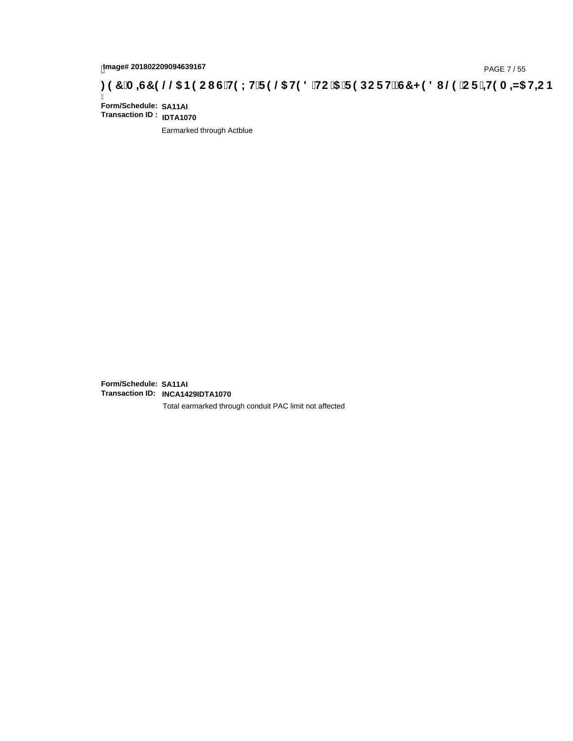**Form/Schedule:** **SA11AI**
**Transaction ID :** **IDTA1070**

Earmarked through Actblue

**Form/Schedule:** **SA11AI**
**Transaction ID:** **INCA1429IDTA1070**

Total earmarked through conduit PAC limit not affected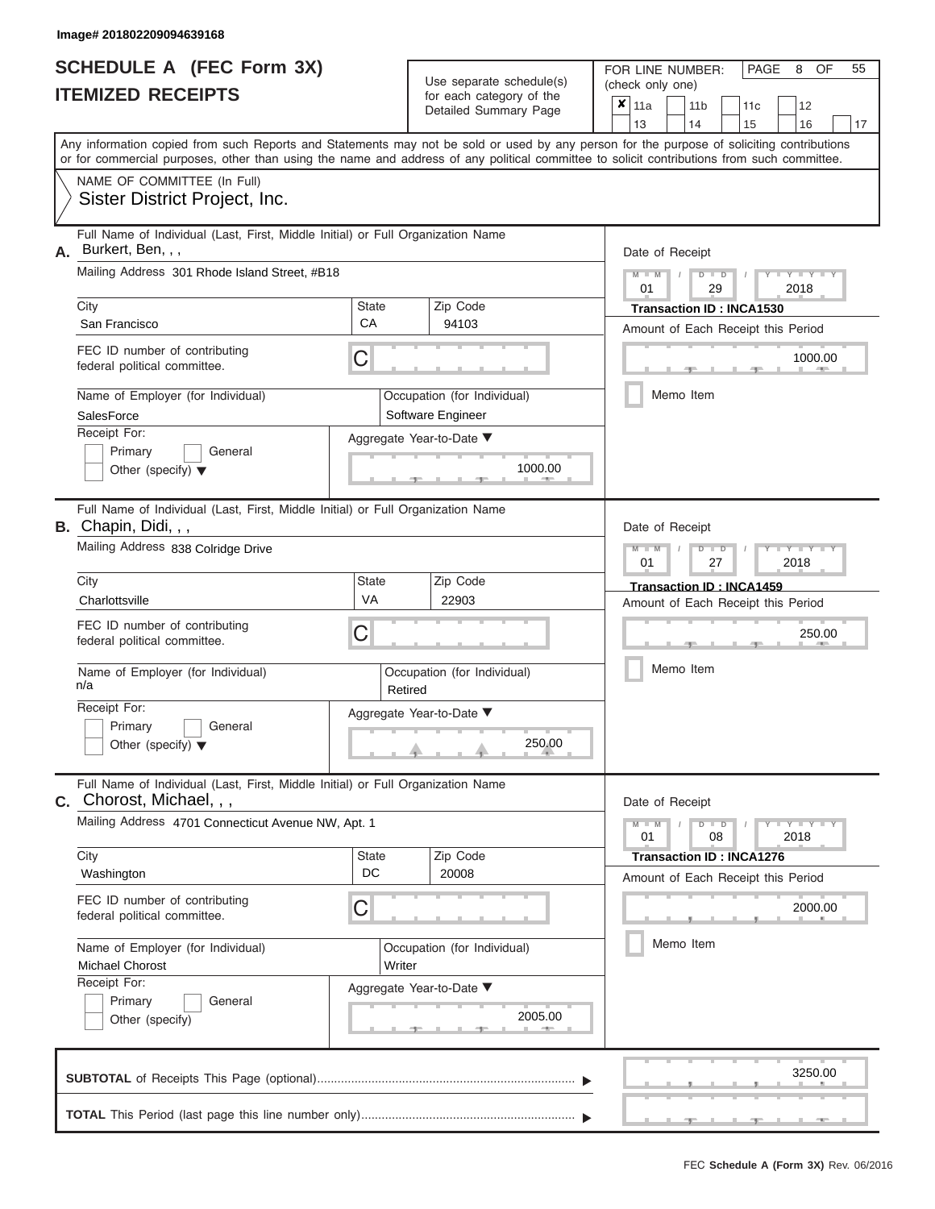Image# 201802209094639168

# SCHEDULE A (FEC Form 3X)
## ITEMIZED RECEIPTS

Use separate schedule(s) for each category of the Detailed Summary Page

FOR LINE NUMBER: (check only one)

| ✘ | 11a | | 11b | | 11c | | 12 | |
|---|---|---|---|---|---|---|---|---|
| | 13 | | 14 | | 15 | | 16 | 17 |

PAGE 8 OF 55

Any information copied from such Reports and Statements may not be sold or used by any person for the purpose of soliciting contributions or for commercial purposes, other than using the name and address of any political committee to solicit contributions from such committee.

NAME OF COMMITTEE (In Full)
Sister District Project, Inc.

---

**A.** Full Name of Individual (Last, First, Middle Initial) or Full Organization Name
Burkert, Ben, , ,

Mailing Address 301 Rhode Island Street, #B18

City: San Francisco | State: CA | Zip Code: 94103

FEC ID number of contributing federal political committee. C

Name of Employer (for Individual): SalesForce
Occupation (for Individual): Software Engineer

Receipt For: Primary / General / Other (specify)

Aggregate Year-to-Date: 1000.00

Date of Receipt: 01 / 29 / 2018
Transaction ID : INCA1530
Amount of Each Receipt this Period: 1000.00
Memo Item

---

**B.** Full Name of Individual (Last, First, Middle Initial) or Full Organization Name
Chapin, Didi, , ,

Mailing Address 838 Colridge Drive

City: Charlottsville | State: VA | Zip Code: 22903

FEC ID number of contributing federal political committee. C

Name of Employer (for Individual): n/a
Occupation (for Individual): Retired

Receipt For: Primary / General / Other (specify)

Aggregate Year-to-Date: 250.00

Date of Receipt: 01 / 27 / 2018
Transaction ID : INCA1459
Amount of Each Receipt this Period: 250.00
Memo Item

---

**C.** Full Name of Individual (Last, First, Middle Initial) or Full Organization Name
Chorost, Michael, , ,

Mailing Address 4701 Connecticut Avenue NW, Apt. 1

City: Washington | State: DC | Zip Code: 20008

FEC ID number of contributing federal political committee. C

Name of Employer (for Individual): Michael Chorost
Occupation (for Individual): Writer

Receipt For: Primary / General / Other (specify)

Aggregate Year-to-Date: 2005.00

Date of Receipt: 01 / 08 / 2018
Transaction ID : INCA1276
Amount of Each Receipt this Period: 2000.00
Memo Item

---

**SUBTOTAL** of Receipts This Page (optional): 3250.00

**TOTAL** This Period (last page this line number only):

FEC **Schedule A (Form 3X)** Rev. 06/2016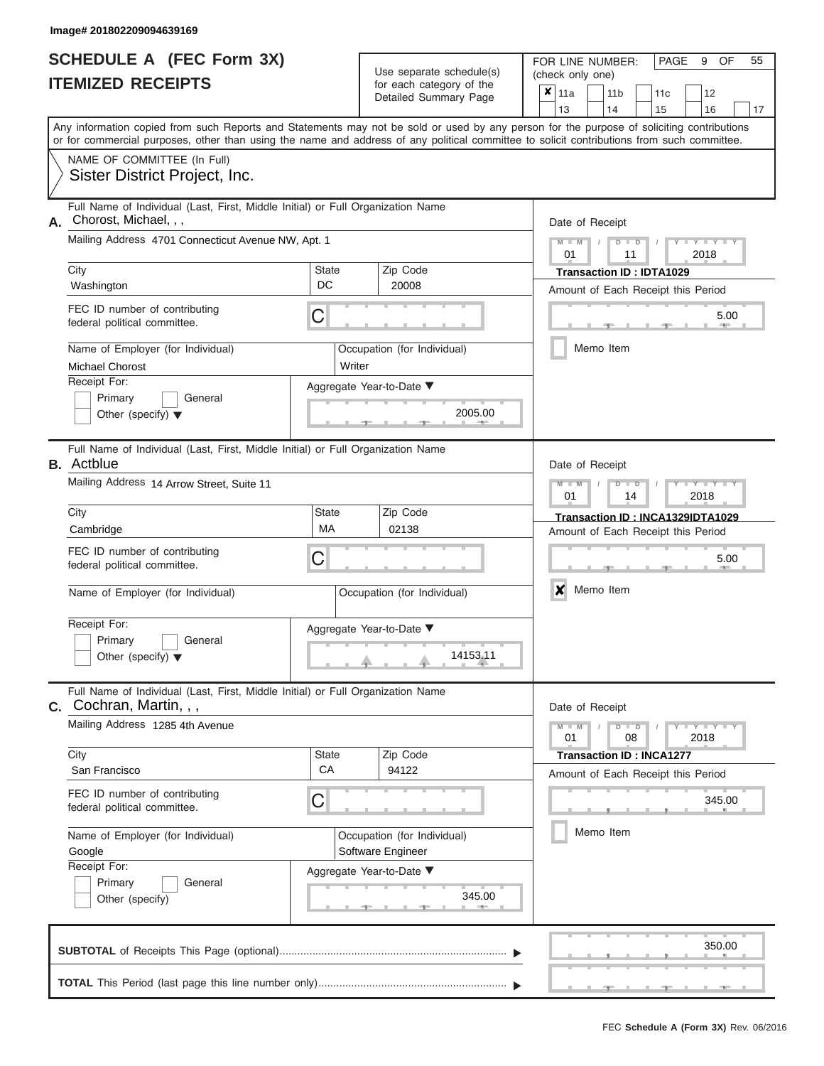Image# 201802209094639169

# SCHEDULE A (FEC Form 3X)
# ITEMIZED RECEIPTS

Use separate schedule(s) for each category of the Detailed Summary Page

FOR LINE NUMBER: (check only one)

- [x] 11a
- [ ] 11b
- [ ] 11c
- [ ] 12
- [ ] 13
- [ ] 14
- [ ] 15
- [ ] 16
- [ ] 17

PAGE 9 OF 55

Any information copied from such Reports and Statements may not be sold or used by any person for the purpose of soliciting contributions or for commercial purposes, other than using the name and address of any political committee to solicit contributions from such committee.

NAME OF COMMITTEE (In Full)
Sister District Project, Inc.

---

**A.** Full Name of Individual (Last, First, Middle Initial) or Full Organization Name
Chorost, Michael, , ,

Mailing Address 4701 Connecticut Avenue NW, Apt. 1

City: Washington | State: DC | Zip Code: 20008

FEC ID number of contributing federal political committee. C

Name of Employer (for Individual): Michael Chorost
Occupation (for Individual): Writer

Receipt For: Primary / General / Other (specify)

Aggregate Year-to-Date: 2005.00

Date of Receipt: 01 / 11 / 2018
Transaction ID : IDTA1029
Amount of Each Receipt this Period: 5.00
Memo Item: [ ]

---

**B.** Full Name of Individual (Last, First, Middle Initial) or Full Organization Name
Actblue

Mailing Address 14 Arrow Street, Suite 11

City: Cambridge | State: MA | Zip Code: 02138

FEC ID number of contributing federal political committee. C

Name of Employer (for Individual):
Occupation (for Individual):

Receipt For: Primary / General / Other (specify)

Aggregate Year-to-Date: 14153.11

Date of Receipt: 01 / 14 / 2018
Transaction ID : INCA1329IDTA1029
Amount of Each Receipt this Period: 5.00
Memo Item: [x]

---

**C.** Full Name of Individual (Last, First, Middle Initial) or Full Organization Name
Cochran, Martin, , ,

Mailing Address 1285 4th Avenue

City: San Francisco | State: CA | Zip Code: 94122

FEC ID number of contributing federal political committee. C

Name of Employer (for Individual): Google
Occupation (for Individual): Software Engineer

Receipt For: Primary / General / Other (specify)

Aggregate Year-to-Date: 345.00

Date of Receipt: 01 / 08 / 2018
Transaction ID : INCA1277
Amount of Each Receipt this Period: 345.00
Memo Item: [ ]

---

**SUBTOTAL** of Receipts This Page (optional): 350.00

**TOTAL** This Period (last page this line number only):

FEC Schedule A (Form 3X) Rev. 06/2016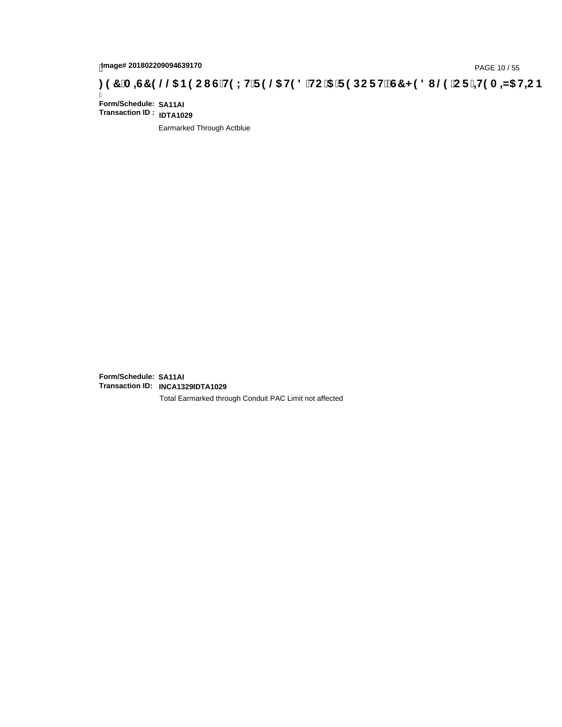Image# 201802209094639170

**) ( &0 ,6&( / / $1 ( 2 8 6 7( ; 7 5 ( / $ 7( ' 72 $ 5 ( 3 2 5 7 6&+ ( ' 8 / ( 2 5 ,7( 0 ,= $ 7,2 1**

**Form/Schedule:** **SA11AI**
**Transaction ID :** **IDTA1029**

Earmarked Through Actblue

**Form/Schedule:** **SA11AI**
**Transaction ID:** **INCA1329IDTA1029**

Total Earmarked through Conduit PAC Limit not affected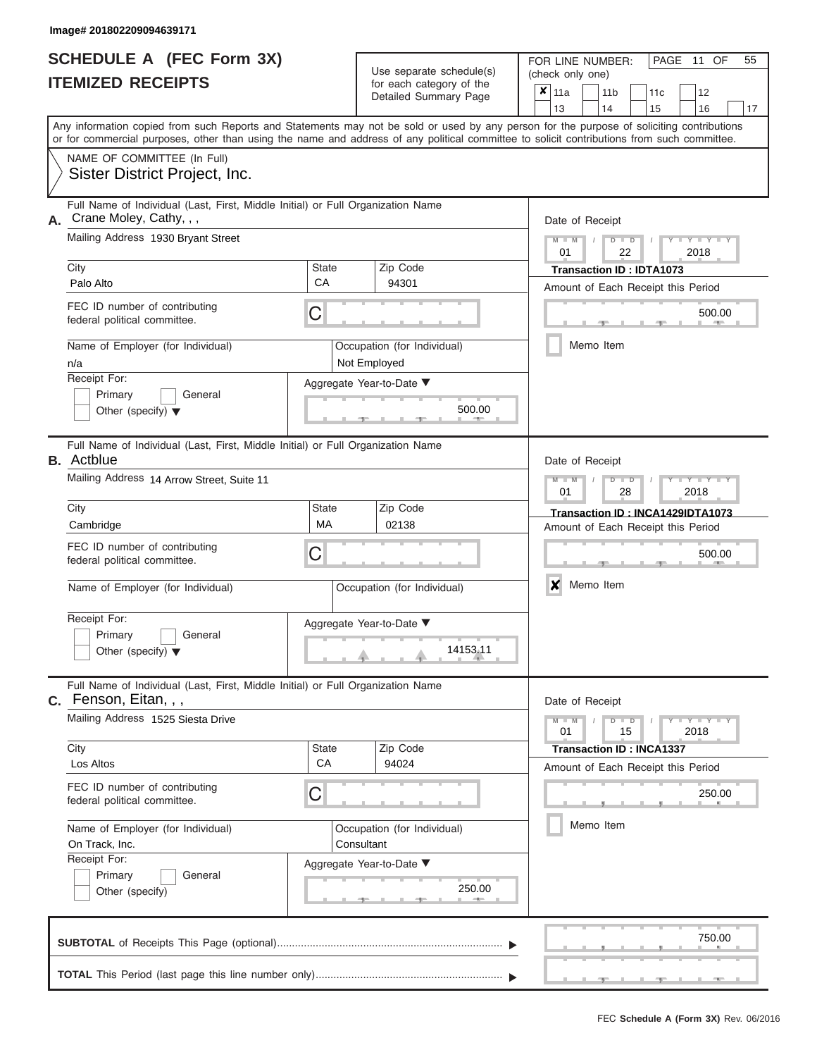Image# 201802209094639171

# SCHEDULE A (FEC Form 3X)
## ITEMIZED RECEIPTS

Use separate schedule(s) for each category of the Detailed Summary Page

FOR LINE NUMBER: (check only one)

- [x] 11a
- [ ] 11b
- [ ] 11c
- [ ] 12
- [ ] 13
- [ ] 14
- [ ] 15
- [ ] 16
- [ ] 17

PAGE 11 OF 55

Any information copied from such Reports and Statements may not be sold or used by any person for the purpose of soliciting contributions or for commercial purposes, other than using the name and address of any political committee to solicit contributions from such committee.

NAME OF COMMITTEE (In Full)
Sister District Project, Inc.

---

**A.** Full Name of Individual (Last, First, Middle Initial) or Full Organization Name
Crane Moley, Cathy, , ,

Mailing Address: 1930 Bryant Street

City: Palo Alto | State: CA | Zip Code: 94301

FEC ID number of contributing federal political committee: C

Name of Employer (for Individual): n/a

Occupation (for Individual): Not Employed

Receipt For: [ ] Primary [ ] General [ ] Other (specify)

Aggregate Year-to-Date: 500.00

Date of Receipt: 01 / 22 / 2018

Transaction ID : IDTA1073

Amount of Each Receipt this Period: 500.00

[ ] Memo Item

---

**B.** Full Name of Individual (Last, First, Middle Initial) or Full Organization Name
Actblue

Mailing Address: 14 Arrow Street, Suite 11

City: Cambridge | State: MA | Zip Code: 02138

FEC ID number of contributing federal political committee: C

Name of Employer (for Individual):

Occupation (for Individual):

Receipt For: [ ] Primary [ ] General [ ] Other (specify)

Aggregate Year-to-Date: 14153.11

Date of Receipt: 01 / 28 / 2018

Transaction ID : INCA1429IDTA1073

Amount of Each Receipt this Period: 500.00

[x] Memo Item

---

**C.** Full Name of Individual (Last, First, Middle Initial) or Full Organization Name
Fenson, Eitan, , ,

Mailing Address: 1525 Siesta Drive

City: Los Altos | State: CA | Zip Code: 94024

FEC ID number of contributing federal political committee: C

Name of Employer (for Individual): On Track, Inc.

Occupation (for Individual): Consultant

Receipt For: [ ] Primary [ ] General [ ] Other (specify)

Aggregate Year-to-Date: 250.00

Date of Receipt: 01 / 15 / 2018

Transaction ID : INCA1337

Amount of Each Receipt this Period: 250.00

[ ] Memo Item

---

**SUBTOTAL** of Receipts This Page (optional): 750.00

**TOTAL** This Period (last page this line number only):

FEC Schedule A (Form 3X) Rev. 06/2016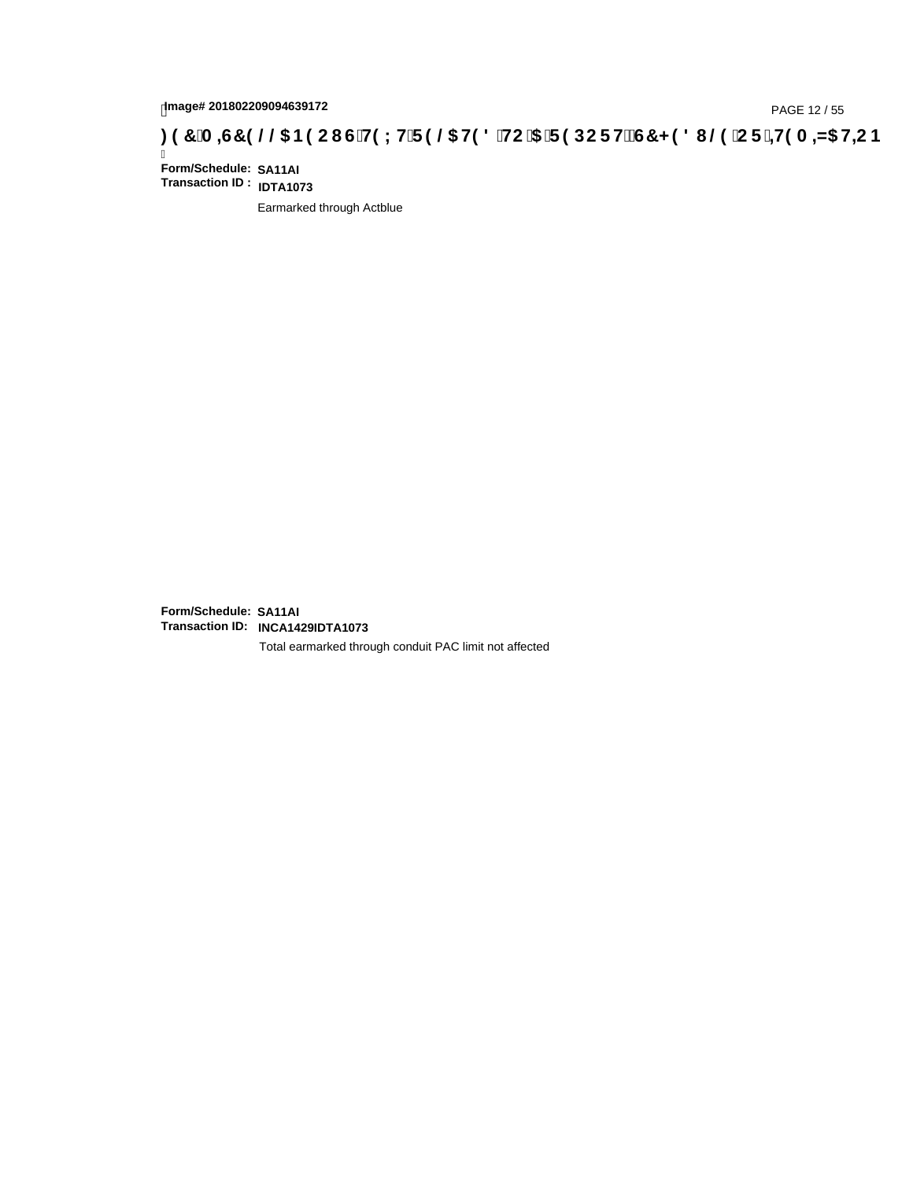Image# 201802209094639172

**) ( &0 ,6&( / / $1 ( 2 8 6 7( ; 7 5 ( / $7( ' 72 $ 5 ( 3 2 5 7 6&+ ( ' 8/ ( 2 5 ,7( 0 ,=$7,2 1**

**Form/Schedule: SA11AI**
**Transaction ID : IDTA1073**

Earmarked through Actblue

**Form/Schedule: SA11AI**
**Transaction ID: INCA1429IDTA1073**

Total earmarked through conduit PAC limit not affected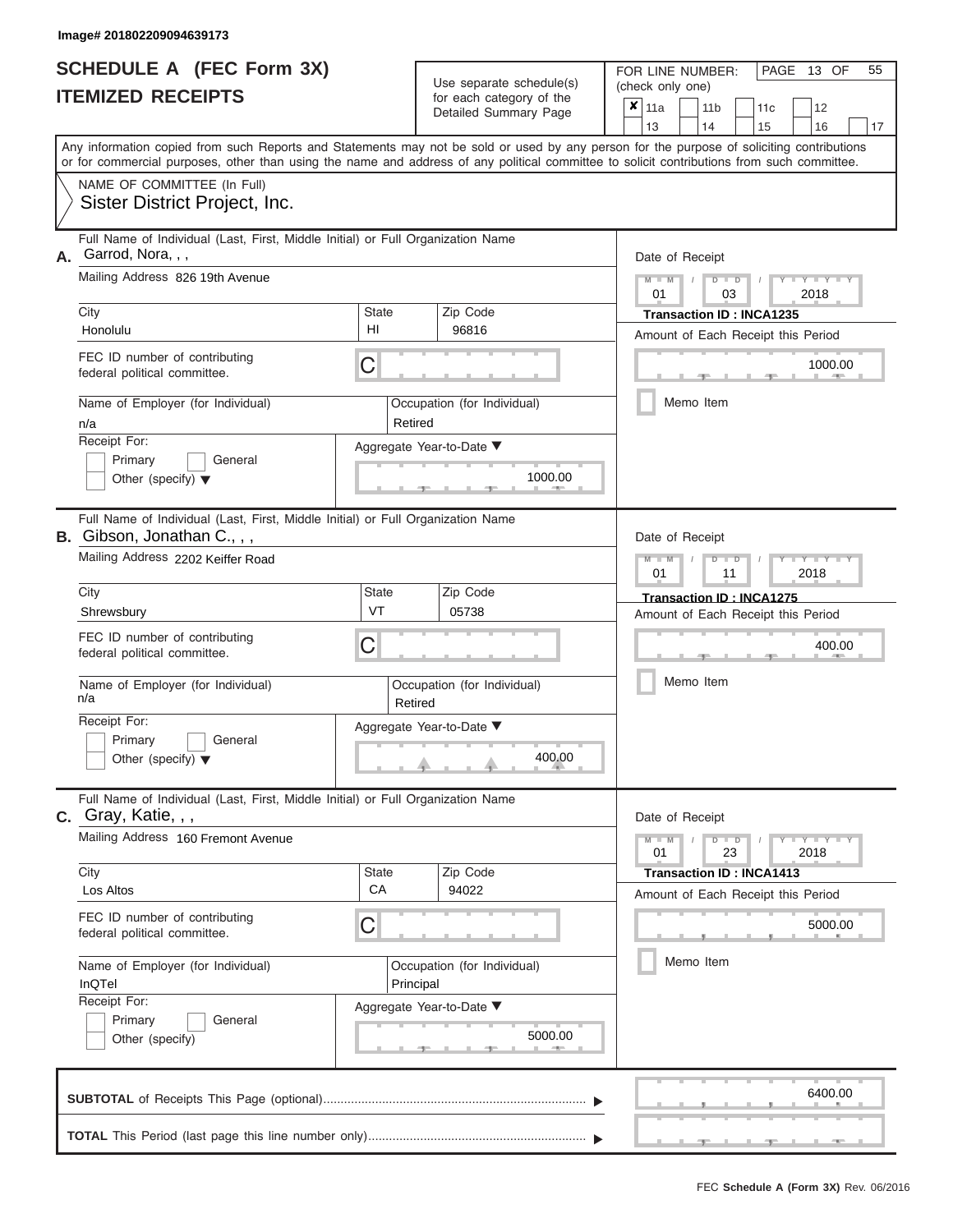Image# 201802209094639173

# SCHEDULE A (FEC Form 3X)
# ITEMIZED RECEIPTS

Use separate schedule(s) for each category of the Detailed Summary Page

FOR LINE NUMBER: (check only one)

- [x] 11a
- [ ] 11b
- [ ] 11c
- [ ] 12
- [ ] 13
- [ ] 14
- [ ] 15
- [ ] 16
- [ ] 17

PAGE 13 OF 55

Any information copied from such Reports and Statements may not be sold or used by any person for the purpose of soliciting contributions or for commercial purposes, other than using the name and address of any political committee to solicit contributions from such committee.

NAME OF COMMITTEE (In Full)
Sister District Project, Inc.

---

**A.** Full Name of Individual (Last, First, Middle Initial) or Full Organization Name
Garrod, Nora, , ,

Mailing Address: 826 19th Avenue

| City | State | Zip Code |
|---|---|---|
| Honolulu | HI | 96816 |

FEC ID number of contributing federal political committee: C

Name of Employer (for Individual): n/a
Occupation (for Individual): Retired

Receipt For: Primary / General / Other (specify)

Aggregate Year-to-Date: 1000.00

Date of Receipt: 01 / 03 / 2018
Transaction ID : INCA1235
Amount of Each Receipt this Period: 1000.00
Memo Item

---

**B.** Full Name of Individual (Last, First, Middle Initial) or Full Organization Name
Gibson, Jonathan C., , ,

Mailing Address: 2202 Keiffer Road

| City | State | Zip Code |
|---|---|---|
| Shrewsbury | VT | 05738 |

FEC ID number of contributing federal political committee: C

Name of Employer (for Individual): n/a
Occupation (for Individual): Retired

Receipt For: Primary / General / Other (specify)

Aggregate Year-to-Date: 400.00

Date of Receipt: 01 / 11 / 2018
Transaction ID : INCA1275
Amount of Each Receipt this Period: 400.00
Memo Item

---

**C.** Full Name of Individual (Last, First, Middle Initial) or Full Organization Name
Gray, Katie, , ,

Mailing Address: 160 Fremont Avenue

| City | State | Zip Code |
|---|---|---|
| Los Altos | CA | 94022 |

FEC ID number of contributing federal political committee: C

Name of Employer (for Individual): InQTel
Occupation (for Individual): Principal

Receipt For: Primary / General / Other (specify)

Aggregate Year-to-Date: 5000.00

Date of Receipt: 01 / 23 / 2018
Transaction ID : INCA1413
Amount of Each Receipt this Period: 5000.00
Memo Item

---

**SUBTOTAL** of Receipts This Page (optional): 6400.00

**TOTAL** This Period (last page this line number only):

FEC Schedule A (Form 3X) Rev. 06/2016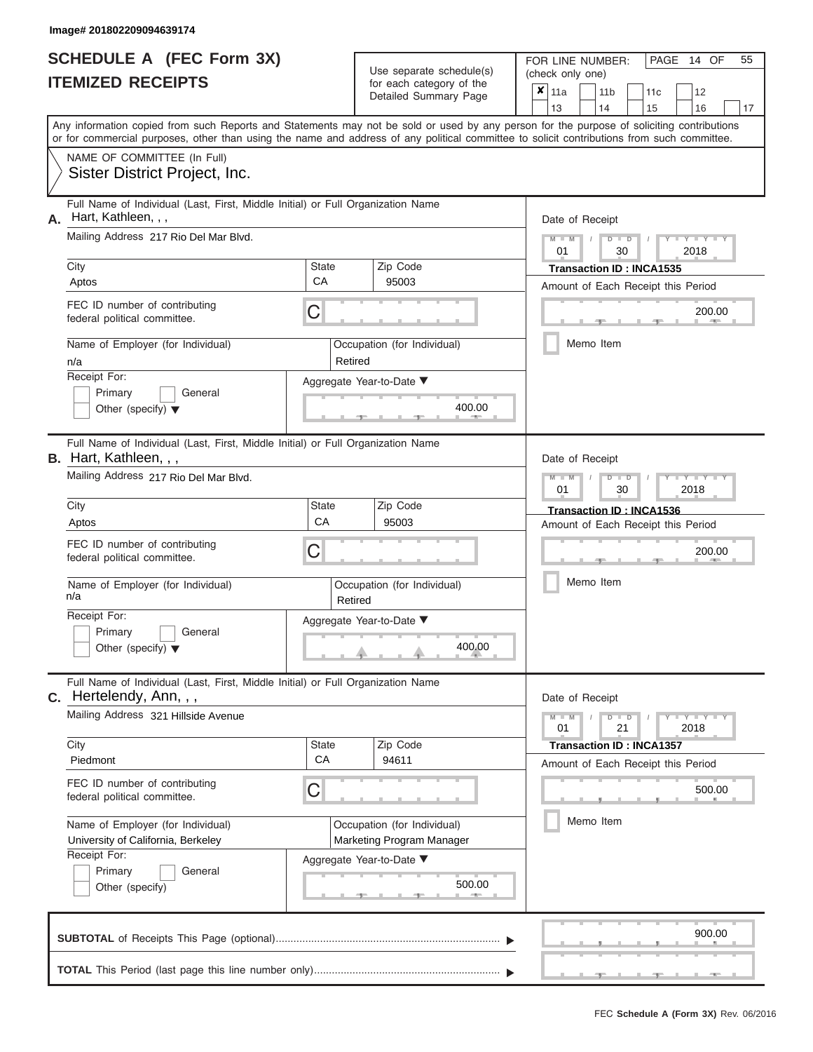Image# 201802209094639174

# SCHEDULE A (FEC Form 3X)
## ITEMIZED RECEIPTS

Use separate schedule(s) for each category of the Detailed Summary Page

FOR LINE NUMBER: (check only one)

- [x] 11a
- [ ] 11b
- [ ] 11c
- [ ] 12
- [ ] 13
- [ ] 14
- [ ] 15
- [ ] 16
- [ ] 17

PAGE 14 OF 55

Any information copied from such Reports and Statements may not be sold or used by any person for the purpose of soliciting contributions or for commercial purposes, other than using the name and address of any political committee to solicit contributions from such committee.

NAME OF COMMITTEE (In Full)
Sister District Project, Inc.

---

**A.** Full Name of Individual (Last, First, Middle Initial) or Full Organization Name: Hart, Kathleen, , ,

Mailing Address: 217 Rio Del Mar Blvd.

City: Aptos | State: CA | Zip Code: 95003

FEC ID number of contributing federal political committee: C

Name of Employer (for Individual): n/a

Occupation (for Individual): Retired

Receipt For: Primary / General / Other (specify)

Aggregate Year-to-Date: 400.00

Date of Receipt: 01 / 30 / 2018

Transaction ID : INCA1535

Amount of Each Receipt this Period: 200.00

Memo Item

---

**B.** Full Name of Individual (Last, First, Middle Initial) or Full Organization Name: Hart, Kathleen, , ,

Mailing Address: 217 Rio Del Mar Blvd.

City: Aptos | State: CA | Zip Code: 95003

FEC ID number of contributing federal political committee: C

Name of Employer (for Individual): n/a

Occupation (for Individual): Retired

Receipt For: Primary / General / Other (specify)

Aggregate Year-to-Date: 400.00

Date of Receipt: 01 / 30 / 2018

Transaction ID : INCA1536

Amount of Each Receipt this Period: 200.00

Memo Item

---

**C.** Full Name of Individual (Last, First, Middle Initial) or Full Organization Name: Hertelendy, Ann, , ,

Mailing Address: 321 Hillside Avenue

City: Piedmont | State: CA | Zip Code: 94611

FEC ID number of contributing federal political committee: C

Name of Employer (for Individual): University of California, Berkeley

Occupation (for Individual): Marketing Program Manager

Receipt For: Primary / General / Other (specify)

Aggregate Year-to-Date: 500.00

Date of Receipt: 01 / 21 / 2018

Transaction ID : INCA1357

Amount of Each Receipt this Period: 500.00

Memo Item

---

**SUBTOTAL** of Receipts This Page (optional): 900.00

**TOTAL** This Period (last page this line number only):

FEC Schedule A (Form 3X) Rev. 06/2016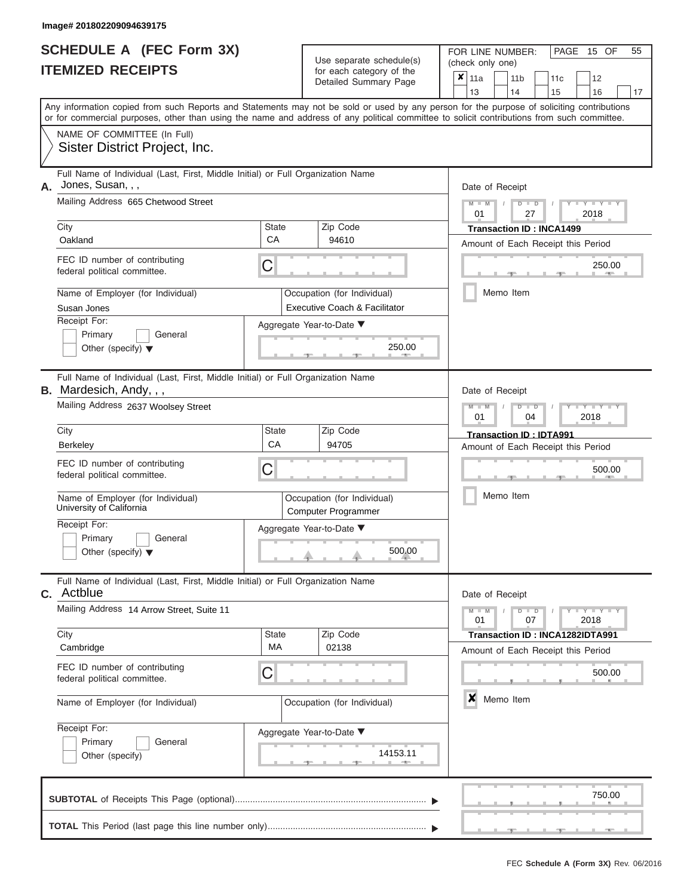Image# 201802209094639175

# SCHEDULE A (FEC Form 3X)
# ITEMIZED RECEIPTS

Use separate schedule(s) for each category of the Detailed Summary Page

FOR LINE NUMBER: (check only one)

- [x] 11a
- [ ] 11b
- [ ] 11c
- [ ] 12
- [ ] 13
- [ ] 14
- [ ] 15
- [ ] 16
- [ ] 17

PAGE 15 OF 55

Any information copied from such Reports and Statements may not be sold or used by any person for the purpose of soliciting contributions or for commercial purposes, other than using the name and address of any political committee to solicit contributions from such committee.

NAME OF COMMITTEE (In Full)
Sister District Project, Inc.

---

**A.** Full Name of Individual (Last, First, Middle Initial) or Full Organization Name
Jones, Susan, , ,

Mailing Address: 665 Chetwood Street

| City | State | Zip Code |
|---|---|---|
| Oakland | CA | 94610 |

FEC ID number of contributing federal political committee: C

Name of Employer (for Individual): Susan Jones

Occupation (for Individual): Executive Coach & Facilitator

Receipt For: [ ] Primary [ ] General [ ] Other (specify)

Aggregate Year-to-Date: 250.00

Date of Receipt: 01 / 27 / 2018

Transaction ID : INCA1499

Amount of Each Receipt this Period: 250.00

[ ] Memo Item

---

**B.** Full Name of Individual (Last, First, Middle Initial) or Full Organization Name
Mardesich, Andy, , ,

Mailing Address: 2637 Woolsey Street

| City | State | Zip Code |
|---|---|---|
| Berkeley | CA | 94705 |

FEC ID number of contributing federal political committee: C

Name of Employer (for Individual): University of California

Occupation (for Individual): Computer Programmer

Receipt For: [ ] Primary [ ] General [ ] Other (specify)

Aggregate Year-to-Date: 500.00

Date of Receipt: 01 / 04 / 2018

Transaction ID : IDTA991

Amount of Each Receipt this Period: 500.00

[ ] Memo Item

---

**C.** Full Name of Individual (Last, First, Middle Initial) or Full Organization Name
Actblue

Mailing Address: 14 Arrow Street, Suite 11

| City | State | Zip Code |
|---|---|---|
| Cambridge | MA | 02138 |

FEC ID number of contributing federal political committee: C

Name of Employer (for Individual):

Occupation (for Individual):

Receipt For: [ ] Primary [ ] General [ ] Other (specify)

Aggregate Year-to-Date: 14153.11

Date of Receipt: 01 / 07 / 2018

Transaction ID : INCA1282IDTA991

Amount of Each Receipt this Period: 500.00

[x] Memo Item

---

**SUBTOTAL** of Receipts This Page (optional): 750.00

**TOTAL** This Period (last page this line number only):

FEC Schedule A (Form 3X) Rev. 06/2016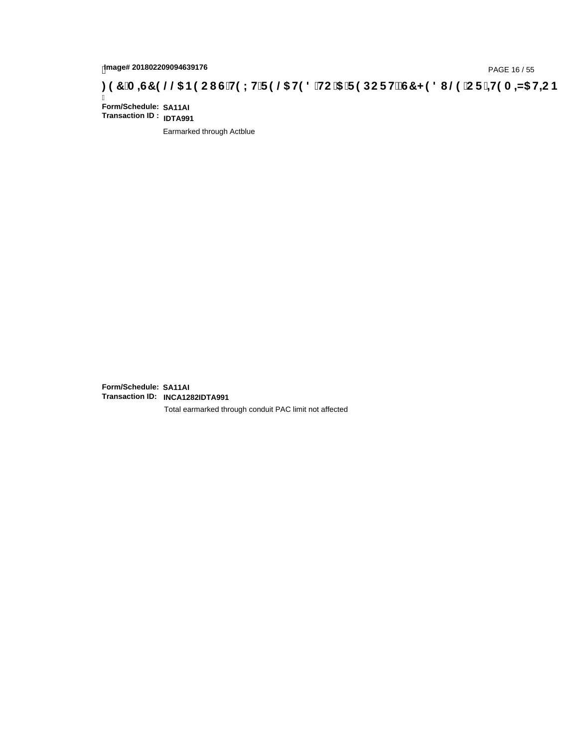**Form/Schedule:** SA11AI
**Transaction ID :** IDTA991

Earmarked through Actblue

**Form/Schedule:** SA11AI
**Transaction ID:** INCA1282IDTA991

Total earmarked through conduit PAC limit not affected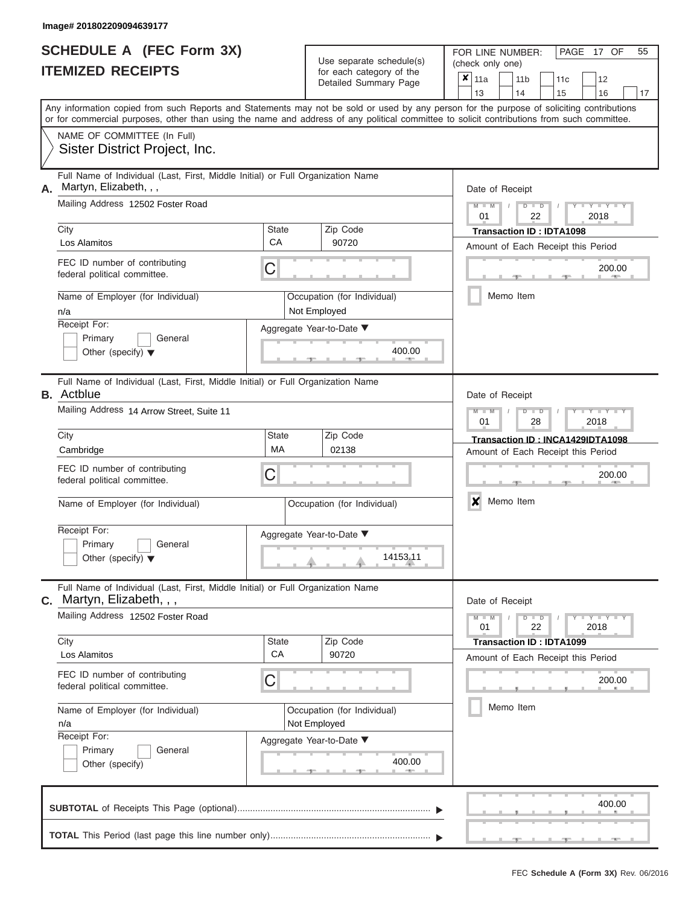Image# 201802209094639177

# SCHEDULE A (FEC Form 3X)
# ITEMIZED RECEIPTS

Use separate schedule(s) for each category of the Detailed Summary Page

FOR LINE NUMBER: (check only one)

- [x] 11a
- [ ] 11b
- [ ] 11c
- [ ] 12
- [ ] 13
- [ ] 14
- [ ] 15
- [ ] 16
- [ ] 17

PAGE 17 OF 55

Any information copied from such Reports and Statements may not be sold or used by any person for the purpose of soliciting contributions or for commercial purposes, other than using the name and address of any political committee to solicit contributions from such committee.

NAME OF COMMITTEE (In Full)
Sister District Project, Inc.

---

**A.** Full Name of Individual (Last, First, Middle Initial) or Full Organization Name: Martyn, Elizabeth, , ,

Mailing Address: 12502 Foster Road

City: Los Alamitos | State: CA | Zip Code: 90720

FEC ID number of contributing federal political committee: C

Name of Employer (for Individual): n/a

Occupation (for Individual): Not Employed

Receipt For: [ ] Primary [ ] General [ ] Other (specify)

Aggregate Year-to-Date: 400.00

Date of Receipt: 01 / 22 / 2018

Transaction ID : IDTA1098

Amount of Each Receipt this Period: 200.00

[ ] Memo Item

---

**B.** Full Name of Individual (Last, First, Middle Initial) or Full Organization Name: Actblue

Mailing Address: 14 Arrow Street, Suite 11

City: Cambridge | State: MA | Zip Code: 02138

FEC ID number of contributing federal political committee: C

Name of Employer (for Individual):

Occupation (for Individual):

Receipt For: [ ] Primary [ ] General [ ] Other (specify)

Aggregate Year-to-Date: 14153.11

Date of Receipt: 01 / 28 / 2018

Transaction ID : INCA1429IDTA1098

Amount of Each Receipt this Period: 200.00

[x] Memo Item

---

**C.** Full Name of Individual (Last, First, Middle Initial) or Full Organization Name: Martyn, Elizabeth, , ,

Mailing Address: 12502 Foster Road

City: Los Alamitos | State: CA | Zip Code: 90720

FEC ID number of contributing federal political committee: C

Name of Employer (for Individual): n/a

Occupation (for Individual): Not Employed

Receipt For: [ ] Primary [ ] General [ ] Other (specify)

Aggregate Year-to-Date: 400.00

Date of Receipt: 01 / 22 / 2018

Transaction ID : IDTA1099

Amount of Each Receipt this Period: 200.00

[ ] Memo Item

---

**SUBTOTAL** of Receipts This Page (optional): 400.00

**TOTAL** This Period (last page this line number only):

FEC Schedule A (Form 3X) Rev. 06/2016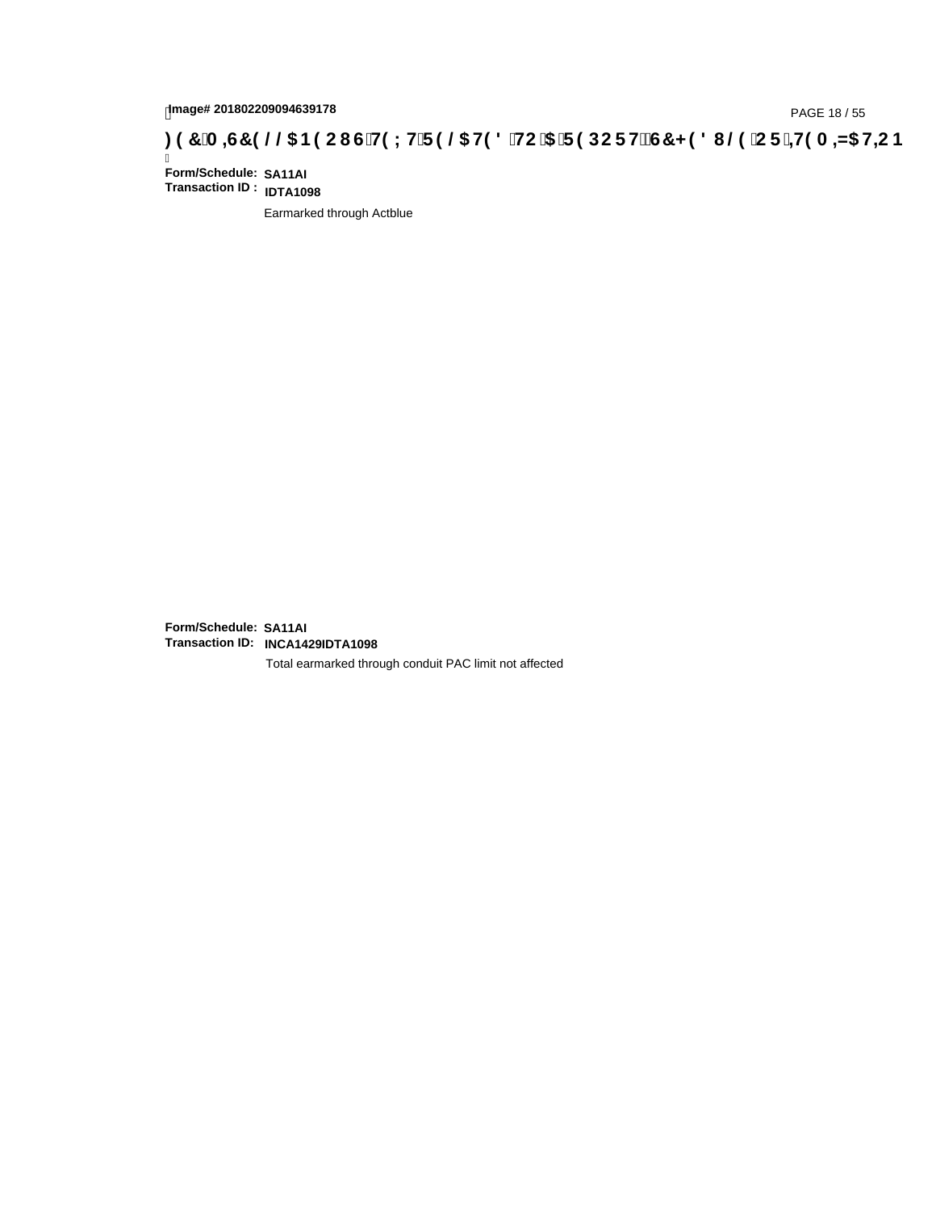**Form/Schedule:** SA11AI
**Transaction ID :** IDTA1098

Earmarked through Actblue

**Form/Schedule:** SA11AI
**Transaction ID:** INCA1429IDTA1098

Total earmarked through conduit PAC limit not affected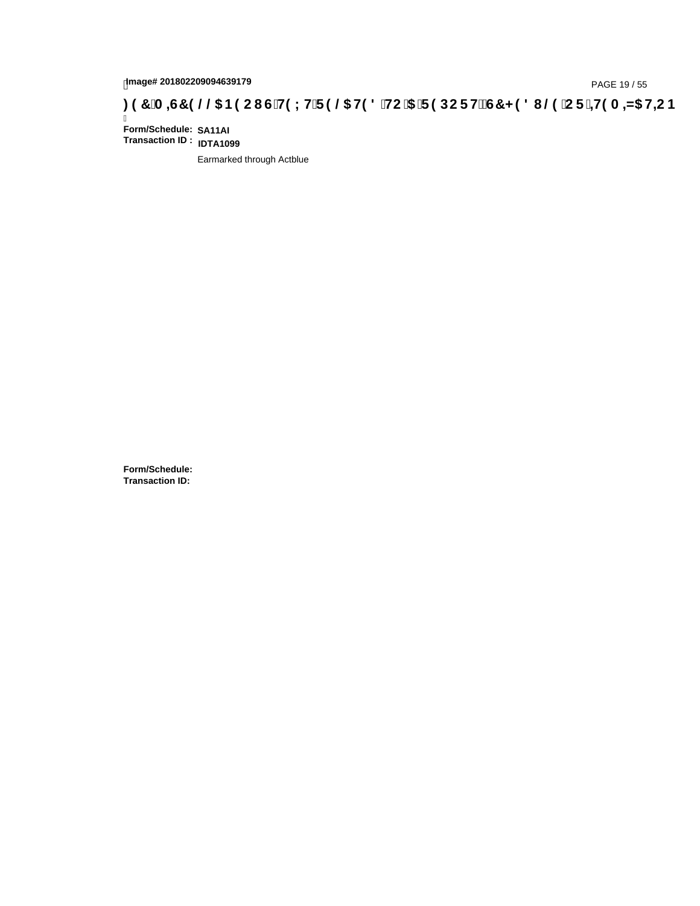# FEC MISCELLANEOUS TEXT RELATED TO A REPORT, SCHEDULE OR ITEMIZATION

**Form/Schedule:** **SA11AI**
**Transaction ID :** **IDTA1099**

Earmarked through Actblue

**Form/Schedule:**
**Transaction ID:**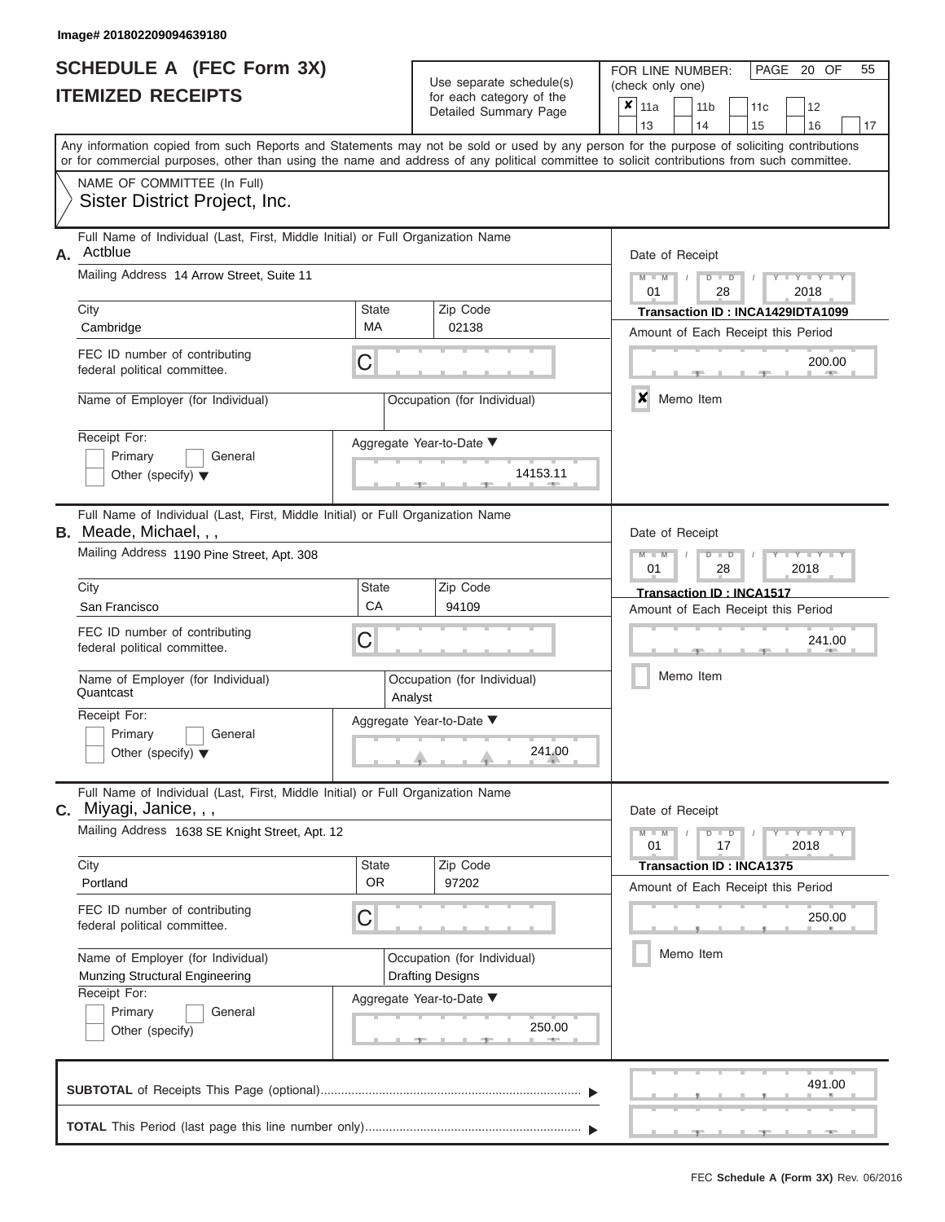Image# 201802209094639180

# SCHEDULE A (FEC Form 3X)
## ITEMIZED RECEIPTS

Use separate schedule(s) for each category of the Detailed Summary Page

FOR LINE NUMBER: (check only one)

☒ 11a ☐ 11b ☐ 11c ☐ 12 ☐ 13 ☐ 14 ☐ 15 ☐ 16 ☐ 17

Any information copied from such Reports and Statements may not be sold or used by any person for the purpose of soliciting contributions or for commercial purposes, other than using the name and address of any political committee to solicit contributions from such committee.

NAME OF COMMITTEE (In Full)
Sister District Project, Inc.

---

**A.** Full Name of Individual (Last, First, Middle Initial) or Full Organization Name: Actblue

Mailing Address: 14 Arrow Street, Suite 11

City: Cambridge | State: MA | Zip Code: 02138

FEC ID number of contributing federal political committee: C

Name of Employer (for Individual):

Occupation (for Individual):

Receipt For: ☐ Primary ☐ General ☐ Other (specify)

Aggregate Year-to-Date: 14153.11

Date of Receipt: 01 / 28 / 2018

Transaction ID : INCA1429IDTA1099

Amount of Each Receipt this Period: 200.00

☒ Memo Item

---

**B.** Full Name of Individual (Last, First, Middle Initial) or Full Organization Name: Meade, Michael, , ,

Mailing Address: 1190 Pine Street, Apt. 308

City: San Francisco | State: CA | Zip Code: 94109

FEC ID number of contributing federal political committee: C

Name of Employer (for Individual): Quantcast

Occupation (for Individual): Analyst

Receipt For: ☐ Primary ☐ General ☐ Other (specify)

Aggregate Year-to-Date: 241.00

Date of Receipt: 01 / 28 / 2018

Transaction ID : INCA1517

Amount of Each Receipt this Period: 241.00

☐ Memo Item

---

**C.** Full Name of Individual (Last, First, Middle Initial) or Full Organization Name: Miyagi, Janice, , ,

Mailing Address: 1638 SE Knight Street, Apt. 12

City: Portland | State: OR | Zip Code: 97202

FEC ID number of contributing federal political committee: C

Name of Employer (for Individual): Munzing Structural Engineering

Occupation (for Individual): Drafting Designs

Receipt For: ☐ Primary ☐ General ☐ Other (specify)

Aggregate Year-to-Date: 250.00

Date of Receipt: 01 / 17 / 2018

Transaction ID : INCA1375

Amount of Each Receipt this Period: 250.00

☐ Memo Item

---

**SUBTOTAL** of Receipts This Page (optional): 491.00

**TOTAL** This Period (last page this line number only):

FEC Schedule A (Form 3X) Rev. 06/2016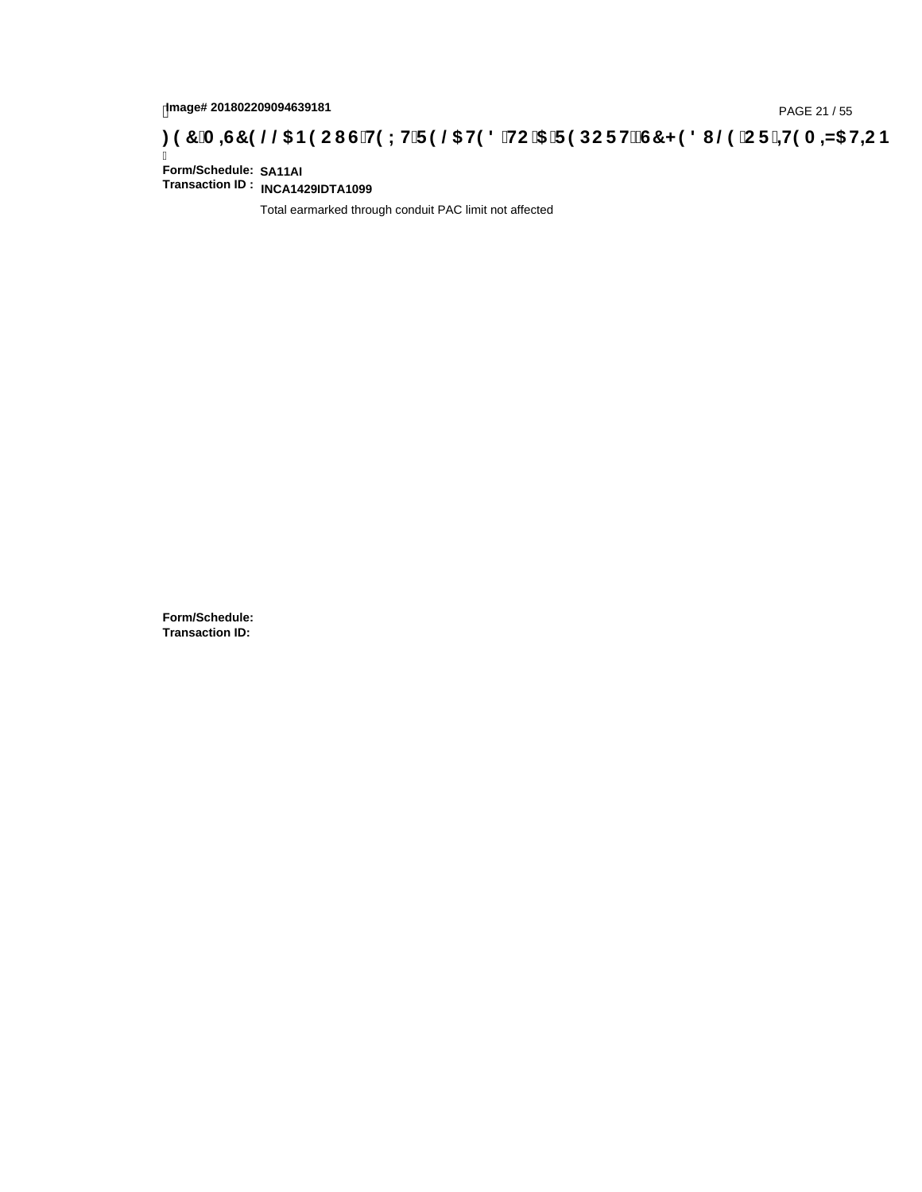**)(&0,6&(//$1(2867(;75(/$7('72$5(32576&+('8/(25,7(0,=$7,21**

**Form/Schedule:** **SA11AI**
**Transaction ID :** **INCA1429IDTA1099**

Total earmarked through conduit PAC limit not affected

**Form/Schedule:**
**Transaction ID:**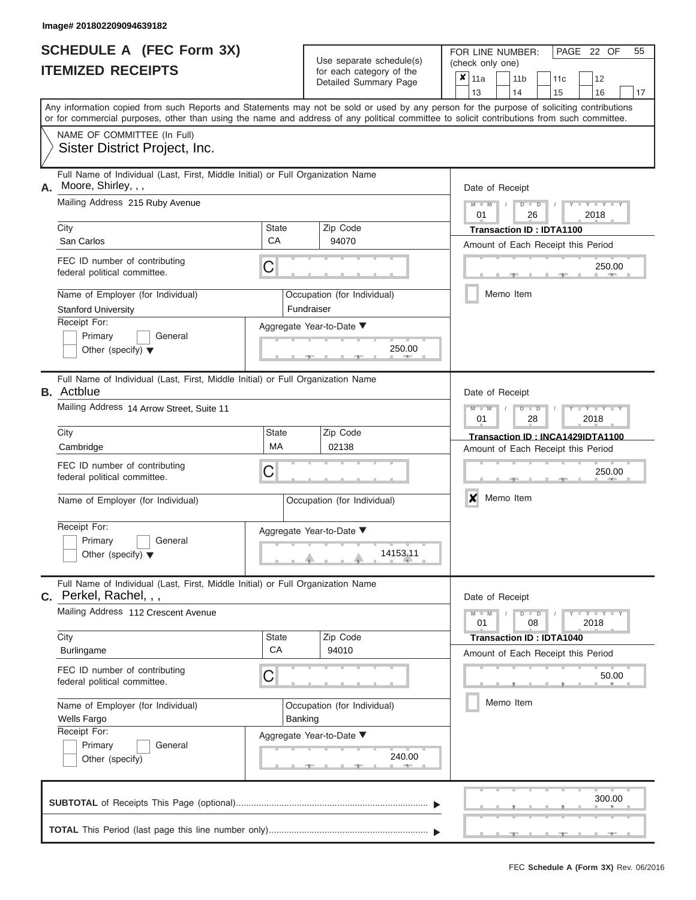Image# 201802209094639182

# SCHEDULE A (FEC Form 3X)
## ITEMIZED RECEIPTS

Use separate schedule(s) for each category of the Detailed Summary Page

FOR LINE NUMBER: (check only one)

| | | | |
|---|---|---|---|
| ✘ 11a | 11b | 11c | 12 |
| 13 | 14 | 15 | 16 | 17 |

PAGE 22 OF 55

Any information copied from such Reports and Statements may not be sold or used by any person for the purpose of soliciting contributions or for commercial purposes, other than using the name and address of any political committee to solicit contributions from such committee.

NAME OF COMMITTEE (In Full)
Sister District Project, Inc.

---

**A.** Full Name of Individual (Last, First, Middle Initial) or Full Organization Name: Moore, Shirley, , ,

Mailing Address: 215 Ruby Avenue

City: San Carlos | State: CA | Zip Code: 94070

FEC ID number of contributing federal political committee: C

Name of Employer (for Individual): Stanford University

Occupation (for Individual): Fundraiser

Receipt For: Primary / General / Other (specify)

Aggregate Year-to-Date: 250.00

Date of Receipt: 01 / 26 / 2018

Transaction ID : IDTA1100

Amount of Each Receipt this Period: 250.00

Memo Item

---

**B.** Full Name of Individual (Last, First, Middle Initial) or Full Organization Name: Actblue

Mailing Address: 14 Arrow Street, Suite 11

City: Cambridge | State: MA | Zip Code: 02138

FEC ID number of contributing federal political committee: C

Name of Employer (for Individual):

Occupation (for Individual):

Receipt For: Primary / General / Other (specify)

Aggregate Year-to-Date: 14153.11

Date of Receipt: 01 / 28 / 2018

Transaction ID : INCA1429IDTA1100

Amount of Each Receipt this Period: 250.00

✘ Memo Item

---

**C.** Full Name of Individual (Last, First, Middle Initial) or Full Organization Name: Perkel, Rachel, , ,

Mailing Address: 112 Crescent Avenue

City: Burlingame | State: CA | Zip Code: 94010

FEC ID number of contributing federal political committee: C

Name of Employer (for Individual): Wells Fargo

Occupation (for Individual): Banking

Receipt For: Primary / General / Other (specify)

Aggregate Year-to-Date: 240.00

Date of Receipt: 01 / 08 / 2018

Transaction ID : IDTA1040

Amount of Each Receipt this Period: 50.00

Memo Item

---

**SUBTOTAL** of Receipts This Page (optional): 300.00

**TOTAL** This Period (last page this line number only):

FEC Schedule A (Form 3X) Rev. 06/2016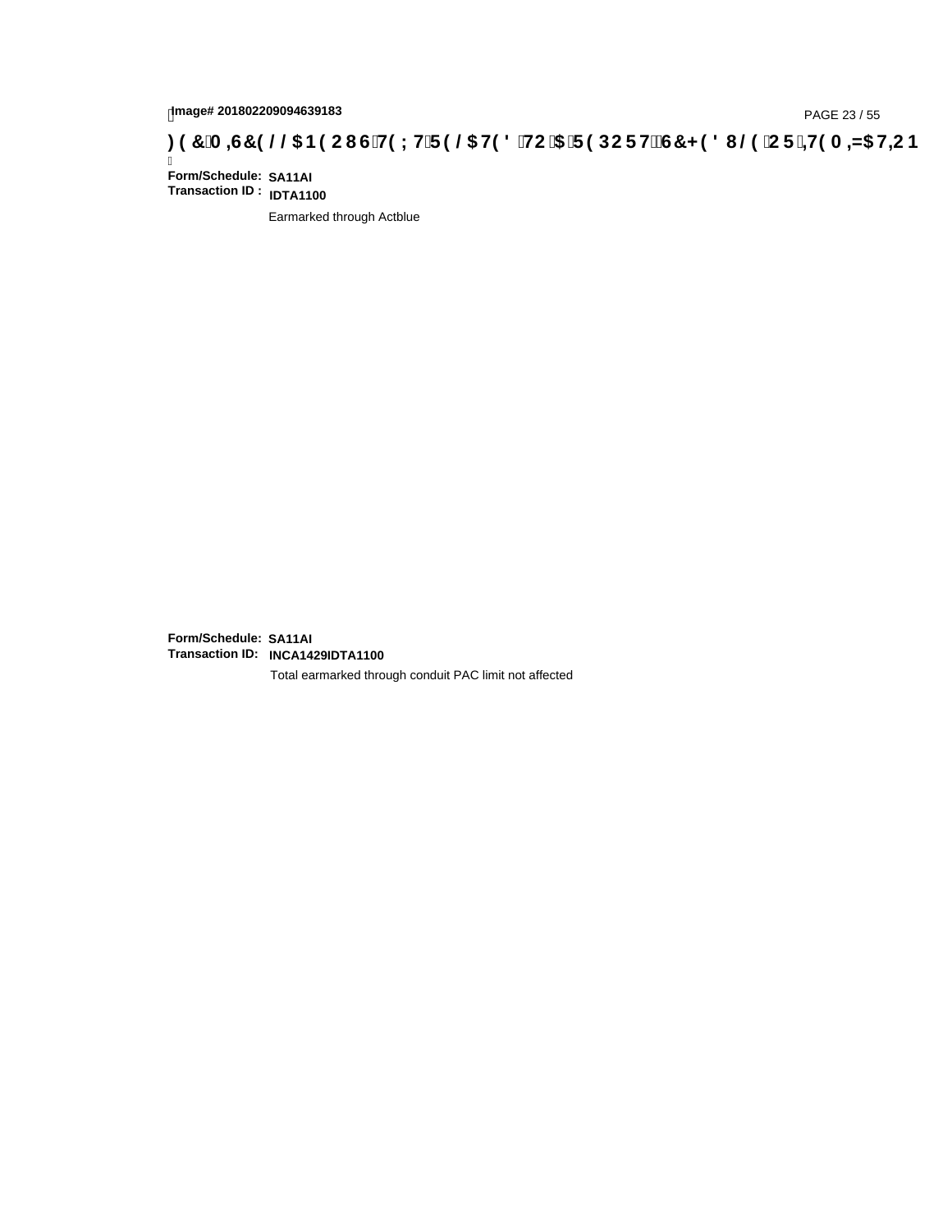Image# 201802209094639183

# FEC MEMO TEXT

**Form/Schedule:** SA11AI
**Transaction ID :** IDTA1100

Earmarked through Actblue

**Form/Schedule:** SA11AI
**Transaction ID:** INCA1429IDTA1100

Total earmarked through conduit PAC limit not affected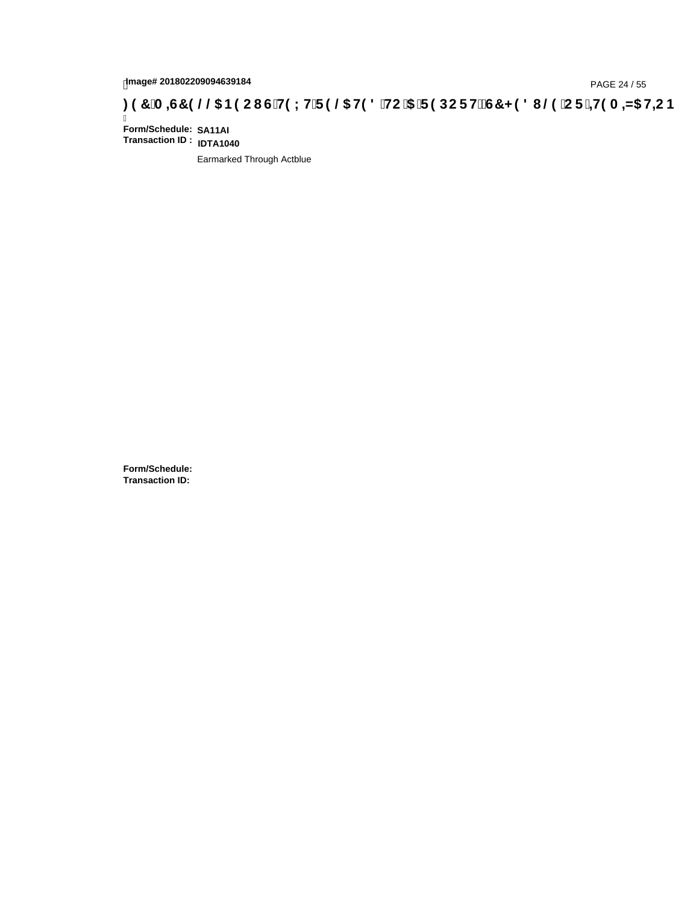**Form/Schedule:** **SA11AI**
**Transaction ID :** **IDTA1040**

Earmarked Through Actblue

**Form/Schedule:**
**Transaction ID:**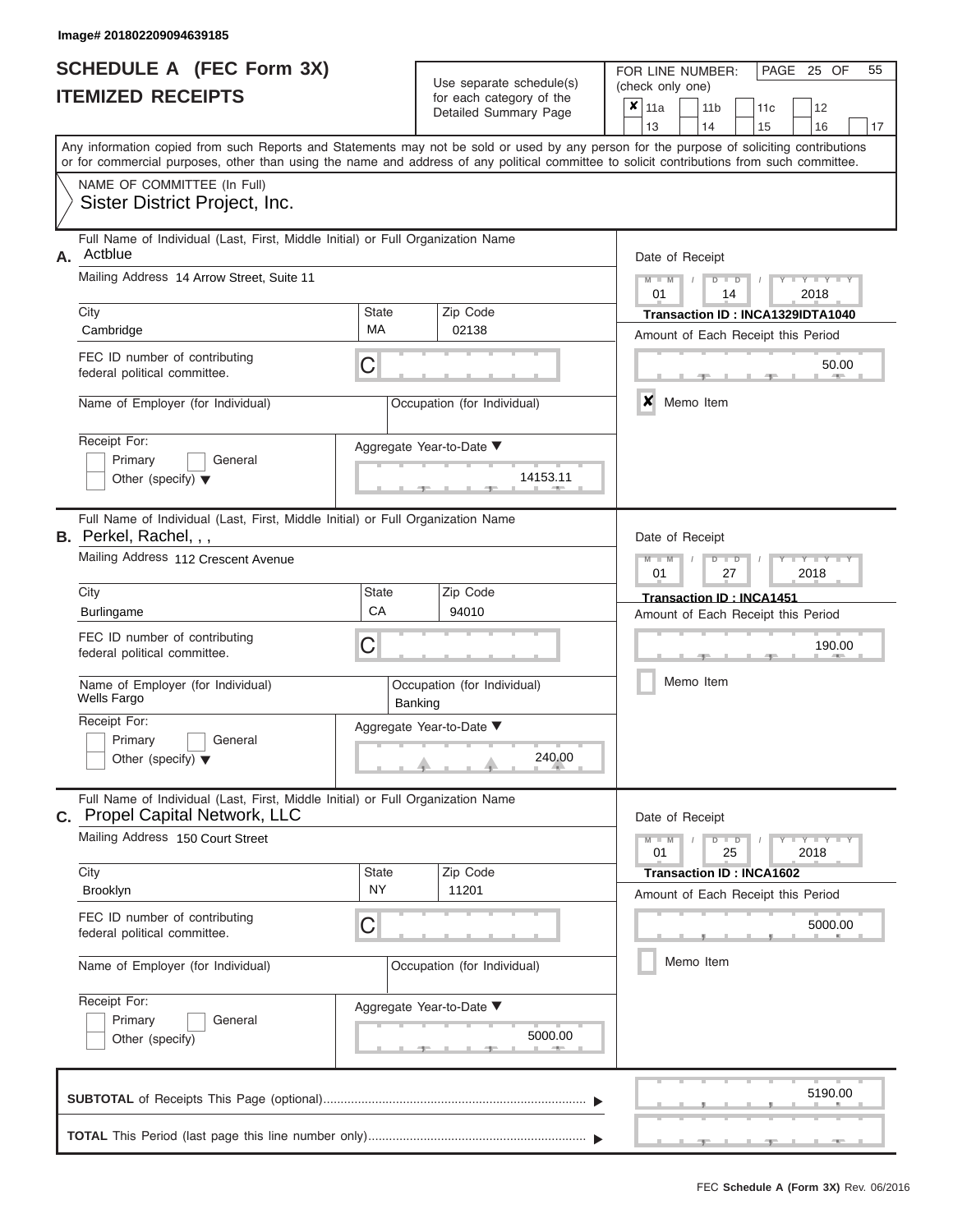Image# 201802209094639185

# SCHEDULE A (FEC Form 3X)
## ITEMIZED RECEIPTS

Use separate schedule(s) for each category of the Detailed Summary Page

FOR LINE NUMBER: (check only one)

- [x] 11a
- [ ] 11b
- [ ] 11c
- [ ] 12
- [ ] 13
- [ ] 14
- [ ] 15
- [ ] 16
- [ ] 17

Any information copied from such Reports and Statements may not be sold or used by any person for the purpose of soliciting contributions or for commercial purposes, other than using the name and address of any political committee to solicit contributions from such committee.

NAME OF COMMITTEE (In Full)
Sister District Project, Inc.

---

**A.** Full Name of Individual (Last, First, Middle Initial) or Full Organization Name: Actblue

Mailing Address: 14 Arrow Street, Suite 11

City: Cambridge | State: MA | Zip Code: 02138

FEC ID number of contributing federal political committee: C

Name of Employer (for Individual):

Occupation (for Individual):

Receipt For: Primary [ ] General [ ] Other (specify)

Aggregate Year-to-Date: 14153.11

Date of Receipt: 01 / 14 / 2018

Transaction ID : INCA1329IDTA1040

Amount of Each Receipt this Period: 50.00

[x] Memo Item

---

**B.** Full Name of Individual (Last, First, Middle Initial) or Full Organization Name: Perkel, Rachel, , ,

Mailing Address: 112 Crescent Avenue

City: Burlingame | State: CA | Zip Code: 94010

FEC ID number of contributing federal political committee: C

Name of Employer (for Individual): Wells Fargo

Occupation (for Individual): Banking

Receipt For: Primary [ ] General [ ] Other (specify)

Aggregate Year-to-Date: 240.00

Date of Receipt: 01 / 27 / 2018

Transaction ID : INCA1451

Amount of Each Receipt this Period: 190.00

[ ] Memo Item

---

**C.** Full Name of Individual (Last, First, Middle Initial) or Full Organization Name: Propel Capital Network, LLC

Mailing Address: 150 Court Street

City: Brooklyn | State: NY | Zip Code: 11201

FEC ID number of contributing federal political committee: C

Name of Employer (for Individual):

Occupation (for Individual):

Receipt For: Primary [ ] General [ ] Other (specify)

Aggregate Year-to-Date: 5000.00

Date of Receipt: 01 / 25 / 2018

Transaction ID : INCA1602

Amount of Each Receipt this Period: 5000.00

[ ] Memo Item

---

**SUBTOTAL** of Receipts This Page (optional): 5190.00

**TOTAL** This Period (last page this line number only):

FEC Schedule A (Form 3X) Rev. 06/2016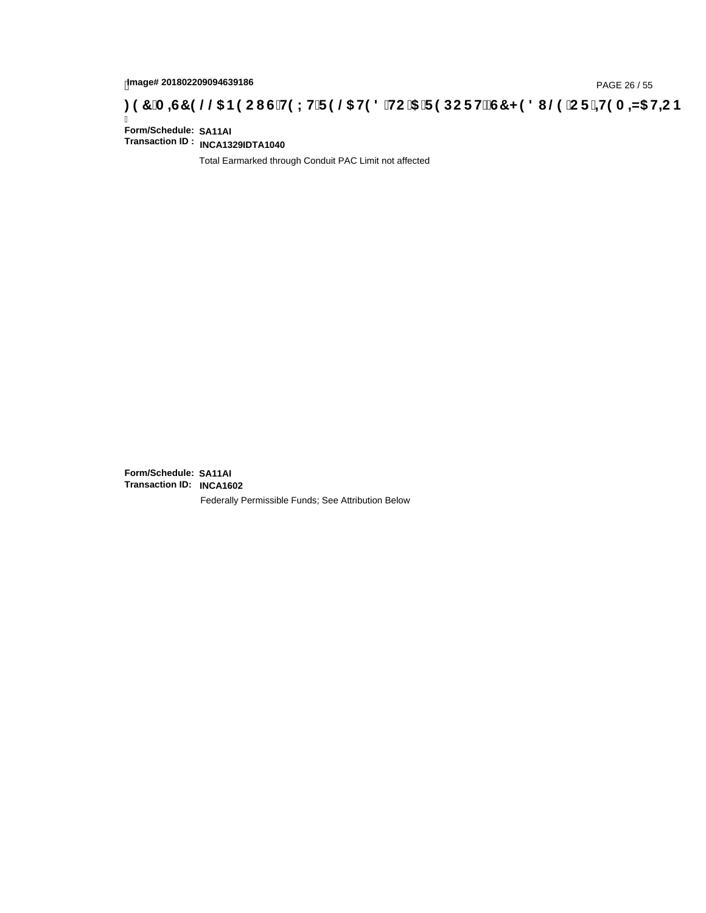Image# 201802209094639186

**FEC Schedule (Form 1) Memo Text / Description**

**Form/Schedule:** SA11AI
**Transaction ID :** INCA1329IDTA1040

Total Earmarked through Conduit PAC Limit not affected

**Form/Schedule:** SA11AI
**Transaction ID:** INCA1602

Federally Permissible Funds; See Attribution Below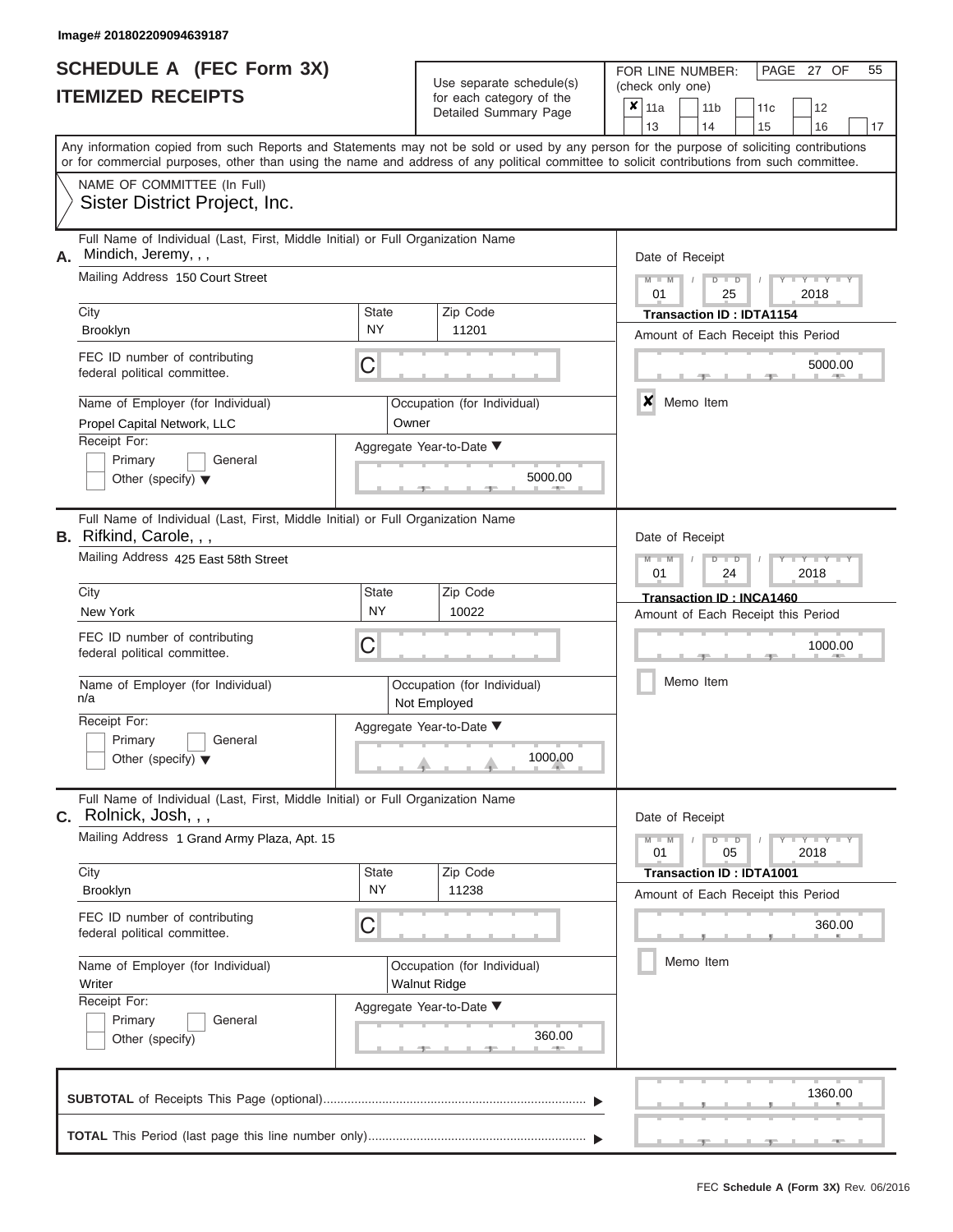Image# 201802209094639187

# SCHEDULE A (FEC Form 3X)
# ITEMIZED RECEIPTS

Use separate schedule(s) for each category of the Detailed Summary Page

FOR LINE NUMBER: (check only one)

- [x] 11a
- [ ] 11b
- [ ] 11c
- [ ] 12
- [ ] 13
- [ ] 14
- [ ] 15
- [ ] 16
- [ ] 17

PAGE 27 OF 55

Any information copied from such Reports and Statements may not be sold or used by any person for the purpose of soliciting contributions or for commercial purposes, other than using the name and address of any political committee to solicit contributions from such committee.

NAME OF COMMITTEE (In Full)
Sister District Project, Inc.

---

**A.** Full Name of Individual (Last, First, Middle Initial) or Full Organization Name: Mindich, Jeremy, , ,

Mailing Address: 150 Court Street

| City | State | Zip Code |
|---|---|---|
| Brooklyn | NY | 11201 |

FEC ID number of contributing federal political committee: C

Name of Employer (for Individual): Propel Capital Network, LLC

Occupation (for Individual): Owner

Receipt For: Primary [ ] General [ ] Other (specify) [ ]

Aggregate Year-to-Date: 5000.00

Date of Receipt: 01 / 25 / 2018

Transaction ID : IDTA1154

Amount of Each Receipt this Period: 5000.00

[x] Memo Item

---

**B.** Full Name of Individual (Last, First, Middle Initial) or Full Organization Name: Rifkind, Carole, , ,

Mailing Address: 425 East 58th Street

| City | State | Zip Code |
|---|---|---|
| New York | NY | 10022 |

FEC ID number of contributing federal political committee: C

Name of Employer (for Individual): n/a

Occupation (for Individual): Not Employed

Receipt For: Primary [ ] General [ ] Other (specify) [ ]

Aggregate Year-to-Date: 1000.00

Date of Receipt: 01 / 24 / 2018

Transaction ID : INCA1460

Amount of Each Receipt this Period: 1000.00

[ ] Memo Item

---

**C.** Full Name of Individual (Last, First, Middle Initial) or Full Organization Name: Rolnick, Josh, , ,

Mailing Address: 1 Grand Army Plaza, Apt. 15

| City | State | Zip Code |
|---|---|---|
| Brooklyn | NY | 11238 |

FEC ID number of contributing federal political committee: C

Name of Employer (for Individual): Writer

Occupation (for Individual): Walnut Ridge

Receipt For: Primary [ ] General [ ] Other (specify) [ ]

Aggregate Year-to-Date: 360.00

Date of Receipt: 01 / 05 / 2018

Transaction ID : IDTA1001

Amount of Each Receipt this Period: 360.00

[ ] Memo Item

---

**SUBTOTAL** of Receipts This Page (optional): 1360.00

**TOTAL** This Period (last page this line number only):

FEC Schedule A (Form 3X) Rev. 06/2016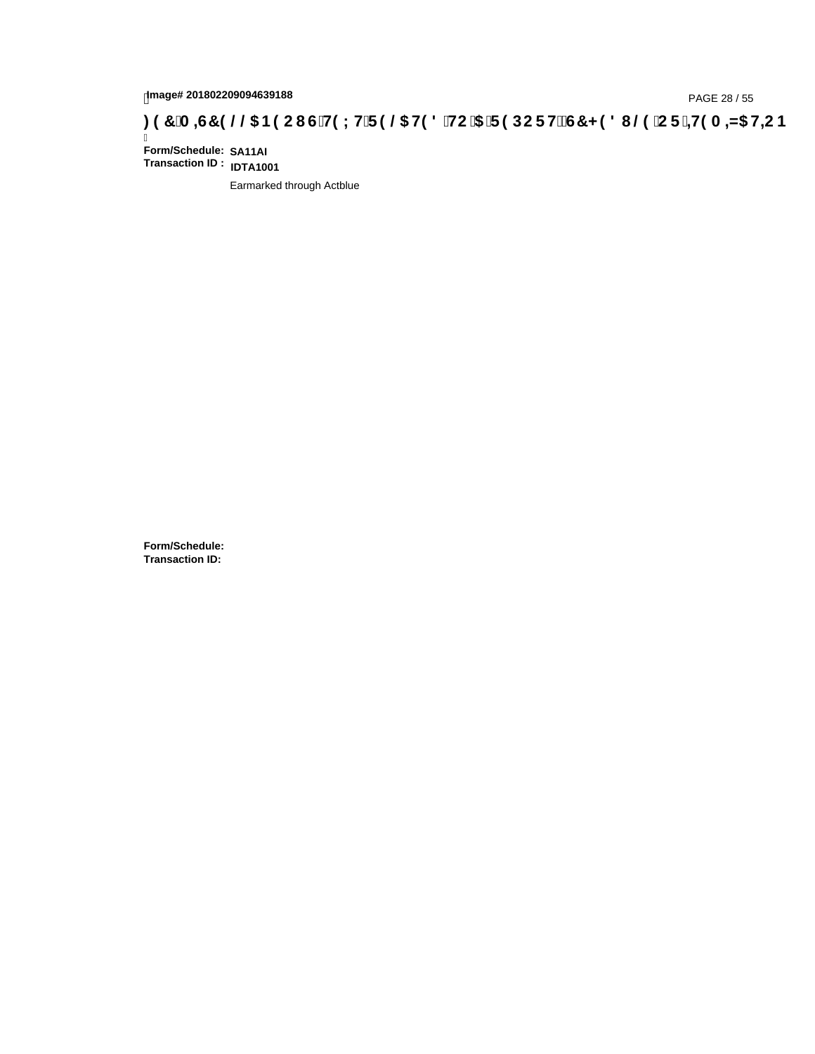# FEC MISCELLANEOUS TEXT RELATED TO A REPORT, SCHEDULE OR ITEMIZATION

**Form/Schedule:** SA11AI
**Transaction ID :** IDTA1001

Earmarked through Actblue

**Form/Schedule:**
**Transaction ID:**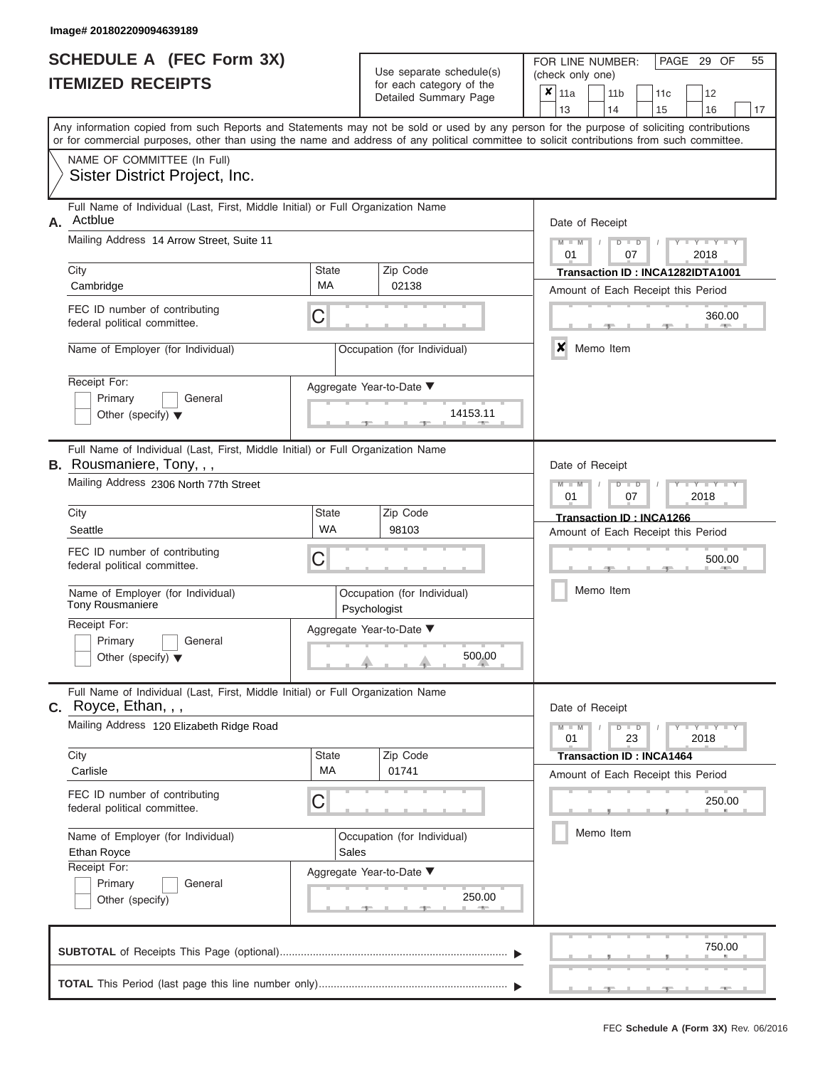Image# 201802209094639189

# SCHEDULE A (FEC Form 3X)
# ITEMIZED RECEIPTS

Use separate schedule(s) for each category of the Detailed Summary Page

FOR LINE NUMBER: (check only one)

✘ 11a | 11b | 11c | 12 | 13 | 14 | 15 | 16 | 17

PAGE 29 OF 55

Any information copied from such Reports and Statements may not be sold or used by any person for the purpose of soliciting contributions or for commercial purposes, other than using the name and address of any political committee to solicit contributions from such committee.

NAME OF COMMITTEE (In Full)
Sister District Project, Inc.

---

**A.** Full Name of Individual (Last, First, Middle Initial) or Full Organization Name: Actblue

Mailing Address: 14 Arrow Street, Suite 11

City: Cambridge | State: MA | Zip Code: 02138

FEC ID number of contributing federal political committee: C

Name of Employer (for Individual):

Occupation (for Individual):

Receipt For: Primary / General / Other (specify)

Aggregate Year-to-Date: 14153.11

Date of Receipt: 01 / 07 / 2018

Transaction ID : INCA1282IDTA1001

Amount of Each Receipt this Period: 360.00

✘ Memo Item

---

**B.** Full Name of Individual (Last, First, Middle Initial) or Full Organization Name: Rousmaniere, Tony, , ,

Mailing Address: 2306 North 77th Street

City: Seattle | State: WA | Zip Code: 98103

FEC ID number of contributing federal political committee: C

Name of Employer (for Individual): Tony Rousmaniere

Occupation (for Individual): Psychologist

Receipt For: Primary / General / Other (specify)

Aggregate Year-to-Date: 500.00

Date of Receipt: 01 / 07 / 2018

Transaction ID : INCA1266

Amount of Each Receipt this Period: 500.00

Memo Item

---

**C.** Full Name of Individual (Last, First, Middle Initial) or Full Organization Name: Royce, Ethan, , ,

Mailing Address: 120 Elizabeth Ridge Road

City: Carlisle | State: MA | Zip Code: 01741

FEC ID number of contributing federal political committee: C

Name of Employer (for Individual): Ethan Royce

Occupation (for Individual): Sales

Receipt For: Primary / General / Other (specify)

Aggregate Year-to-Date: 250.00

Date of Receipt: 01 / 23 / 2018

Transaction ID : INCA1464

Amount of Each Receipt this Period: 250.00

Memo Item

---

**SUBTOTAL** of Receipts This Page (optional): 750.00

**TOTAL** This Period (last page this line number only):

FEC Schedule A (Form 3X) Rev. 06/2016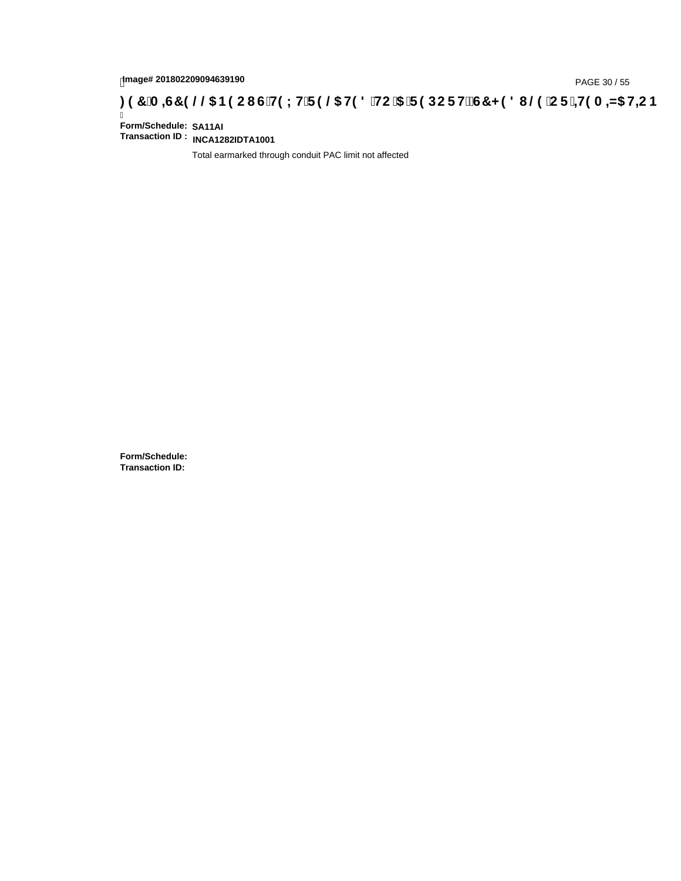# FEC MISCELLANEOUS TEXT RELATED TO A REPORT SCHEDULE OR ITEMIZATION

**Form/Schedule:** **SA11AI**
**Transaction ID :** **INCA1282IDTA1001**

Total earmarked through conduit PAC limit not affected

**Form/Schedule:**
**Transaction ID:**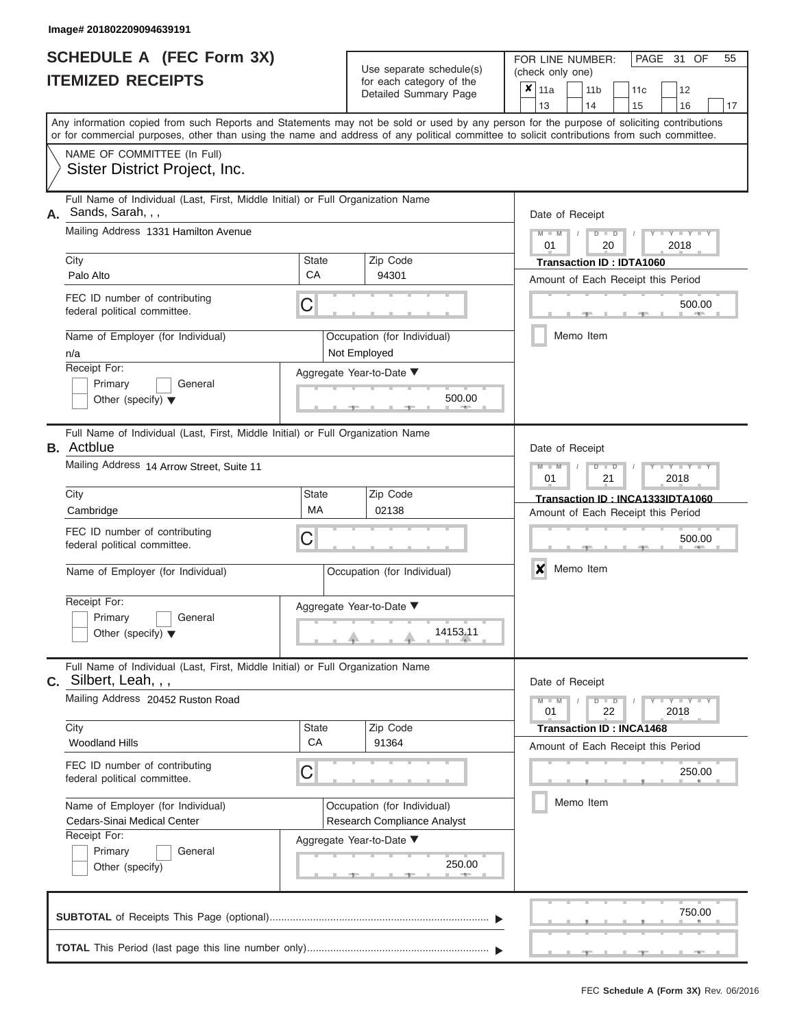Image# 201802209094639191

# SCHEDULE A (FEC Form 3X)
## ITEMIZED RECEIPTS

Use separate schedule(s) for each category of the Detailed Summary Page

FOR LINE NUMBER: (check only one)

- [x] 11a
- [ ] 11b
- [ ] 11c
- [ ] 12
- [ ] 13
- [ ] 14
- [ ] 15
- [ ] 16
- [ ] 17

Any information copied from such Reports and Statements may not be sold or used by any person for the purpose of soliciting contributions or for commercial purposes, other than using the name and address of any political committee to solicit contributions from such committee.

NAME OF COMMITTEE (In Full)
Sister District Project, Inc.

---

**A.** Full Name of Individual (Last, First, Middle Initial) or Full Organization Name: Sands, Sarah, , ,

Mailing Address: 1331 Hamilton Avenue

City: Palo Alto | State: CA | Zip Code: 94301

FEC ID number of contributing federal political committee: C

Name of Employer (for Individual): n/a

Occupation (for Individual): Not Employed

Receipt For: Primary / General / Other (specify)

Aggregate Year-to-Date: 500.00

Date of Receipt: 01 / 20 / 2018

Transaction ID : IDTA1060

Amount of Each Receipt this Period: 500.00

Memo Item: [ ]

---

**B.** Full Name of Individual (Last, First, Middle Initial) or Full Organization Name: Actblue

Mailing Address: 14 Arrow Street, Suite 11

City: Cambridge | State: MA | Zip Code: 02138

FEC ID number of contributing federal political committee: C

Name of Employer (for Individual):

Occupation (for Individual):

Receipt For: Primary / General / Other (specify)

Aggregate Year-to-Date: 14153.11

Date of Receipt: 01 / 21 / 2018

Transaction ID : INCA1333IDTA1060

Amount of Each Receipt this Period: 500.00

Memo Item: [x]

---

**C.** Full Name of Individual (Last, First, Middle Initial) or Full Organization Name: Silbert, Leah, , ,

Mailing Address: 20452 Ruston Road

City: Woodland Hills | State: CA | Zip Code: 91364

FEC ID number of contributing federal political committee: C

Name of Employer (for Individual): Cedars-Sinai Medical Center

Occupation (for Individual): Research Compliance Analyst

Receipt For: Primary / General / Other (specify)

Aggregate Year-to-Date: 250.00

Date of Receipt: 01 / 22 / 2018

Transaction ID : INCA1468

Amount of Each Receipt this Period: 250.00

Memo Item: [ ]

---

**SUBTOTAL** of Receipts This Page (optional): 750.00

**TOTAL** This Period (last page this line number only):

FEC Schedule A (Form 3X) Rev. 06/2016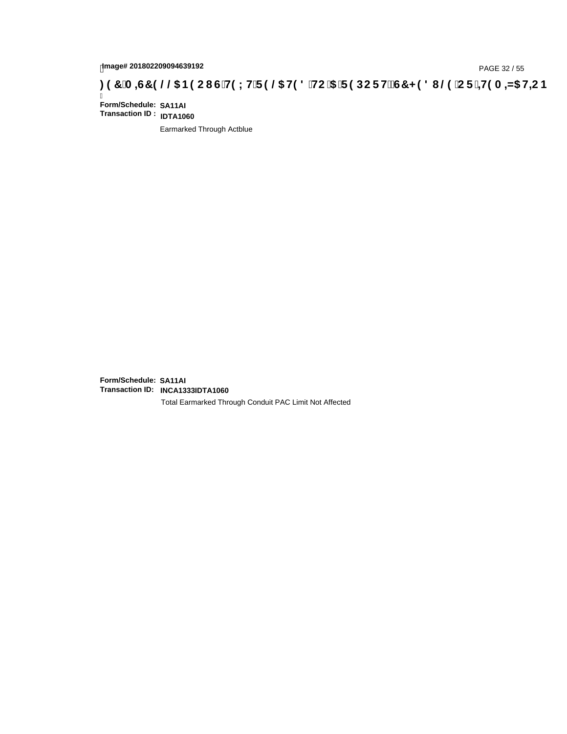Image# 201802209094639192

**) ( &0 ,6&( / / $1 ( 2 8 6 7( ; 7 5( / $7( ' 72 $ 5( 3 2 5 7 6&+ ( ' 8 / ( 2 5 ,7( 0 ,=$7,2 1**

**Form/Schedule:** **SA11AI**
**Transaction ID :** **IDTA1060**

Earmarked Through Actblue

**Form/Schedule:** **SA11AI**
**Transaction ID:** **INCA1333IDTA1060**

Total Earmarked Through Conduit PAC Limit Not Affected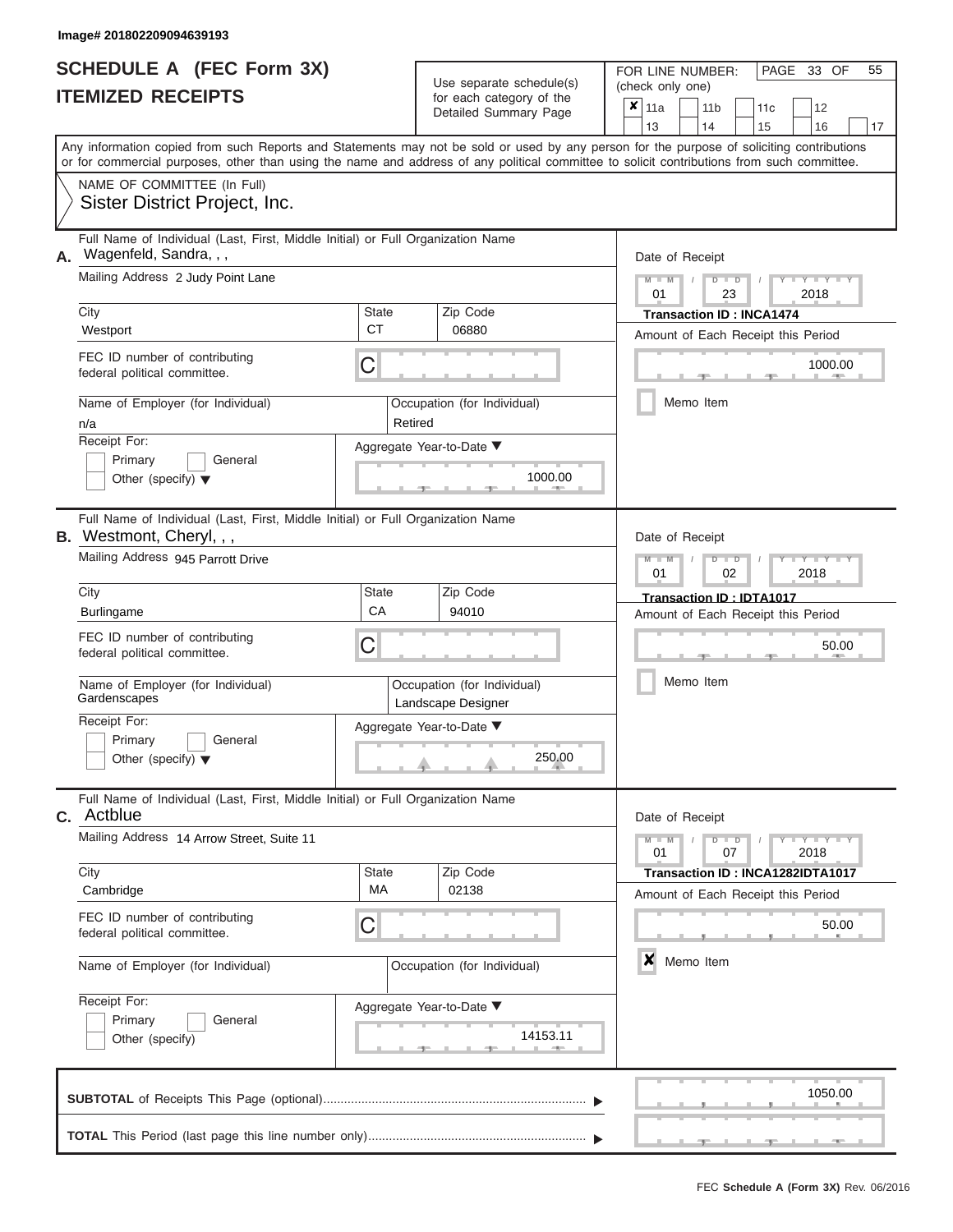Image# 201802209094639193

# SCHEDULE A (FEC Form 3X)
## ITEMIZED RECEIPTS

Use separate schedule(s) for each category of the Detailed Summary Page

FOR LINE NUMBER: (check only one)

- [x] 11a
- [ ] 11b
- [ ] 11c
- [ ] 12
- [ ] 13
- [ ] 14
- [ ] 15
- [ ] 16
- [ ] 17

PAGE 33 OF 55

Any information copied from such Reports and Statements may not be sold or used by any person for the purpose of soliciting contributions or for commercial purposes, other than using the name and address of any political committee to solicit contributions from such committee.

NAME OF COMMITTEE (In Full)
Sister District Project, Inc.

---

**A.** Full Name of Individual (Last, First, Middle Initial) or Full Organization Name: Wagenfeld, Sandra, , ,

Mailing Address: 2 Judy Point Lane

City: Westport | State: CT | Zip Code: 06880

FEC ID number of contributing federal political committee: C

Name of Employer (for Individual): n/a

Occupation (for Individual): Retired

Receipt For: [ ] Primary [ ] General [ ] Other (specify)

Aggregate Year-to-Date: 1000.00

Date of Receipt: 01 / 23 / 2018

Transaction ID : INCA1474

Amount of Each Receipt this Period: 1000.00

[ ] Memo Item

---

**B.** Full Name of Individual (Last, First, Middle Initial) or Full Organization Name: Westmont, Cheryl, , ,

Mailing Address: 945 Parrott Drive

City: Burlingame | State: CA | Zip Code: 94010

FEC ID number of contributing federal political committee: C

Name of Employer (for Individual): Gardenscapes

Occupation (for Individual): Landscape Designer

Receipt For: [ ] Primary [ ] General [ ] Other (specify)

Aggregate Year-to-Date: 250.00

Date of Receipt: 01 / 02 / 2018

Transaction ID : IDTA1017

Amount of Each Receipt this Period: 50.00

[ ] Memo Item

---

**C.** Full Name of Individual (Last, First, Middle Initial) or Full Organization Name: Actblue

Mailing Address: 14 Arrow Street, Suite 11

City: Cambridge | State: MA | Zip Code: 02138

FEC ID number of contributing federal political committee: C

Name of Employer (for Individual):

Occupation (for Individual):

Receipt For: [ ] Primary [ ] General [ ] Other (specify)

Aggregate Year-to-Date: 14153.11

Date of Receipt: 01 / 07 / 2018

Transaction ID : INCA1282IDTA1017

Amount of Each Receipt this Period: 50.00

[x] Memo Item

---

**SUBTOTAL** of Receipts This Page (optional): 1050.00

**TOTAL** This Period (last page this line number only):

FEC Schedule A (Form 3X) Rev. 06/2016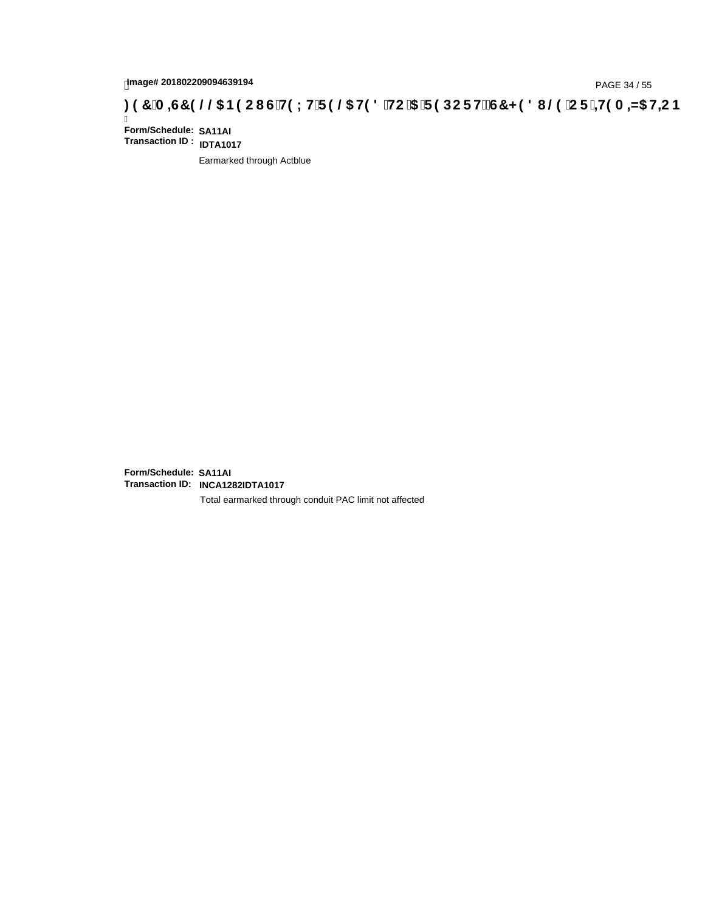**Form/Schedule:** **SA11AI**
**Transaction ID :** **IDTA1017**

Earmarked through Actblue

**Form/Schedule:** **SA11AI**
**Transaction ID:** **INCA1282IDTA1017**

Total earmarked through conduit PAC limit not affected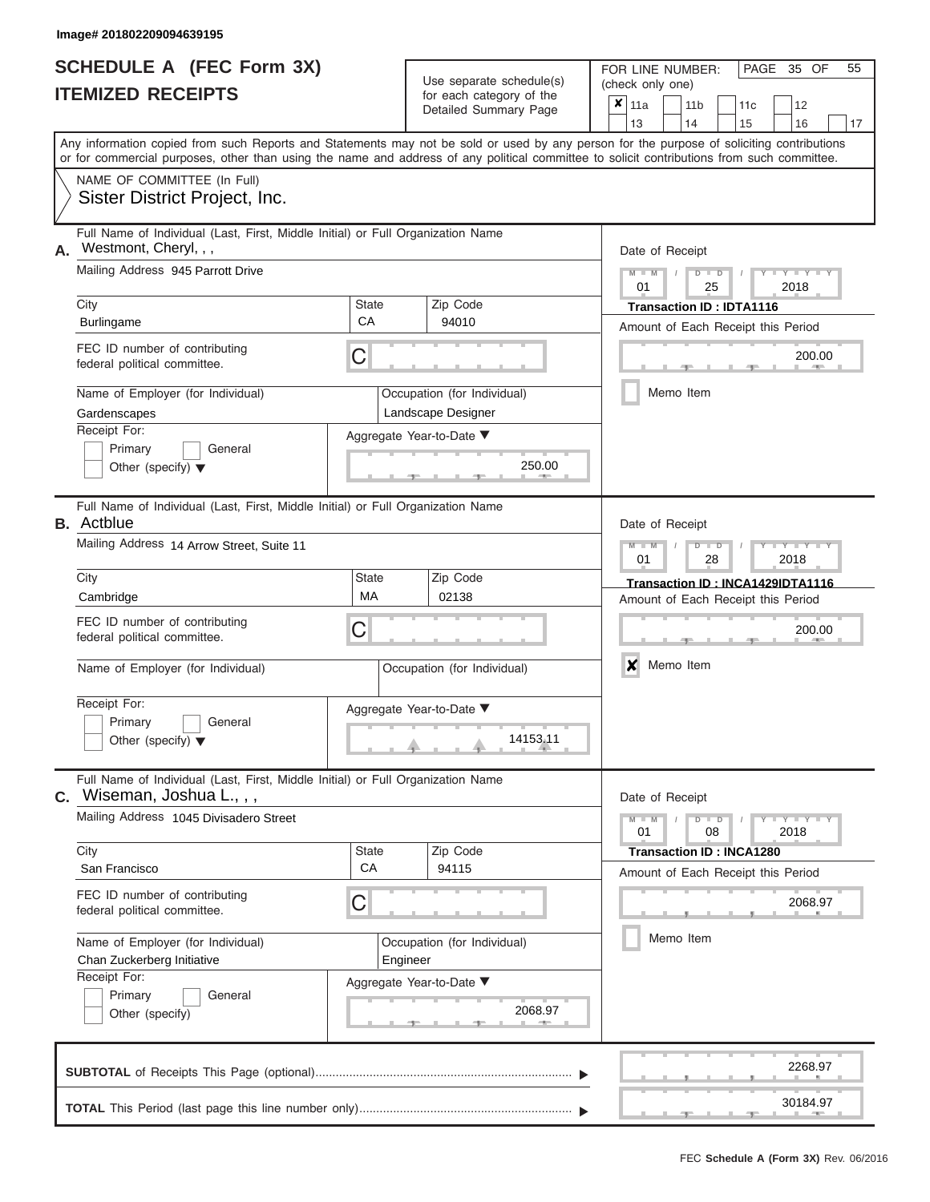Image# 201802209094639195

# SCHEDULE A (FEC Form 3X)
## ITEMIZED RECEIPTS

Use separate schedule(s) for each category of the Detailed Summary Page

FOR LINE NUMBER: (check only one)

- [x] 11a
- [ ] 11b
- [ ] 11c
- [ ] 12
- [ ] 13
- [ ] 14
- [ ] 15
- [ ] 16
- [ ] 17

PAGE 35 OF 55

Any information copied from such Reports and Statements may not be sold or used by any person for the purpose of soliciting contributions or for commercial purposes, other than using the name and address of any political committee to solicit contributions from such committee.

NAME OF COMMITTEE (In Full)
Sister District Project, Inc.

---

**A.** Full Name of Individual (Last, First, Middle Initial) or Full Organization Name: Westmont, Cheryl, , ,

Mailing Address: 945 Parrott Drive

City: Burlingame | State: CA | Zip Code: 94010

FEC ID number of contributing federal political committee: C

Name of Employer (for Individual): Gardenscapes

Occupation (for Individual): Landscape Designer

Receipt For: Primary [ ] General [ ] Other (specify) [ ]

Aggregate Year-to-Date: 250.00

Date of Receipt: 01 / 25 / 2018

Transaction ID : IDTA1116

Amount of Each Receipt this Period: 200.00

[ ] Memo Item

---

**B.** Full Name of Individual (Last, First, Middle Initial) or Full Organization Name: Actblue

Mailing Address: 14 Arrow Street, Suite 11

City: Cambridge | State: MA | Zip Code: 02138

FEC ID number of contributing federal political committee: C

Name of Employer (for Individual):

Occupation (for Individual):

Receipt For: Primary [ ] General [ ] Other (specify) [ ]

Aggregate Year-to-Date: 14153.11

Date of Receipt: 01 / 28 / 2018

Transaction ID : INCA1429IDTA1116

Amount of Each Receipt this Period: 200.00

[x] Memo Item

---

**C.** Full Name of Individual (Last, First, Middle Initial) or Full Organization Name: Wiseman, Joshua L., , ,

Mailing Address: 1045 Divisadero Street

City: San Francisco | State: CA | Zip Code: 94115

FEC ID number of contributing federal political committee: C

Name of Employer (for Individual): Chan Zuckerberg Initiative

Occupation (for Individual): Engineer

Receipt For: Primary [ ] General [ ] Other (specify) [ ]

Aggregate Year-to-Date: 2068.97

Date of Receipt: 01 / 08 / 2018

Transaction ID : INCA1280

Amount of Each Receipt this Period: 2068.97

[ ] Memo Item

---

**SUBTOTAL** of Receipts This Page (optional): 2268.97

**TOTAL** This Period (last page this line number only): 30184.97

FEC **Schedule A (Form 3X)** Rev. 06/2016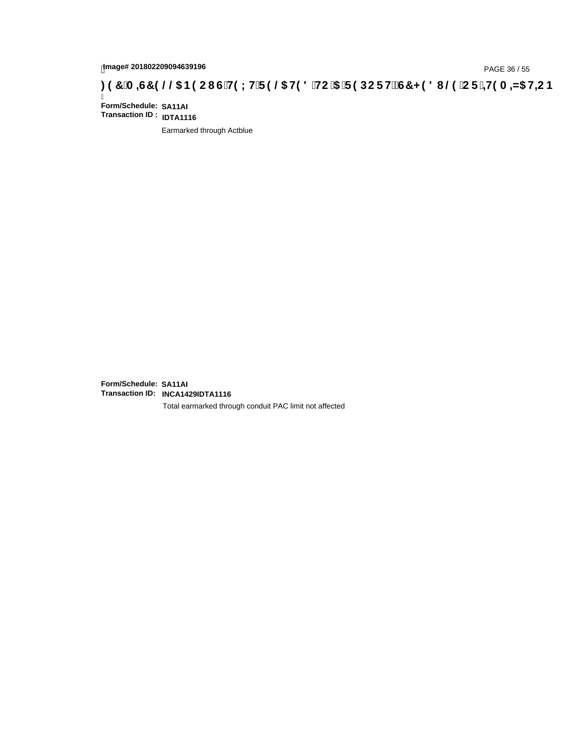Image# 201802209094639196

) ( &0 ,6&( / / $1 ( 2 8 67( ; 75( / $7( ' 72 $5( 3 2 5 76&+ ( ' 8 / ( 2 5 ,7( 0 ,=$7,2 1

**Form/Schedule:** SA11AI
**Transaction ID :** IDTA1116

Earmarked through Actblue

**Form/Schedule:** SA11AI
**Transaction ID:** INCA1429IDTA1116

Total earmarked through conduit PAC limit not affected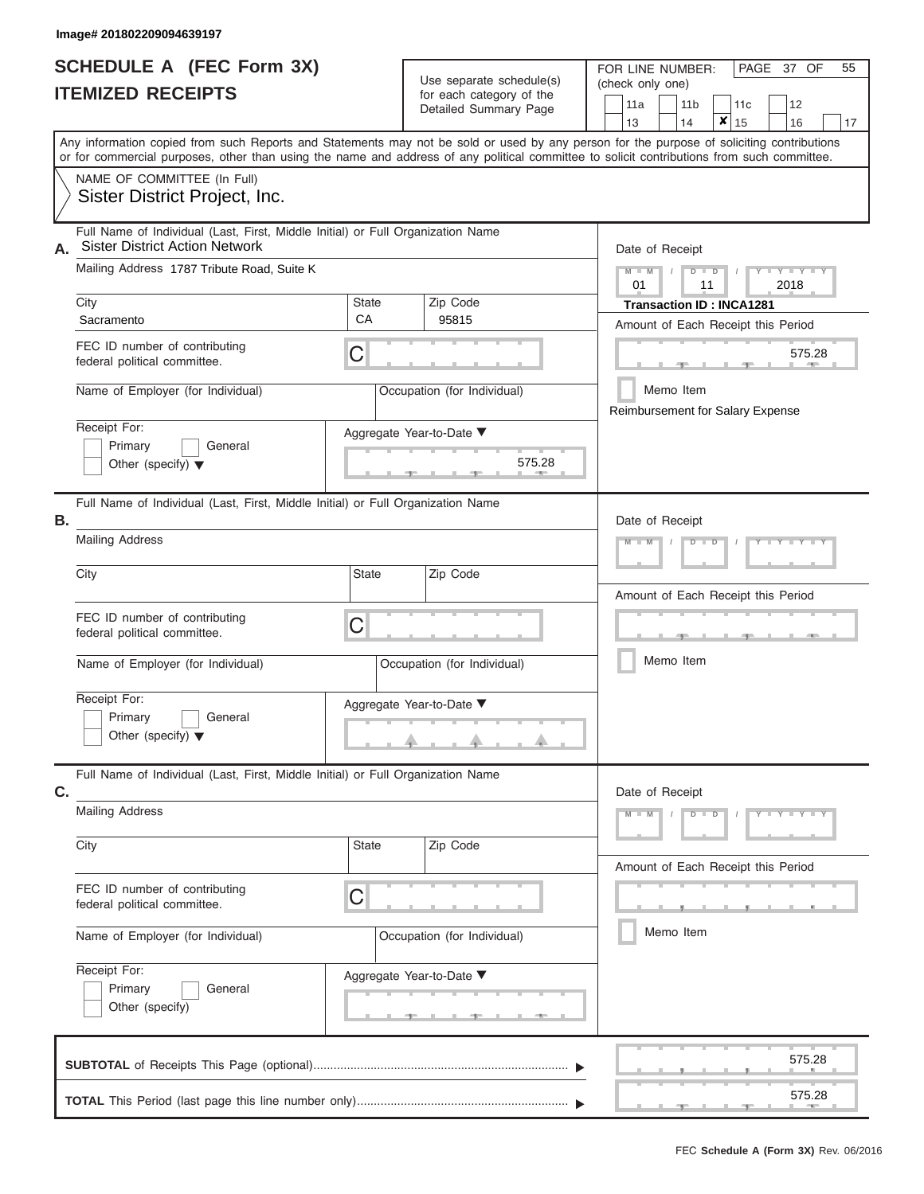Image# 201802209094639197

# SCHEDULE A (FEC Form 3X)
# ITEMIZED RECEIPTS

Use separate schedule(s) for each category of the Detailed Summary Page

FOR LINE NUMBER: (check only one)

| 11a | 11b | 11c | 12 |
|---|---|---|---|
| 13 | 14 | X 15 | 16 | 17 |

Any information copied from such Reports and Statements may not be sold or used by any person for the purpose of soliciting contributions or for commercial purposes, other than using the name and address of any political committee to solicit contributions from such committee.

NAME OF COMMITTEE (In Full)
Sister District Project, Inc.

## A.

Full Name of Individual (Last, First, Middle Initial) or Full Organization Name: Sister District Action Network

Mailing Address: 1787 Tribute Road, Suite K

City: Sacramento
State: CA
Zip Code: 95815

FEC ID number of contributing federal political committee: C

Name of Employer (for Individual):
Occupation (for Individual):

Receipt For: Primary / General / Other (specify)

Aggregate Year-to-Date: 575.28

Date of Receipt: 01 / 11 / 2018
**Transaction ID : INCA1281**

Amount of Each Receipt this Period: 575.28

Memo Item
Reimbursement for Salary Expense

## B.

Full Name of Individual (Last, First, Middle Initial) or Full Organization Name:

Mailing Address:

City:
State:
Zip Code:

FEC ID number of contributing federal political committee: C

Name of Employer (for Individual):
Occupation (for Individual):

Receipt For: Primary / General / Other (specify)

Aggregate Year-to-Date:

Date of Receipt:

Amount of Each Receipt this Period:

Memo Item

## C.

Full Name of Individual (Last, First, Middle Initial) or Full Organization Name:

Mailing Address:

City:
State:
Zip Code:

FEC ID number of contributing federal political committee: C

Name of Employer (for Individual):
Occupation (for Individual):

Receipt For: Primary / General / Other (specify)

Aggregate Year-to-Date:

Date of Receipt:

Amount of Each Receipt this Period:

Memo Item

**SUBTOTAL** of Receipts This Page (optional): 575.28

**TOTAL** This Period (last page this line number only): 575.28

FEC **Schedule A (Form 3X)** Rev. 06/2016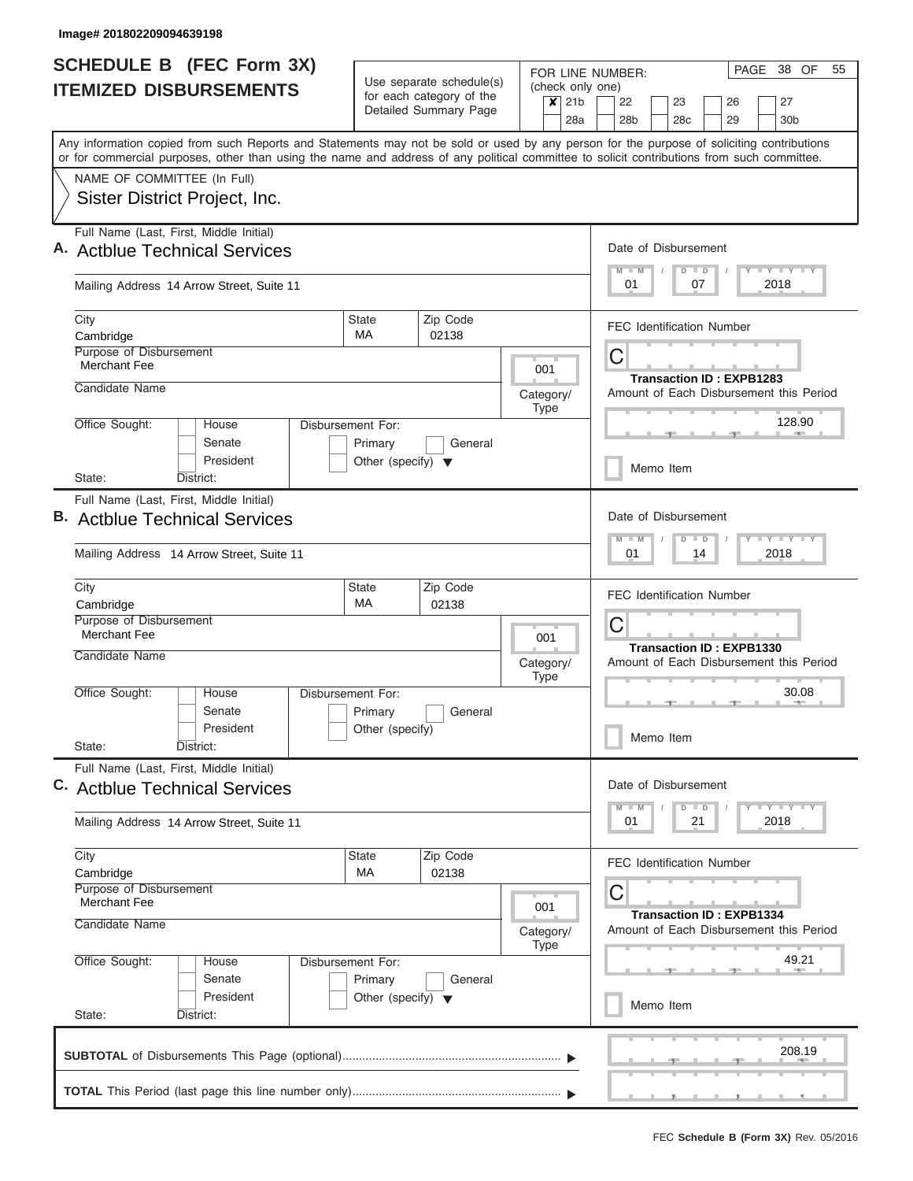Image# 201802209094639198

# SCHEDULE B (FEC Form 3X) ITEMIZED DISBURSEMENTS

Use separate schedule(s) for each category of the Detailed Summary Page

FOR LINE NUMBER: (check only one)

- [x] 21b
- [ ] 22
- [ ] 23
- [ ] 26
- [ ] 27
- [ ] 28a
- [ ] 28b
- [ ] 28c
- [ ] 29
- [ ] 30b

Any information copied from such Reports and Statements may not be sold or used by any person for the purpose of soliciting contributions or for commercial purposes, other than using the name and address of any political committee to solicit contributions from such committee.

NAME OF COMMITTEE (In Full)

Sister District Project, Inc.

---

**A.** Full Name (Last, First, Middle Initial): Actblue Technical Services

Mailing Address: 14 Arrow Street, Suite 11

City: Cambridge | State: MA | Zip Code: 02138

Purpose of Disbursement: Merchant Fee

Category/Type: 001

Candidate Name:

Office Sought: House / Senate / President

State: District:

Disbursement For: Primary / General / Other (specify)

Date of Disbursement: 01 / 07 / 2018

FEC Identification Number: C

Transaction ID : EXPB1283

Amount of Each Disbursement this Period: 128.90

Memo Item

---

**B.** Full Name (Last, First, Middle Initial): Actblue Technical Services

Mailing Address: 14 Arrow Street, Suite 11

City: Cambridge | State: MA | Zip Code: 02138

Purpose of Disbursement: Merchant Fee

Category/Type: 001

Candidate Name:

Office Sought: House / Senate / President

State: District:

Disbursement For: Primary / General / Other (specify)

Date of Disbursement: 01 / 14 / 2018

FEC Identification Number: C

Transaction ID : EXPB1330

Amount of Each Disbursement this Period: 30.08

Memo Item

---

**C.** Full Name (Last, First, Middle Initial): Actblue Technical Services

Mailing Address: 14 Arrow Street, Suite 11

City: Cambridge | State: MA | Zip Code: 02138

Purpose of Disbursement: Merchant Fee

Category/Type: 001

Candidate Name:

Office Sought: House / Senate / President

State: District:

Disbursement For: Primary / General / Other (specify)

Date of Disbursement: 01 / 21 / 2018

FEC Identification Number: C

Transaction ID : EXPB1334

Amount of Each Disbursement this Period: 49.21

Memo Item

---

**SUBTOTAL** of Disbursements This Page (optional): 208.19

**TOTAL** This Period (last page this line number only):

FEC **Schedule B (Form 3X)** Rev. 05/2016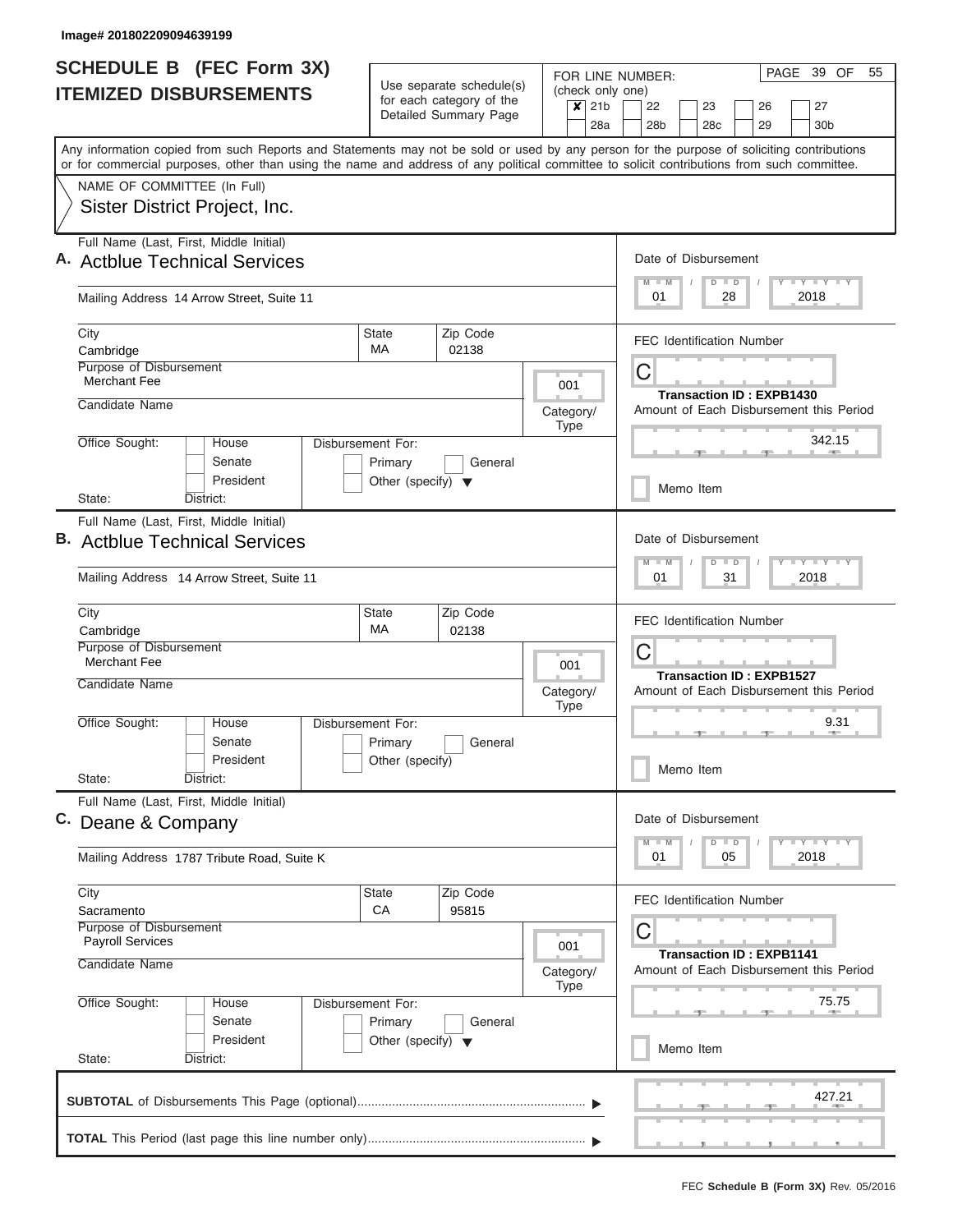Image# 201802209094639199

# SCHEDULE B (FEC Form 3X) ITEMIZED DISBURSEMENTS

Use separate schedule(s) for each category of the Detailed Summary Page

FOR LINE NUMBER: (check only one)

☒ 21b ☐ 22 ☐ 23 ☐ 26 ☐ 27 ☐ 28a ☐ 28b ☐ 28c ☐ 29 ☐ 30b

PAGE 39 OF 55

Any information copied from such Reports and Statements may not be sold or used by any person for the purpose of soliciting contributions or for commercial purposes, other than using the name and address of any political committee to solicit contributions from such committee.

NAME OF COMMITTEE (In Full)

Sister District Project, Inc.

## A.

Full Name (Last, First, Middle Initial): Actblue Technical Services

Mailing Address: 14 Arrow Street, Suite 11

City: Cambridge | State: MA | Zip Code: 02138

Purpose of Disbursement: Merchant Fee

Category/Type: 001

Candidate Name:

Office Sought: ☐ House ☐ Senate ☐ President

State: District:

Disbursement For: ☐ Primary ☐ General ☐ Other (specify)

Date of Disbursement: 01 / 28 / 2018

FEC Identification Number: C

Transaction ID : EXPB1430

Amount of Each Disbursement this Period: 342.15

☐ Memo Item

## B.

Full Name (Last, First, Middle Initial): Actblue Technical Services

Mailing Address: 14 Arrow Street, Suite 11

City: Cambridge | State: MA | Zip Code: 02138

Purpose of Disbursement: Merchant Fee

Category/Type: 001

Candidate Name:

Office Sought: ☐ House ☐ Senate ☐ President

State: District:

Disbursement For: ☐ Primary ☐ General ☐ Other (specify)

Date of Disbursement: 01 / 31 / 2018

FEC Identification Number: C

Transaction ID : EXPB1527

Amount of Each Disbursement this Period: 9.31

☐ Memo Item

## C.

Full Name (Last, First, Middle Initial): Deane & Company

Mailing Address: 1787 Tribute Road, Suite K

City: Sacramento | State: CA | Zip Code: 95815

Purpose of Disbursement: Payroll Services

Category/Type: 001

Candidate Name:

Office Sought: ☐ House ☐ Senate ☐ President

State: District:

Disbursement For: ☐ Primary ☐ General ☐ Other (specify)

Date of Disbursement: 01 / 05 / 2018

FEC Identification Number: C

Transaction ID : EXPB1141

Amount of Each Disbursement this Period: 75.75

☐ Memo Item

**SUBTOTAL** of Disbursements This Page (optional): 427.21

**TOTAL** This Period (last page this line number only):

FEC **Schedule B (Form 3X)** Rev. 05/2016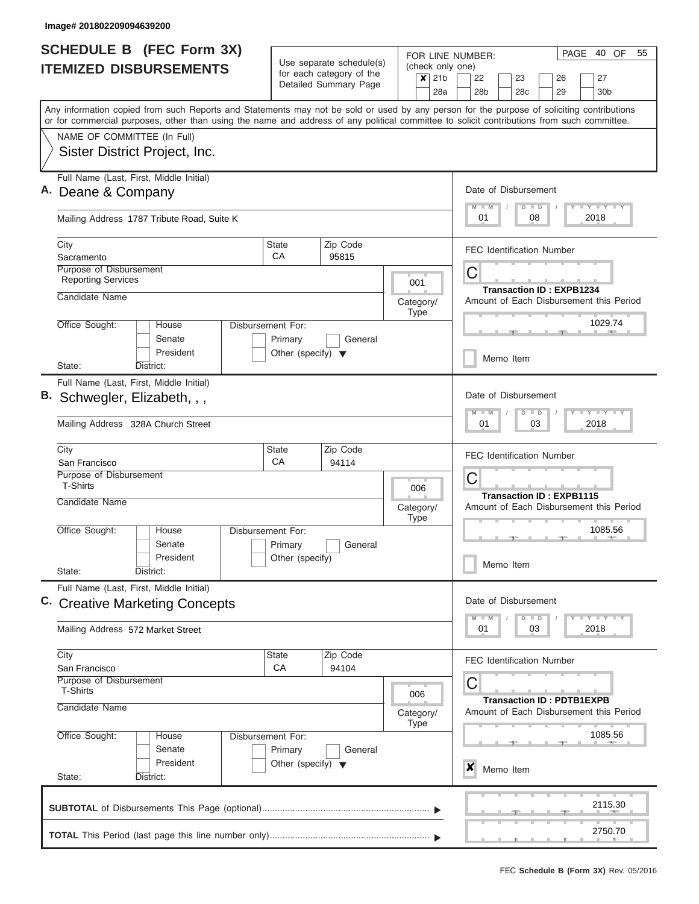Image# 201802209094639200

# SCHEDULE B (FEC Form 3X) ITEMIZED DISBURSEMENTS

Use separate schedule(s) for each category of the Detailed Summary Page

FOR LINE NUMBER: (check only one)

- [x] 21b
- [ ] 22
- [ ] 23
- [ ] 26
- [ ] 27
- [ ] 28a
- [ ] 28b
- [ ] 28c
- [ ] 29
- [ ] 30b

PAGE 40 OF 55

Any information copied from such Reports and Statements may not be sold or used by any person for the purpose of soliciting contributions or for commercial purposes, other than using the name and address of any political committee to solicit contributions from such committee.

NAME OF COMMITTEE (In Full)
Sister District Project, Inc.

---

**A.** Full Name (Last, First, Middle Initial): Deane & Company

Mailing Address: 1787 Tribute Road, Suite K

City: Sacramento | State: CA | Zip Code: 95815

Purpose of Disbursement: Reporting Services

Category/Type: 001

Candidate Name:

Office Sought: [ ] House [ ] Senate [ ] President — State: District:

Disbursement For: [ ] Primary [ ] General [ ] Other (specify)

Date of Disbursement: 01 / 08 / 2018

FEC Identification Number: C

Transaction ID : EXPB1234

Amount of Each Disbursement this Period: 1029.74

[ ] Memo Item

---

**B.** Full Name (Last, First, Middle Initial): Schwegler, Elizabeth, , ,

Mailing Address: 328A Church Street

City: San Francisco | State: CA | Zip Code: 94114

Purpose of Disbursement: T-Shirts

Category/Type: 006

Candidate Name:

Office Sought: [ ] House [ ] Senate [ ] President — State: District:

Disbursement For: [ ] Primary [ ] General [ ] Other (specify)

Date of Disbursement: 01 / 03 / 2018

FEC Identification Number: C

Transaction ID : EXPB1115

Amount of Each Disbursement this Period: 1085.56

[ ] Memo Item

---

**C.** Full Name (Last, First, Middle Initial): Creative Marketing Concepts

Mailing Address: 572 Market Street

City: San Francisco | State: CA | Zip Code: 94104

Purpose of Disbursement: T-Shirts

Category/Type: 006

Candidate Name:

Office Sought: [ ] House [ ] Senate [ ] President — State: District:

Disbursement For: [ ] Primary [ ] General [ ] Other (specify)

Date of Disbursement: 01 / 03 / 2018

FEC Identification Number: C

Transaction ID : PDTB1EXPB

Amount of Each Disbursement this Period: 1085.56

[x] Memo Item

---

**SUBTOTAL** of Disbursements This Page (optional): 2115.30

**TOTAL** This Period (last page this line number only): 2750.70

FEC **Schedule B (Form 3X)** Rev. 05/2016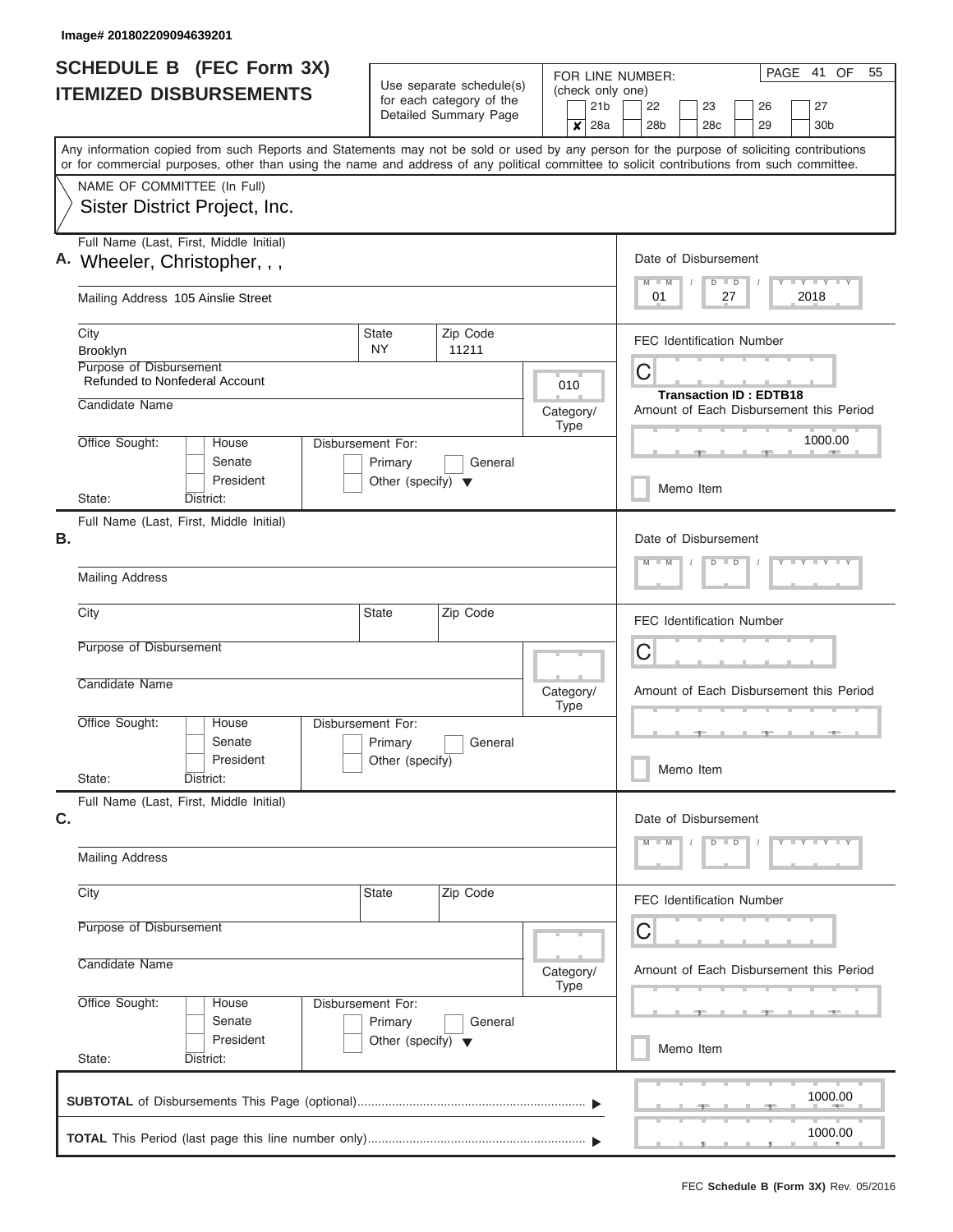Image# 201802209094639201

# SCHEDULE B (FEC Form 3X) ITEMIZED DISBURSEMENTS

Use separate schedule(s) for each category of the Detailed Summary Page

FOR LINE NUMBER: (check only one)

- [ ] 21b
- [ ] 22
- [ ] 23
- [ ] 26
- [ ] 27
- [x] 28a
- [ ] 28b
- [ ] 28c
- [ ] 29
- [ ] 30b

Any information copied from such Reports and Statements may not be sold or used by any person for the purpose of soliciting contributions or for commercial purposes, other than using the name and address of any political committee to solicit contributions from such committee.

NAME OF COMMITTEE (In Full)

Sister District Project, Inc.

## A.

Full Name (Last, First, Middle Initial): Wheeler, Christopher, , ,

Mailing Address: 105 Ainslie Street

City: Brooklyn | State: NY | Zip Code: 11211

Purpose of Disbursement: Refunded to Nonfederal Account

Category/Type: 010

Candidate Name:

Office Sought: House / Senate / President

State: District:

Disbursement For: Primary / General / Other (specify)

Date of Disbursement: 01 / 27 / 2018

FEC Identification Number: C

Transaction ID : EDTB18

Amount of Each Disbursement this Period: 1000.00

Memo Item

## B.

Full Name (Last, First, Middle Initial):

Mailing Address

City | State | Zip Code

Purpose of Disbursement

Candidate Name

Category/Type

Office Sought: House / Senate / President

State: District:

Disbursement For: Primary / General / Other (specify)

Date of Disbursement: M M / D D / Y Y Y Y

FEC Identification Number: C

Amount of Each Disbursement this Period

Memo Item

## C.

Full Name (Last, First, Middle Initial):

Mailing Address

City | State | Zip Code

Purpose of Disbursement

Candidate Name

Category/Type

Office Sought: House / Senate / President

State: District:

Disbursement For: Primary / General / Other (specify)

Date of Disbursement: M M / D D / Y Y Y Y

FEC Identification Number: C

Amount of Each Disbursement this Period

Memo Item

**SUBTOTAL** of Disbursements This Page (optional): 1000.00

**TOTAL** This Period (last page this line number only): 1000.00

FEC **Schedule B (Form 3X)** Rev. 05/2016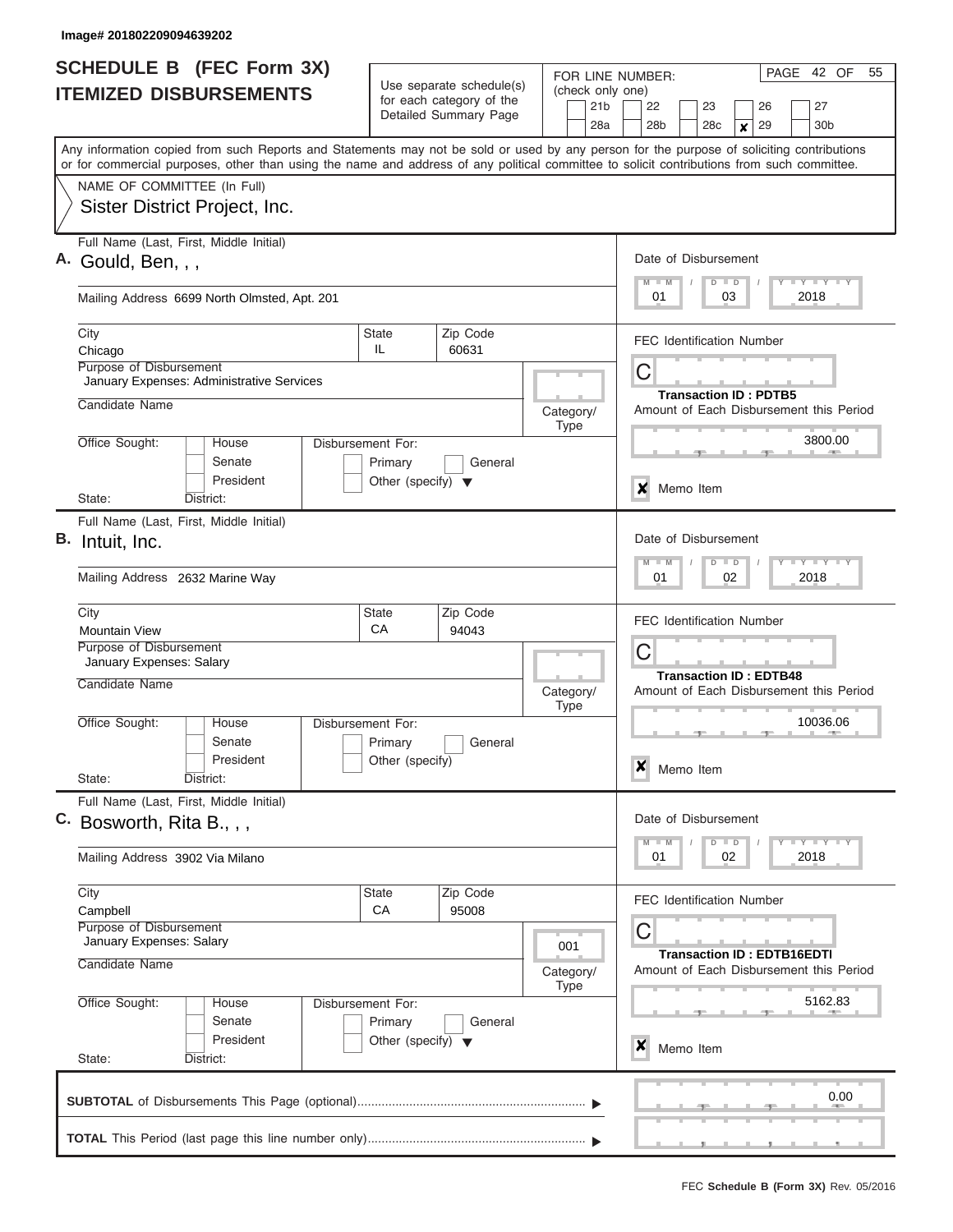Image# 201802209094639202

# SCHEDULE B (FEC Form 3X)
## ITEMIZED DISBURSEMENTS

Use separate schedule(s) for each category of the Detailed Summary Page

FOR LINE NUMBER: (check only one)

21b | 22 | 23 | 26 | 27
28a | 28b | 28c | **X** 29 | 30b

Any information copied from such Reports and Statements may not be sold or used by any person for the purpose of soliciting contributions or for commercial purposes, other than using the name and address of any political committee to solicit contributions from such committee.

NAME OF COMMITTEE (In Full)
Sister District Project, Inc.

---

**A.** Full Name (Last, First, Middle Initial): Gould, Ben, , ,

Mailing Address: 6699 North Olmsted, Apt. 201

City: Chicago | State: IL | Zip Code: 60631

Purpose of Disbursement: January Expenses: Administrative Services

Candidate Name:

Category/Type:

Office Sought: House / Senate / President

Disbursement For: Primary / General / Other (specify)

State: | District:

Date of Disbursement: 01 / 03 / 2018

FEC Identification Number: C

Transaction ID : PDTB5

Amount of Each Disbursement this Period: 3800.00

**X** Memo Item

---

**B.** Full Name (Last, First, Middle Initial): Intuit, Inc.

Mailing Address: 2632 Marine Way

City: Mountain View | State: CA | Zip Code: 94043

Purpose of Disbursement: January Expenses: Salary

Candidate Name:

Category/Type:

Office Sought: House / Senate / President

Disbursement For: Primary / General / Other (specify)

State: | District:

Date of Disbursement: 01 / 02 / 2018

FEC Identification Number: C

Transaction ID : EDTB48

Amount of Each Disbursement this Period: 10036.06

**X** Memo Item

---

**C.** Full Name (Last, First, Middle Initial): Bosworth, Rita B., , ,

Mailing Address: 3902 Via Milano

City: Campbell | State: CA | Zip Code: 95008

Purpose of Disbursement: January Expenses: Salary

Candidate Name:

Category/Type: 001

Office Sought: House / Senate / President

Disbursement For: Primary / General / Other (specify)

State: | District:

Date of Disbursement: 01 / 02 / 2018

FEC Identification Number: C

Transaction ID : EDTB16EDTI

Amount of Each Disbursement this Period: 5162.83

**X** Memo Item

---

**SUBTOTAL** of Disbursements This Page (optional): 0.00

**TOTAL** This Period (last page this line number only):

FEC **Schedule B (Form 3X)** Rev. 05/2016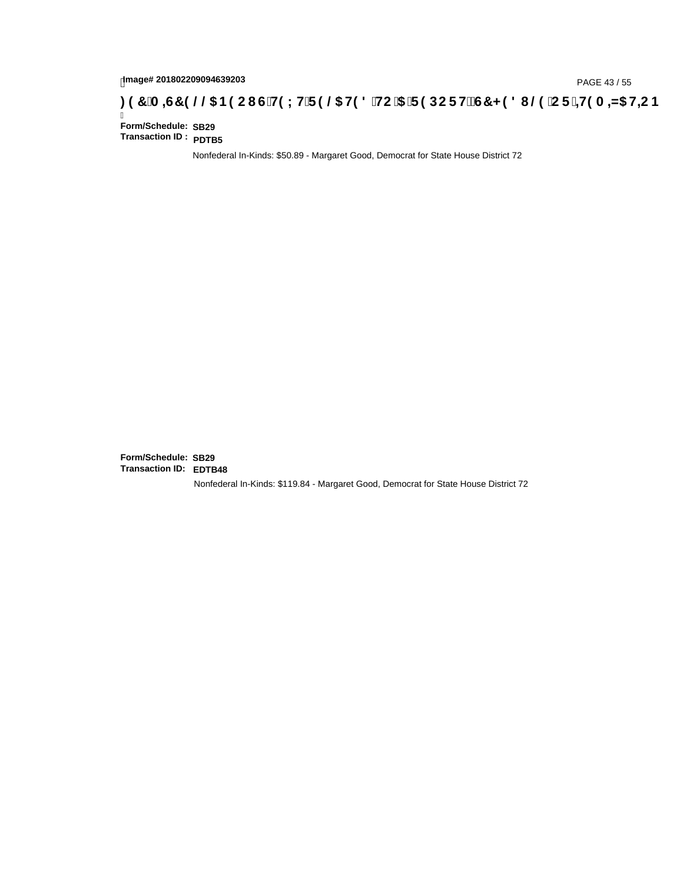Image# 201802209094639203

**) ( &0 ,6&( / / $1 ( 2 8 6 7( ; 75( / $7( ' 72 $ 5( 3 2 5 7 6&+( ' 8 / ( 2 5 ,7( 0 ,=$7,2 1**

**Form/Schedule:** **SB29**
**Transaction ID :** **PDTB5**

Nonfederal In-Kinds: $50.89 - Margaret Good, Democrat for State House District 72

**Form/Schedule:** **SB29**
**Transaction ID:** **EDTB48**

Nonfederal In-Kinds: $119.84 - Margaret Good, Democrat for State House District 72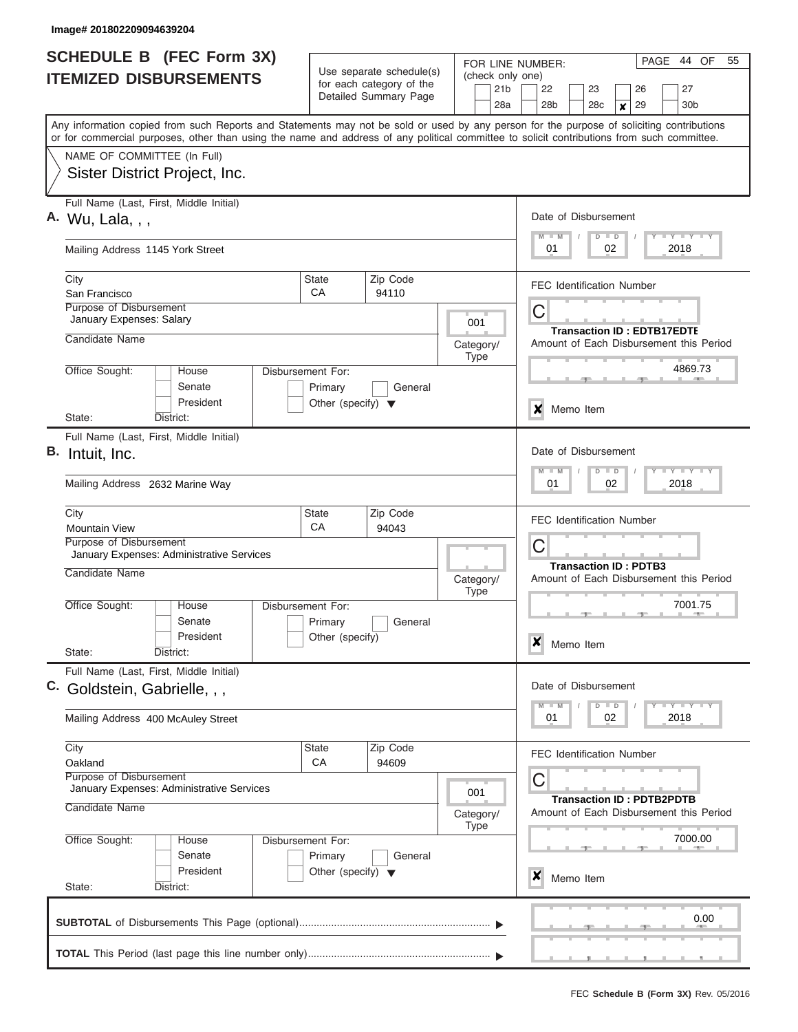Image# 201802209094639204

# SCHEDULE B (FEC Form 3X)
## ITEMIZED DISBURSEMENTS

Use separate schedule(s) for each category of the Detailed Summary Page

FOR LINE NUMBER: (check only one)

21b | 22 | 23 | 26 | 27
28a | 28b | 28c | X 29 | 30b

Any information copied from such Reports and Statements may not be sold or used by any person for the purpose of soliciting contributions or for commercial purposes, other than using the name and address of any political committee to solicit contributions from such committee.

NAME OF COMMITTEE (In Full)
Sister District Project, Inc.

---

**A.** Full Name (Last, First, Middle Initial)
Wu, Lala, , ,

Mailing Address 1145 York Street

City: San Francisco | State: CA | Zip Code: 94110

Purpose of Disbursement: January Expenses: Salary

Category/Type: 001

Candidate Name:

Office Sought: House / Senate / President
State: District:

Disbursement For: Primary / General / Other (specify)

Date of Disbursement: 01 / 02 / 2018

FEC Identification Number: C

Transaction ID : EDTB17EDTE

Amount of Each Disbursement this Period: 4869.73

X Memo Item

---

**B.** Full Name (Last, First, Middle Initial)
Intuit, Inc.

Mailing Address 2632 Marine Way

City: Mountain View | State: CA | Zip Code: 94043

Purpose of Disbursement: January Expenses: Administrative Services

Category/Type:

Candidate Name:

Office Sought: House / Senate / President
State: District:

Disbursement For: Primary / General / Other (specify)

Date of Disbursement: 01 / 02 / 2018

FEC Identification Number: C

Transaction ID : PDTB3

Amount of Each Disbursement this Period: 7001.75

X Memo Item

---

**C.** Full Name (Last, First, Middle Initial)
Goldstein, Gabrielle, , ,

Mailing Address 400 McAuley Street

City: Oakland | State: CA | Zip Code: 94609

Purpose of Disbursement: January Expenses: Administrative Services

Category/Type: 001

Candidate Name:

Office Sought: House / Senate / President
State: District:

Disbursement For: Primary / General / Other (specify)

Date of Disbursement: 01 / 02 / 2018

FEC Identification Number: C

Transaction ID : PDTB2PDTB

Amount of Each Disbursement this Period: 7000.00

X Memo Item

---

**SUBTOTAL** of Disbursements This Page (optional): 0.00

**TOTAL** This Period (last page this line number only):

FEC **Schedule B (Form 3X)** Rev. 05/2016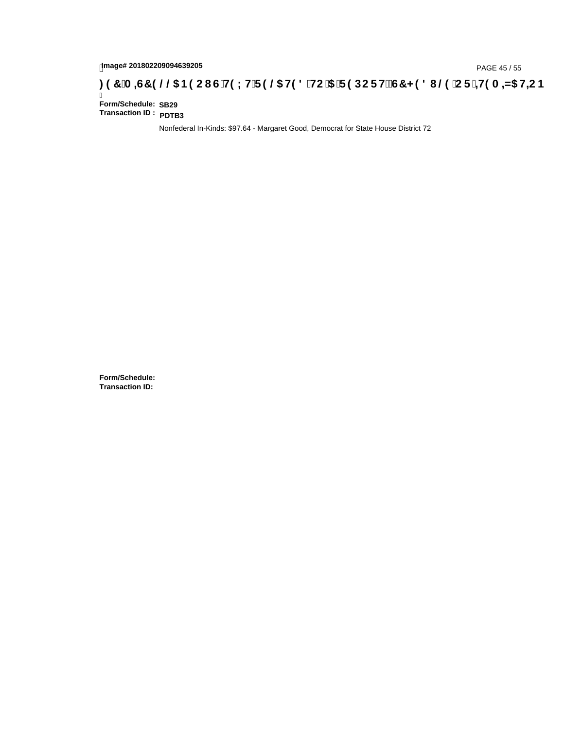**Form/Schedule:** **SB29**
**Transaction ID :** **PDTB3**

Nonfederal In-Kinds: $97.64 - Margaret Good, Democrat for State House District 72

**Form/Schedule:**
**Transaction ID:**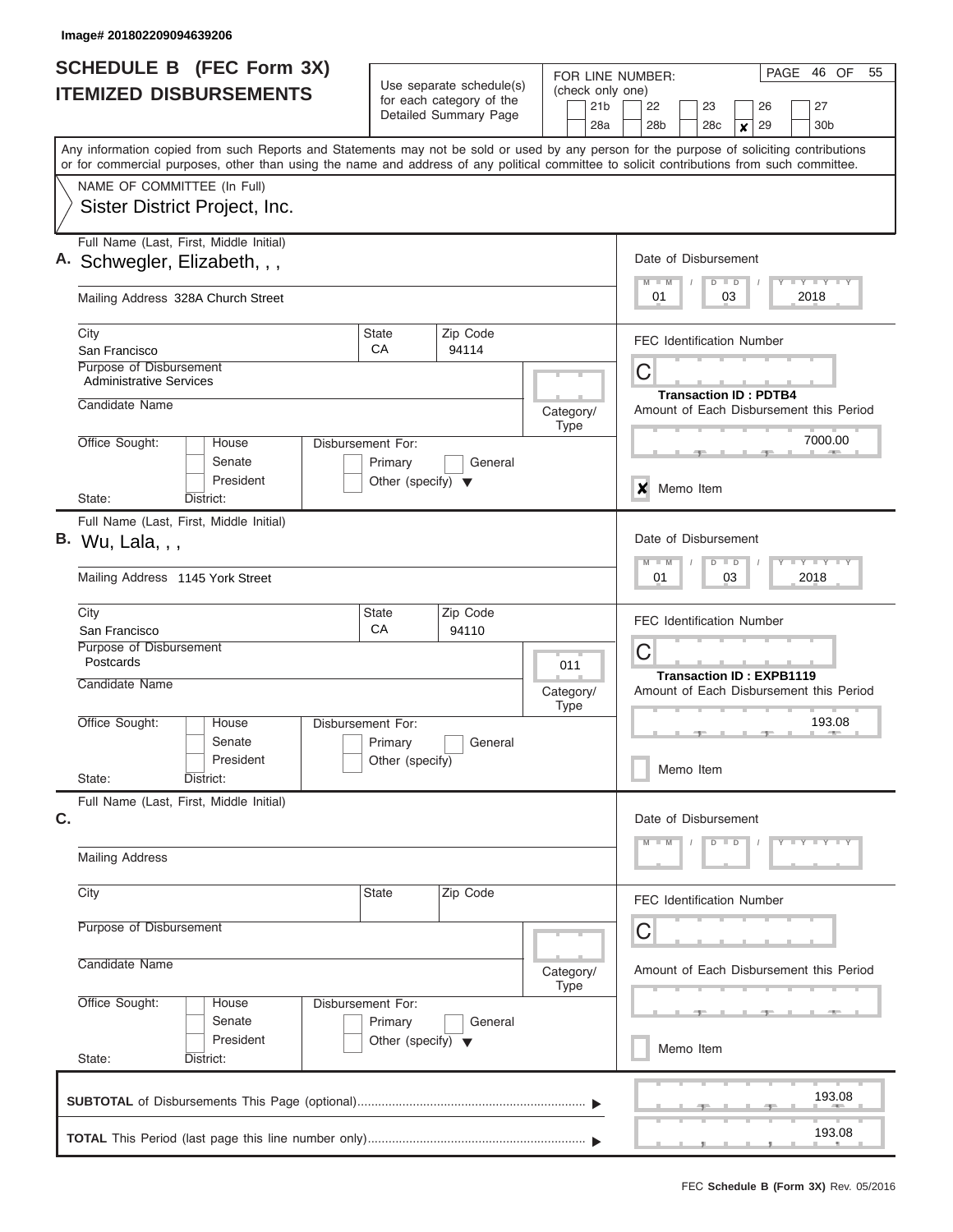Image# 201802209094639206

# SCHEDULE B (FEC Form 3X)
## ITEMIZED DISBURSEMENTS

Use separate schedule(s) for each category of the Detailed Summary Page

FOR LINE NUMBER: (check only one)

21b | 22 | 23 | 26 | 27
28a | 28b | 28c | X 29 | 30b

PAGE 46 OF 55

Any information copied from such Reports and Statements may not be sold or used by any person for the purpose of soliciting contributions or for commercial purposes, other than using the name and address of any political committee to solicit contributions from such committee.

NAME OF COMMITTEE (In Full)
Sister District Project, Inc.

---

**A.** Full Name (Last, First, Middle Initial): Schwegler, Elizabeth, , ,

Mailing Address: 328A Church Street

City: San Francisco | State: CA | Zip Code: 94114

Purpose of Disbursement: Administrative Services

Candidate Name:

Category/Type:

Office Sought: House / Senate / President

Disbursement For: Primary / General / Other (specify)

State: District:

Date of Disbursement: 01 / 03 / 2018

FEC Identification Number: C

Transaction ID : PDTB4

Amount of Each Disbursement this Period: 7000.00

X Memo Item

---

**B.** Full Name (Last, First, Middle Initial): Wu, Lala, , ,

Mailing Address: 1145 York Street

City: San Francisco | State: CA | Zip Code: 94110

Purpose of Disbursement: Postcards

Candidate Name:

Category/Type: 011

Office Sought: House / Senate / President

Disbursement For: Primary / General / Other (specify)

State: District:

Date of Disbursement: 01 / 03 / 2018

FEC Identification Number: C

Transaction ID : EXPB1119

Amount of Each Disbursement this Period: 193.08

Memo Item

---

**C.** Full Name (Last, First, Middle Initial):

Mailing Address

City | State | Zip Code

Purpose of Disbursement

Candidate Name

Category/Type

Office Sought: House / Senate / President

Disbursement For: Primary / General / Other (specify)

State: District:

Date of Disbursement: M M / D D / Y Y Y Y

FEC Identification Number: C

Amount of Each Disbursement this Period

Memo Item

---

**SUBTOTAL** of Disbursements This Page (optional) ........ 193.08

**TOTAL** This Period (last page this line number only) ........ 193.08

FEC **Schedule B (Form 3X)** Rev. 05/2016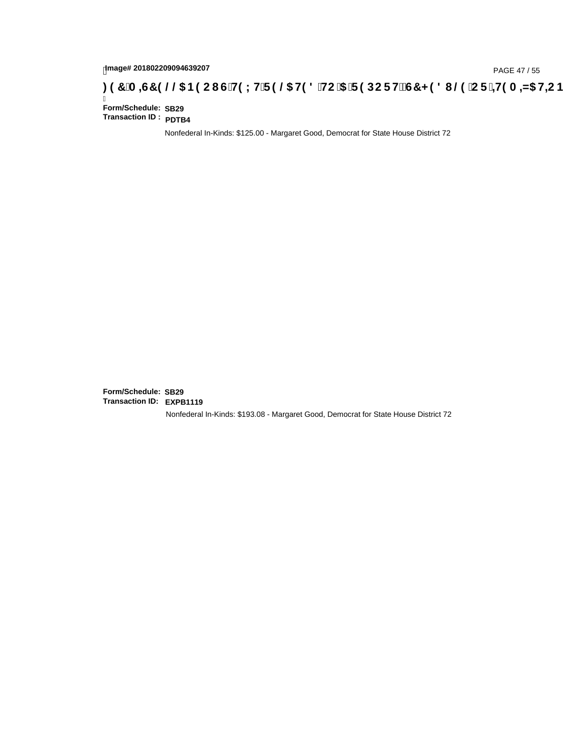**Form/Schedule:** **SB29**
**Transaction ID :** **PDTB4**

Nonfederal In-Kinds: $125.00 - Margaret Good, Democrat for State House District 72

**Form/Schedule:** **SB29**
**Transaction ID:** **EXPB1119**

Nonfederal In-Kinds: $193.08 - Margaret Good, Democrat for State House District 72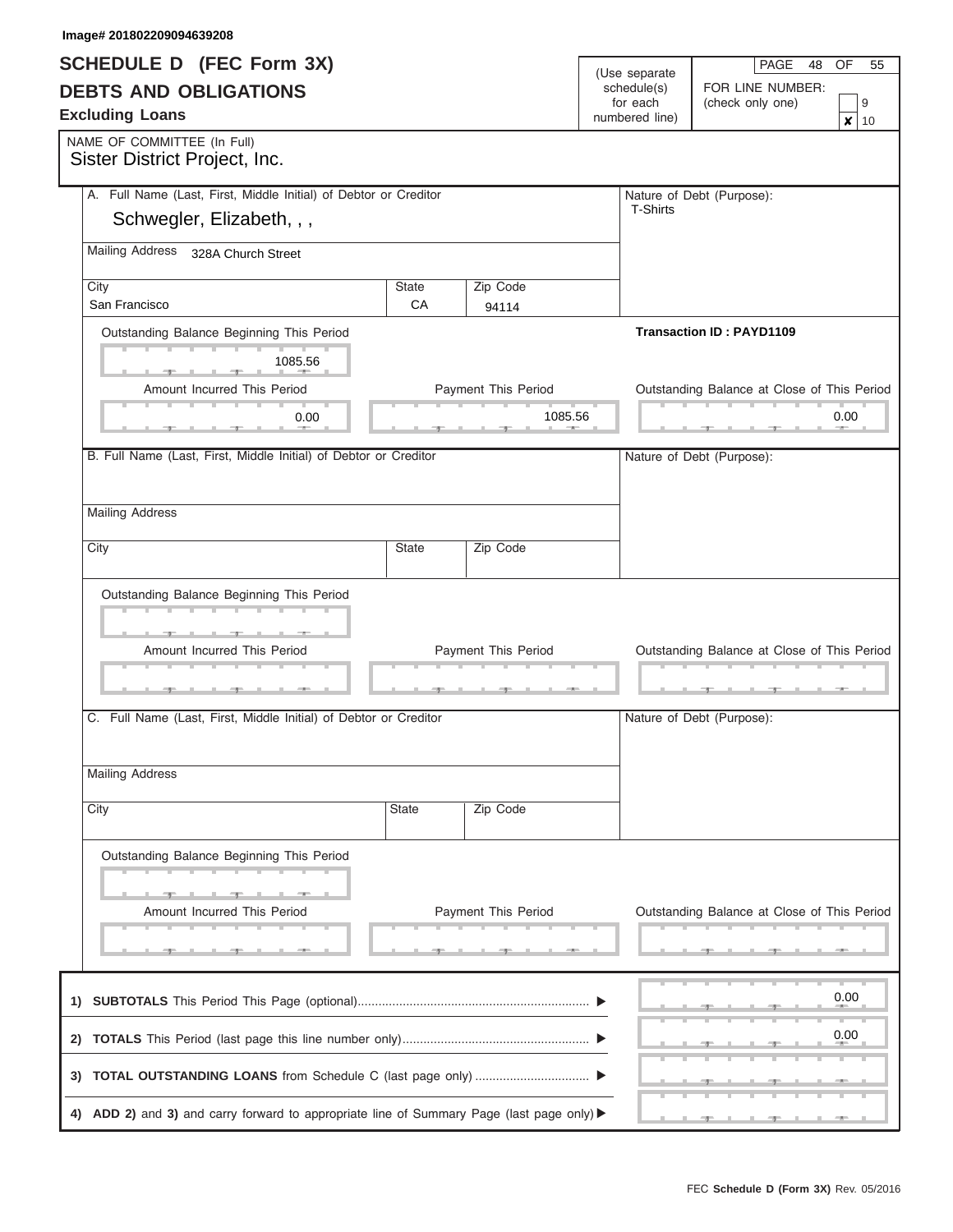Image# 201802209094639208

# SCHEDULE D (FEC Form 3X)

## DEBTS AND OBLIGATIONS

**Excluding Loans**

(Use separate schedule(s) for each numbered line)

FOR LINE NUMBER: (check only one)

- [ ] 9
- [x] 10

NAME OF COMMITTEE (In Full)
Sister District Project, Inc.

**A.** Full Name (Last, First, Middle Initial) of Debtor or Creditor
Schwegler, Elizabeth, , ,

Mailing Address: 328A Church Street

| City | State | Zip Code |
|---|---|---|
| San Francisco | CA | 94114 |

Nature of Debt (Purpose): T-Shirts

**Transaction ID : PAYD1109**

Outstanding Balance Beginning This Period: 1085.56

| Amount Incurred This Period | Payment This Period | Outstanding Balance at Close of This Period |
|---|---|---|
| 0.00 | 1085.56 | 0.00 |

**B.** Full Name (Last, First, Middle Initial) of Debtor or Creditor

Mailing Address

| City | State | Zip Code |
|---|---|---|
| | | |

Nature of Debt (Purpose):

Outstanding Balance Beginning This Period

| Amount Incurred This Period | Payment This Period | Outstanding Balance at Close of This Period |
|---|---|---|
| | | |

**C.** Full Name (Last, First, Middle Initial) of Debtor or Creditor

Mailing Address

| City | State | Zip Code |
|---|---|---|
| | | |

Nature of Debt (Purpose):

Outstanding Balance Beginning This Period

| Amount Incurred This Period | Payment This Period | Outstanding Balance at Close of This Period |
|---|---|---|
| | | |

| | |
|---|---|
| 1) **SUBTOTALS** This Period This Page (optional) ▶ | 0.00 |
| 2) **TOTALS** This Period (last page this line number only) ▶ | 0.00 |
| 3) **TOTAL OUTSTANDING LOANS** from Schedule C (last page only) ▶ | |
| 4) **ADD 2)** and **3)** and carry forward to appropriate line of Summary Page (last page only) ▶ | |

FEC **Schedule D (Form 3X)** Rev. 05/2016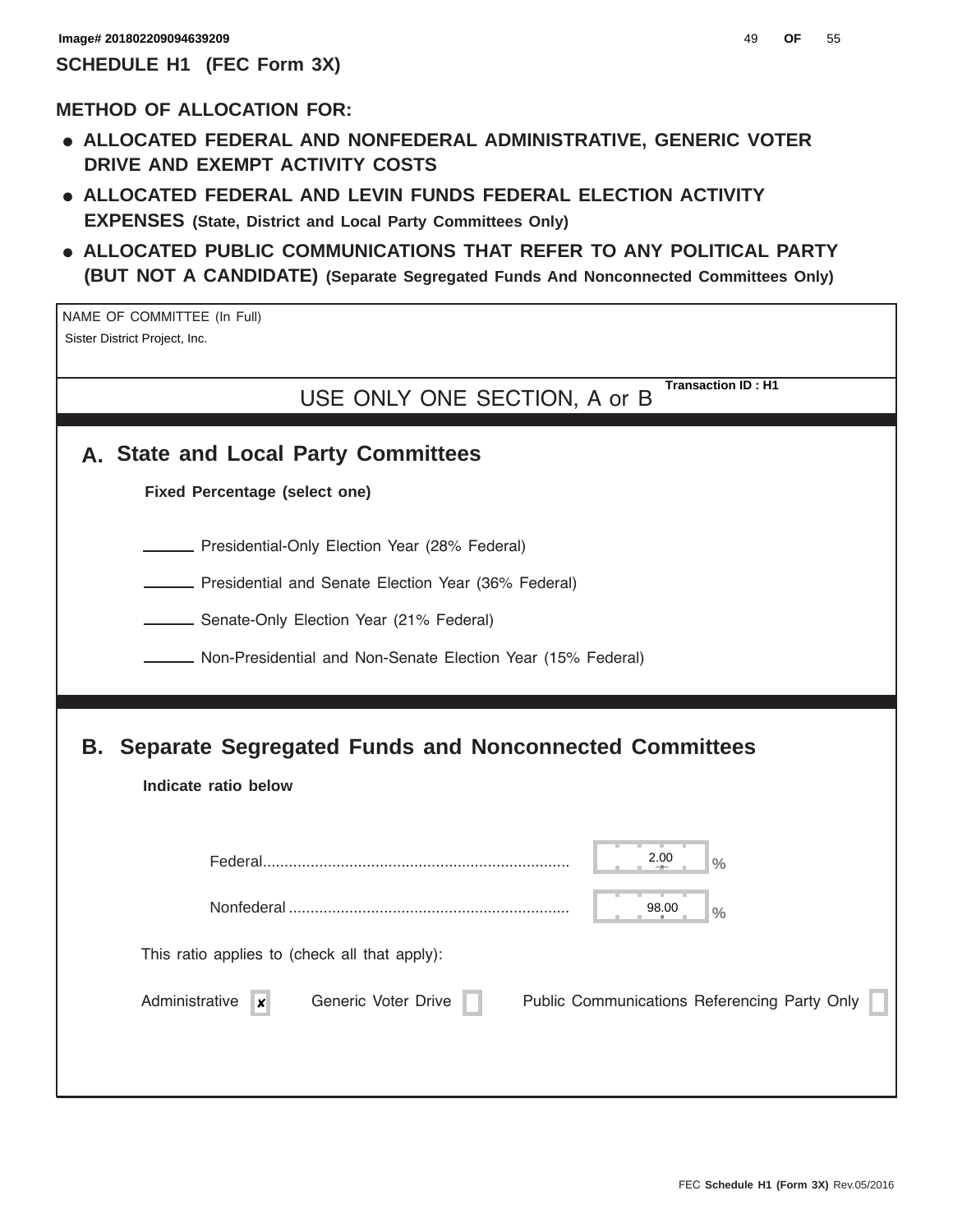Image# 201802209094639209

# SCHEDULE H1 (FEC Form 3X)

## METHOD OF ALLOCATION FOR:

- **ALLOCATED FEDERAL AND NONFEDERAL ADMINISTRATIVE, GENERIC VOTER DRIVE AND EXEMPT ACTIVITY COSTS**
- **ALLOCATED FEDERAL AND LEVIN FUNDS FEDERAL ELECTION ACTIVITY EXPENSES (State, District and Local Party Committees Only)**
- **ALLOCATED PUBLIC COMMUNICATIONS THAT REFER TO ANY POLITICAL PARTY (BUT NOT A CANDIDATE) (Separate Segregated Funds And Nonconnected Committees Only)**

NAME OF COMMITTEE (In Full)
Sister District Project, Inc.

**Transaction ID : H1**

USE ONLY ONE SECTION, A or B

## A. State and Local Party Committees

**Fixed Percentage (select one)**

_______ Presidential-Only Election Year (28% Federal)

_______ Presidential and Senate Election Year (36% Federal)

_______ Senate-Only Election Year (21% Federal)

_______ Non-Presidential and Non-Senate Election Year (15% Federal)

## B. Separate Segregated Funds and Nonconnected Committees

**Indicate ratio below**

Federal........................................................................ 2.00 %

Nonfederal .................................................................. 98.00 %

This ratio applies to (check all that apply):

Administrative [x] Generic Voter Drive [ ] Public Communications Referencing Party Only [ ]

FEC **Schedule H1 (Form 3X)** Rev.05/2016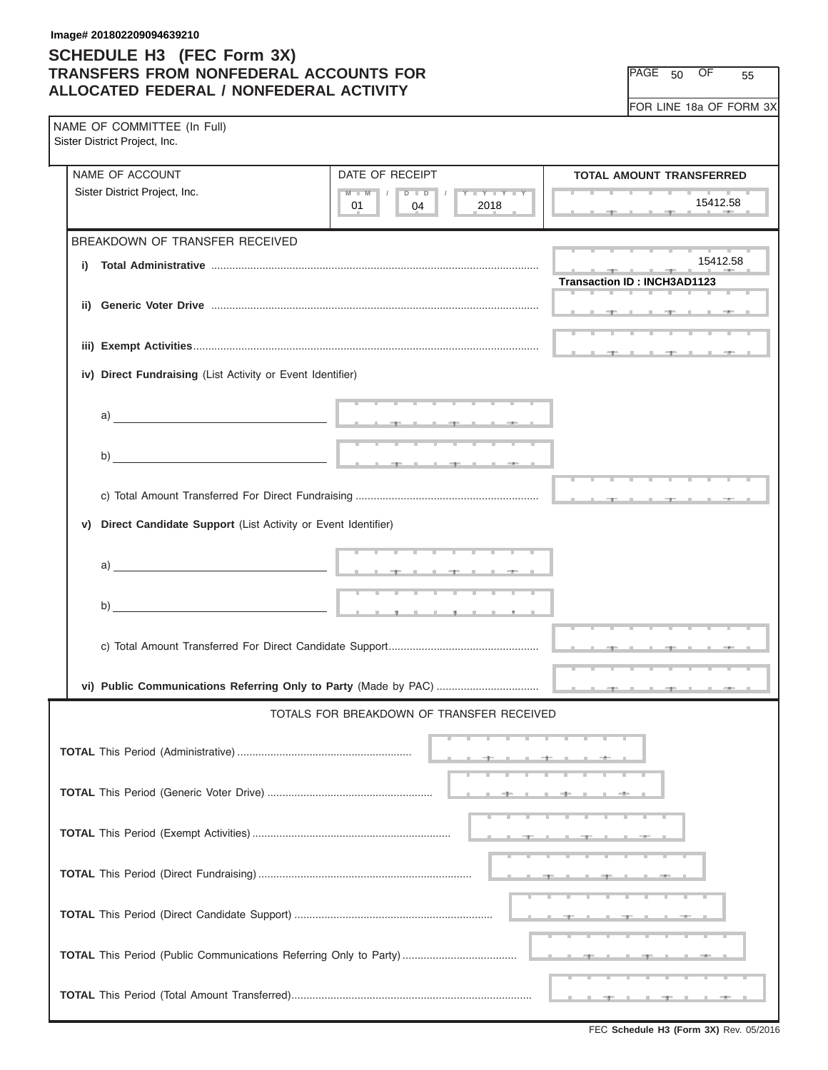Image# 201802209094639210

# SCHEDULE H3 (FEC Form 3X)
## TRANSFERS FROM NONFEDERAL ACCOUNTS FOR ALLOCATED FEDERAL / NONFEDERAL ACTIVITY

FOR LINE 18a OF FORM 3X

NAME OF COMMITTEE (In Full)
Sister District Project, Inc.

| NAME OF ACCOUNT | DATE OF RECEIPT | TOTAL AMOUNT TRANSFERRED |
|---|---|---|
| Sister District Project, Inc. | 01 / 04 / 2018 | 15412.58 |

BREAKDOWN OF TRANSFER RECEIVED

i) **Total Administrative** ............ 15412.58
Transaction ID : INCH3AD1123

ii) **Generic Voter Drive** ............

iii) **Exempt Activities** ............

iv) **Direct Fundraising** (List Activity or Event Identifier)

a) ____________________

b) ____________________

c) Total Amount Transferred For Direct Fundraising ............

v) **Direct Candidate Support** (List Activity or Event Identifier)

a) ____________________

b) ____________________

c) Total Amount Transferred For Direct Candidate Support ............

vi) **Public Communications Referring Only to Party** (Made by PAC) ............

TOTALS FOR BREAKDOWN OF TRANSFER RECEIVED

**TOTAL** This Period (Administrative) ............

**TOTAL** This Period (Generic Voter Drive) ............

**TOTAL** This Period (Exempt Activities) ............

**TOTAL** This Period (Direct Fundraising) ............

**TOTAL** This Period (Direct Candidate Support) ............

**TOTAL** This Period (Public Communications Referring Only to Party) ............

**TOTAL** This Period (Total Amount Transferred) ............

FEC **Schedule H3 (Form 3X)** Rev. 05/2016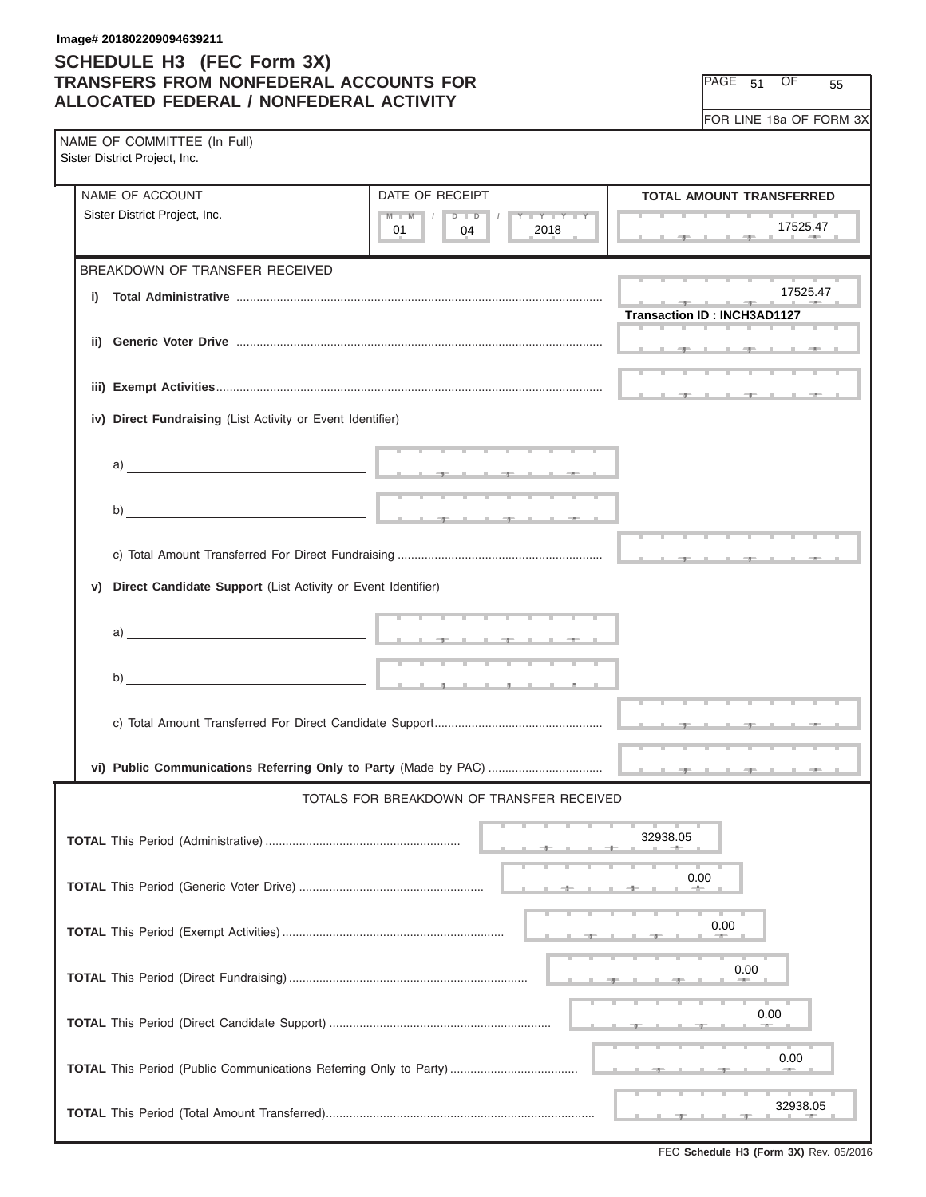Image# 201802209094639211

# SCHEDULE H3 (FEC Form 3X)
## TRANSFERS FROM NONFEDERAL ACCOUNTS FOR ALLOCATED FEDERAL / NONFEDERAL ACTIVITY

FOR LINE 18a OF FORM 3X

NAME OF COMMITTEE (In Full)
Sister District Project, Inc.

| NAME OF ACCOUNT | DATE OF RECEIPT | TOTAL AMOUNT TRANSFERRED |
|---|---|---|
| Sister District Project, Inc. | 01 / 04 / 2018 | 17525.47 |

BREAKDOWN OF TRANSFER RECEIVED

| | |
|---|---|
| i) **Total Administrative** | 17525.47 |
| Transaction ID : INCH3AD1127 | |
| ii) **Generic Voter Drive** | |
| iii) **Exempt Activities** | |
| iv) **Direct Fundraising** (List Activity or Event Identifier) | |
| a) | |
| b) | |
| c) Total Amount Transferred For Direct Fundraising | |
| v) **Direct Candidate Support** (List Activity or Event Identifier) | |
| a) | |
| b) | |
| c) Total Amount Transferred For Direct Candidate Support | |
| vi) **Public Communications Referring Only to Party** (Made by PAC) | |

TOTALS FOR BREAKDOWN OF TRANSFER RECEIVED

| | |
|---|---|
| **TOTAL** This Period (Administrative) | 32938.05 |
| **TOTAL** This Period (Generic Voter Drive) | 0.00 |
| **TOTAL** This Period (Exempt Activities) | 0.00 |
| **TOTAL** This Period (Direct Fundraising) | 0.00 |
| **TOTAL** This Period (Direct Candidate Support) | 0.00 |
| **TOTAL** This Period (Public Communications Referring Only to Party) | 0.00 |
| **TOTAL** This Period (Total Amount Transferred) | 32938.05 |

FEC **Schedule H3 (Form 3X)** Rev. 05/2016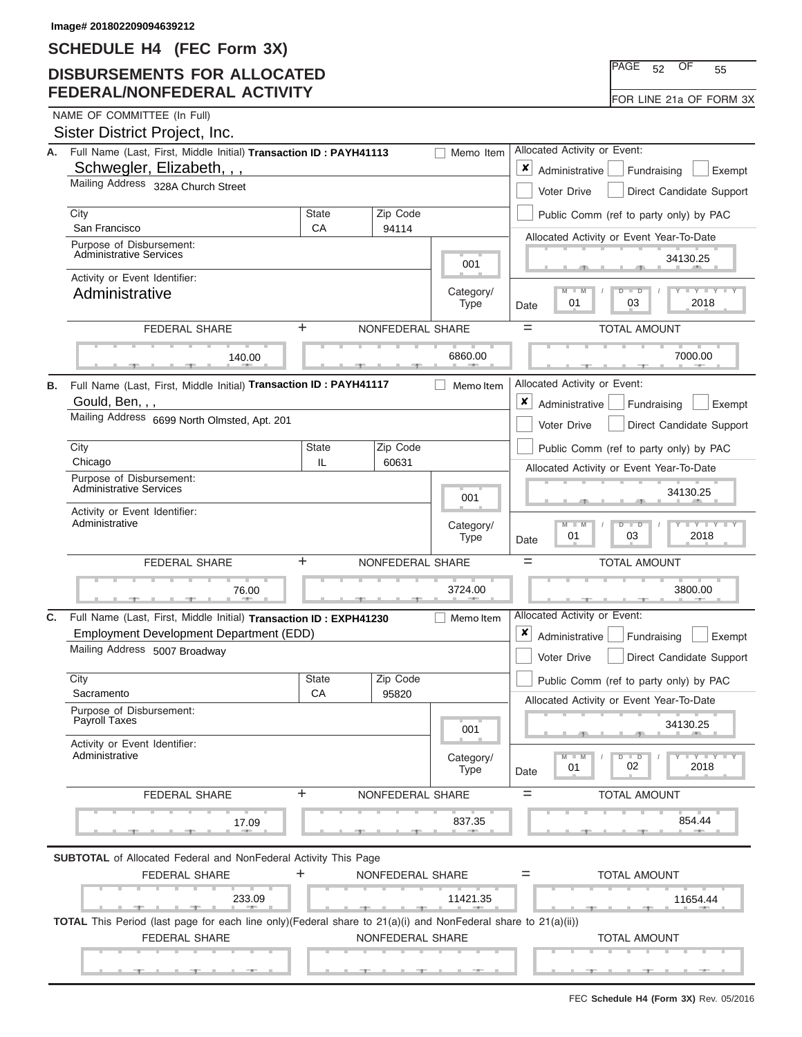Image# 201802209094639212

# SCHEDULE H4 (FEC Form 3X)

## DISBURSEMENTS FOR ALLOCATED FEDERAL/NONFEDERAL ACTIVITY

PAGE 52 OF 55

FOR LINE 21a OF FORM 3X

NAME OF COMMITTEE (In Full)
Sister District Project, Inc.

---

**A.** Full Name (Last, First, Middle Initial) **Transaction ID : PAYH41113** ☐ Memo Item
Schwegler, Elizabeth, , ,
Mailing Address 328A Church Street

| City | State | Zip Code |
|---|---|---|
| San Francisco | CA | 94114 |

Purpose of Disbursement: Administrative Services
Category/Type: 001
Activity or Event Identifier: Administrative

Allocated Activity or Event:
☒ Administrative ☐ Fundraising ☐ Exempt
☐ Voter Drive ☐ Direct Candidate Support
☐ Public Comm (ref to party only) by PAC

Allocated Activity or Event Year-To-Date: 34130.25
Date: 01 / 03 / 2018

| FEDERAL SHARE | + NONFEDERAL SHARE | = TOTAL AMOUNT |
|---|---|---|
| 140.00 | 6860.00 | 7000.00 |

---

**B.** Full Name (Last, First, Middle Initial) **Transaction ID : PAYH41117** ☐ Memo Item
Gould, Ben, , ,
Mailing Address 6699 North Olmsted, Apt. 201

| City | State | Zip Code |
|---|---|---|
| Chicago | IL | 60631 |

Purpose of Disbursement: Administrative Services
Category/Type: 001
Activity or Event Identifier: Administrative

Allocated Activity or Event:
☒ Administrative ☐ Fundraising ☐ Exempt
☐ Voter Drive ☐ Direct Candidate Support
☐ Public Comm (ref to party only) by PAC

Allocated Activity or Event Year-To-Date: 34130.25
Date: 01 / 03 / 2018

| FEDERAL SHARE | + NONFEDERAL SHARE | = TOTAL AMOUNT |
|---|---|---|
| 76.00 | 3724.00 | 3800.00 |

---

**C.** Full Name (Last, First, Middle Initial) **Transaction ID : EXPH41230** ☐ Memo Item
Employment Development Department (EDD)
Mailing Address 5007 Broadway

| City | State | Zip Code |
|---|---|---|
| Sacramento | CA | 95820 |

Purpose of Disbursement: Payroll Taxes
Category/Type: 001
Activity or Event Identifier: Administrative

Allocated Activity or Event:
☒ Administrative ☐ Fundraising ☐ Exempt
☐ Voter Drive ☐ Direct Candidate Support
☐ Public Comm (ref to party only) by PAC

Allocated Activity or Event Year-To-Date: 34130.25
Date: 01 / 02 / 2018

| FEDERAL SHARE | + NONFEDERAL SHARE | = TOTAL AMOUNT |
|---|---|---|
| 17.09 | 837.35 | 854.44 |

---

**SUBTOTAL** of Allocated Federal and NonFederal Activity This Page

| FEDERAL SHARE | + NONFEDERAL SHARE | = TOTAL AMOUNT |
|---|---|---|
| 233.09 | 11421.35 | 11654.44 |

**TOTAL** This Period (last page for each line only)(Federal share to 21(a)(i) and NonFederal share to 21(a)(ii))

| FEDERAL SHARE | NONFEDERAL SHARE | TOTAL AMOUNT |
|---|---|---|
| | | |

FEC **Schedule H4 (Form 3X)** Rev. 05/2016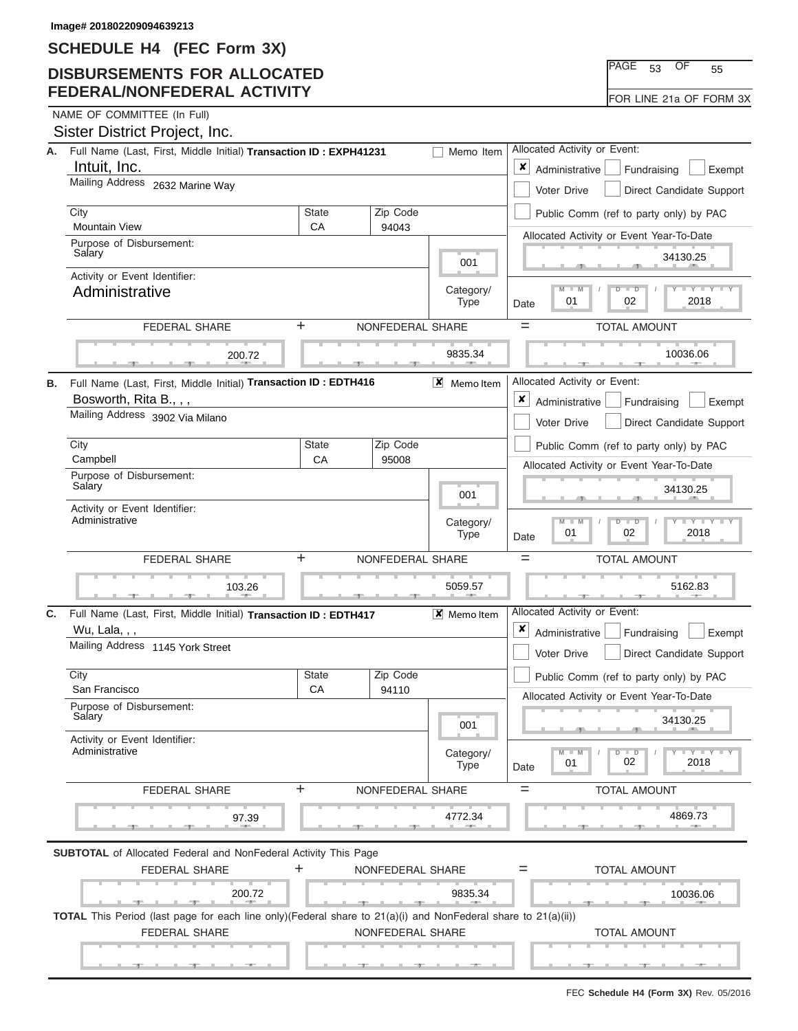Image# 201802209094639213

# SCHEDULE H4 (FEC Form 3X)

## DISBURSEMENTS FOR ALLOCATED FEDERAL/NONFEDERAL ACTIVITY

PAGE 53 OF 55

FOR LINE 21a OF FORM 3X

NAME OF COMMITTEE (In Full)

Sister District Project, Inc.

---

**A.** Full Name (Last, First, Middle Initial) **Transaction ID : EXPH41231** ☐ Memo Item

Intuit, Inc.

Mailing Address 2632 Marine Way

| City | State | Zip Code |
|---|---|---|
| Mountain View | CA | 94043 |

Purpose of Disbursement: Salary

Category/Type: 001

Activity or Event Identifier: Administrative

Allocated Activity or Event: ☒ Administrative ☐ Fundraising ☐ Exempt ☐ Voter Drive ☐ Direct Candidate Support ☐ Public Comm (ref to party only) by PAC

Allocated Activity or Event Year-To-Date: 34130.25

Date: 01 / 02 / 2018

| FEDERAL SHARE | + NONFEDERAL SHARE | = TOTAL AMOUNT |
|---|---|---|
| 200.72 | 9835.34 | 10036.06 |

---

**B.** Full Name (Last, First, Middle Initial) **Transaction ID : EDTH416** ☒ Memo Item

Bosworth, Rita B., , ,

Mailing Address 3902 Via Milano

| City | State | Zip Code |
|---|---|---|
| Campbell | CA | 95008 |

Purpose of Disbursement: Salary

Category/Type: 001

Activity or Event Identifier: Administrative

Allocated Activity or Event: ☒ Administrative ☐ Fundraising ☐ Exempt ☐ Voter Drive ☐ Direct Candidate Support ☐ Public Comm (ref to party only) by PAC

Allocated Activity or Event Year-To-Date: 34130.25

Date: 01 / 02 / 2018

| FEDERAL SHARE | + NONFEDERAL SHARE | = TOTAL AMOUNT |
|---|---|---|
| 103.26 | 5059.57 | 5162.83 |

---

**C.** Full Name (Last, First, Middle Initial) **Transaction ID : EDTH417** ☒ Memo Item

Wu, Lala, , ,

Mailing Address 1145 York Street

| City | State | Zip Code |
|---|---|---|
| San Francisco | CA | 94110 |

Purpose of Disbursement: Salary

Category/Type: 001

Activity or Event Identifier: Administrative

Allocated Activity or Event: ☒ Administrative ☐ Fundraising ☐ Exempt ☐ Voter Drive ☐ Direct Candidate Support ☐ Public Comm (ref to party only) by PAC

Allocated Activity or Event Year-To-Date: 34130.25

Date: 01 / 02 / 2018

| FEDERAL SHARE | + NONFEDERAL SHARE | = TOTAL AMOUNT |
|---|---|---|
| 97.39 | 4772.34 | 4869.73 |

---

**SUBTOTAL** of Allocated Federal and NonFederal Activity This Page

| FEDERAL SHARE | + NONFEDERAL SHARE | = TOTAL AMOUNT |
|---|---|---|
| 200.72 | 9835.34 | 10036.06 |

**TOTAL** This Period (last page for each line only)(Federal share to 21(a)(i) and NonFederal share to 21(a)(ii))

| FEDERAL SHARE | NONFEDERAL SHARE | TOTAL AMOUNT |
|---|---|---|
| | | |

FEC **Schedule H4 (Form 3X)** Rev. 05/2016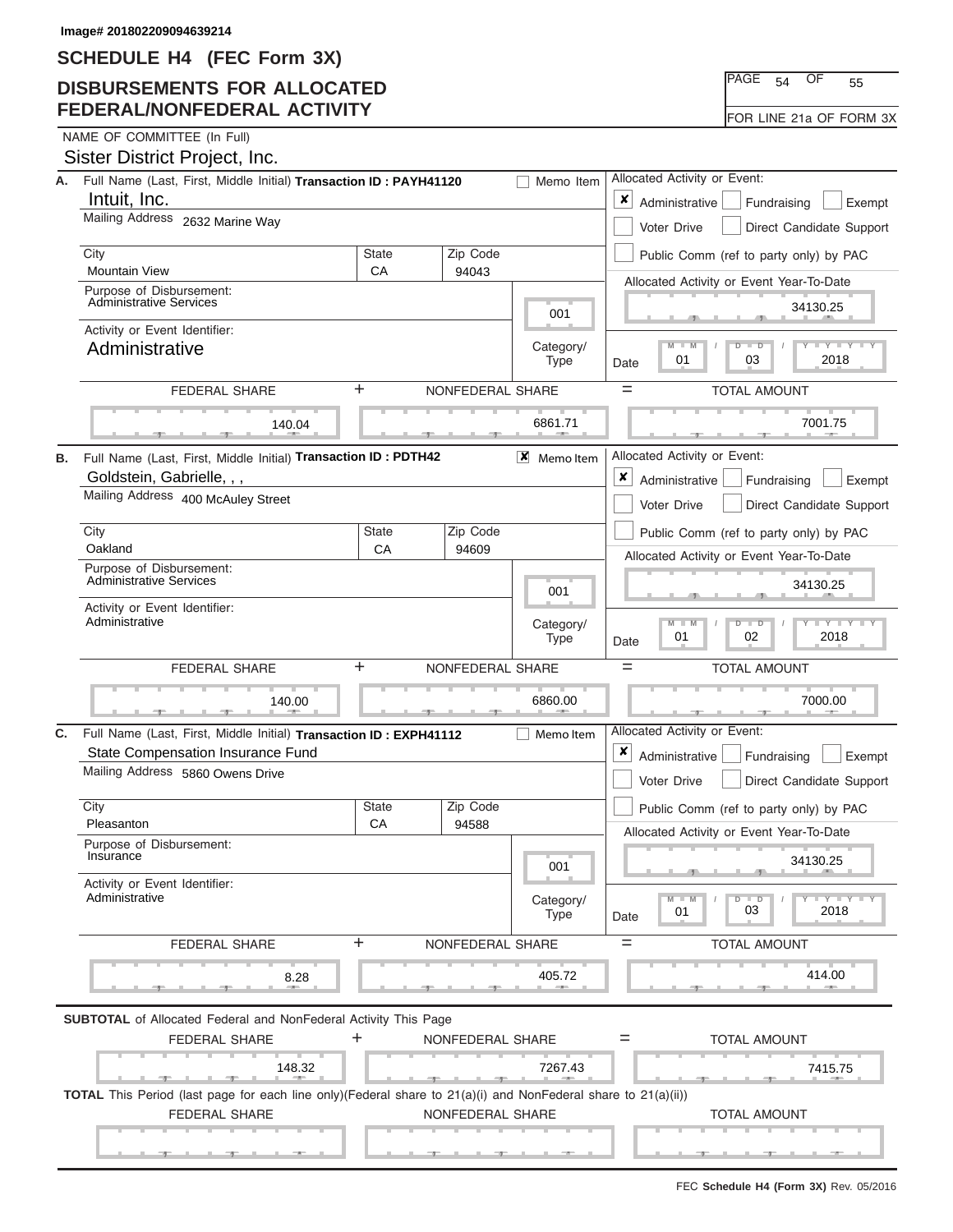Image# 201802209094639214

# SCHEDULE H4 (FEC Form 3X)

## DISBURSEMENTS FOR ALLOCATED FEDERAL/NONFEDERAL ACTIVITY

PAGE 54 OF 55

FOR LINE 21a OF FORM 3X

NAME OF COMMITTEE (In Full)

Sister District Project, Inc.

---

**A.** Full Name (Last, First, Middle Initial) **Transaction ID : PAYH41120** ☐ Memo Item

Intuit, Inc.

Mailing Address 2632 Marine Way

| City | State | Zip Code |
|---|---|---|
| Mountain View | CA | 94043 |

Purpose of Disbursement: Administrative Services

Category/Type: 001

Activity or Event Identifier: Administrative

Allocated Activity or Event: ☒ Administrative ☐ Fundraising ☐ Exempt ☐ Voter Drive ☐ Direct Candidate Support ☐ Public Comm (ref to party only) by PAC

Allocated Activity or Event Year-To-Date: 34130.25

Date: 01 / 03 / 2018

| FEDERAL SHARE | + | NONFEDERAL SHARE | = | TOTAL AMOUNT |
|---|---|---|---|---|
| 140.04 | | 6861.71 | | 7001.75 |

---

**B.** Full Name (Last, First, Middle Initial) **Transaction ID : PDTH42** ☒ Memo Item

Goldstein, Gabrielle, , ,

Mailing Address 400 McAuley Street

| City | State | Zip Code |
|---|---|---|
| Oakland | CA | 94609 |

Purpose of Disbursement: Administrative Services

Category/Type: 001

Activity or Event Identifier: Administrative

Allocated Activity or Event: ☒ Administrative ☐ Fundraising ☐ Exempt ☐ Voter Drive ☐ Direct Candidate Support ☐ Public Comm (ref to party only) by PAC

Allocated Activity or Event Year-To-Date: 34130.25

Date: 01 / 02 / 2018

| FEDERAL SHARE | + | NONFEDERAL SHARE | = | TOTAL AMOUNT |
|---|---|---|---|---|
| 140.00 | | 6860.00 | | 7000.00 |

---

**C.** Full Name (Last, First, Middle Initial) **Transaction ID : EXPH41112** ☐ Memo Item

State Compensation Insurance Fund

Mailing Address 5860 Owens Drive

| City | State | Zip Code |
|---|---|---|
| Pleasanton | CA | 94588 |

Purpose of Disbursement: Insurance

Category/Type: 001

Activity or Event Identifier: Administrative

Allocated Activity or Event: ☒ Administrative ☐ Fundraising ☐ Exempt ☐ Voter Drive ☐ Direct Candidate Support ☐ Public Comm (ref to party only) by PAC

Allocated Activity or Event Year-To-Date: 34130.25

Date: 01 / 03 / 2018

| FEDERAL SHARE | + | NONFEDERAL SHARE | = | TOTAL AMOUNT |
|---|---|---|---|---|
| 8.28 | | 405.72 | | 414.00 |

---

**SUBTOTAL** of Allocated Federal and NonFederal Activity This Page

| FEDERAL SHARE | + | NONFEDERAL SHARE | = | TOTAL AMOUNT |
|---|---|---|---|---|
| 148.32 | | 7267.43 | | 7415.75 |

**TOTAL** This Period (last page for each line only)(Federal share to 21(a)(i) and NonFederal share to 21(a)(ii))

| FEDERAL SHARE | NONFEDERAL SHARE | TOTAL AMOUNT |
|---|---|---|
| | | |

FEC **Schedule H4 (Form 3X)** Rev. 05/2016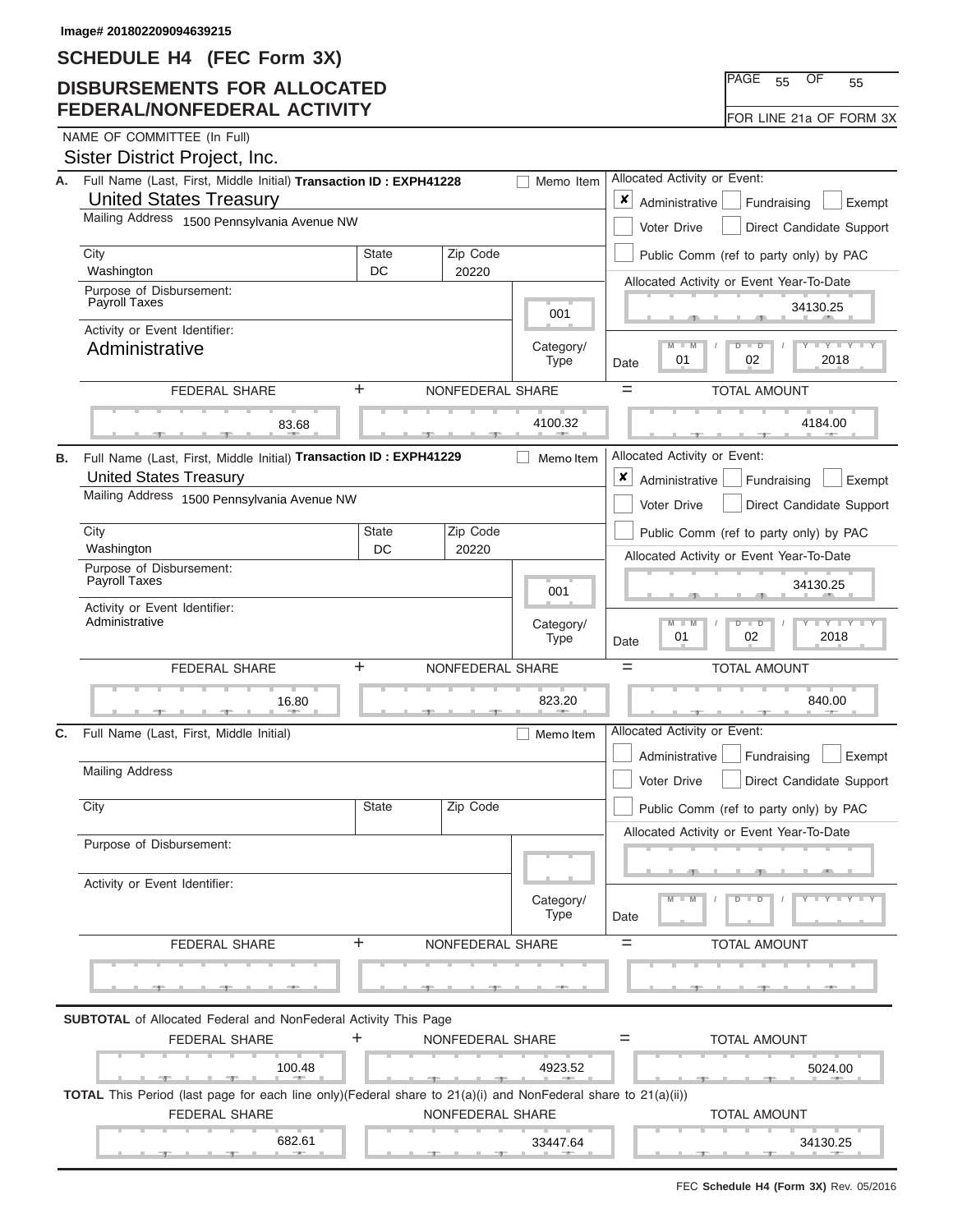Image# 201802209094639215

# SCHEDULE H4 (FEC Form 3X)

## DISBURSEMENTS FOR ALLOCATED FEDERAL/NONFEDERAL ACTIVITY

PAGE 55 OF 55

FOR LINE 21a OF FORM 3X

NAME OF COMMITTEE (In Full)

Sister District Project, Inc.

**A.** Full Name (Last, First, Middle Initial) **Transaction ID : EXPH41228** ☐ Memo Item

United States Treasury

Mailing Address 1500 Pennsylvania Avenue NW

| City | State | Zip Code |
|---|---|---|
| Washington | DC | 20220 |

Purpose of Disbursement: Payroll Taxes

Category/Type: 001

Activity or Event Identifier: Administrative

Allocated Activity or Event: ☒ Administrative ☐ Fundraising ☐ Exempt ☐ Voter Drive ☐ Direct Candidate Support ☐ Public Comm (ref to party only) by PAC

Allocated Activity or Event Year-To-Date: 34130.25

Date: 01 / 02 / 2018

| FEDERAL SHARE | + NONFEDERAL SHARE | = TOTAL AMOUNT |
|---|---|---|
| 83.68 | 4100.32 | 4184.00 |

**B.** Full Name (Last, First, Middle Initial) **Transaction ID : EXPH41229** ☐ Memo Item

United States Treasury

Mailing Address 1500 Pennsylvania Avenue NW

| City | State | Zip Code |
|---|---|---|
| Washington | DC | 20220 |

Purpose of Disbursement: Payroll Taxes

Category/Type: 001

Activity or Event Identifier: Administrative

Allocated Activity or Event: ☒ Administrative ☐ Fundraising ☐ Exempt ☐ Voter Drive ☐ Direct Candidate Support ☐ Public Comm (ref to party only) by PAC

Allocated Activity or Event Year-To-Date: 34130.25

Date: 01 / 02 / 2018

| FEDERAL SHARE | + NONFEDERAL SHARE | = TOTAL AMOUNT |
|---|---|---|
| 16.80 | 823.20 | 840.00 |

**C.** Full Name (Last, First, Middle Initial) ☐ Memo Item

Mailing Address

City | State | Zip Code

Purpose of Disbursement:

Activity or Event Identifier:

Category/Type

Allocated Activity or Event: ☐ Administrative ☐ Fundraising ☐ Exempt ☐ Voter Drive ☐ Direct Candidate Support ☐ Public Comm (ref to party only) by PAC

Allocated Activity or Event Year-To-Date

Date

| FEDERAL SHARE | + NONFEDERAL SHARE | = TOTAL AMOUNT |
|---|---|---|
| | | |

**SUBTOTAL** of Allocated Federal and NonFederal Activity This Page

| FEDERAL SHARE | + NONFEDERAL SHARE | = TOTAL AMOUNT |
|---|---|---|
| 100.48 | 4923.52 | 5024.00 |

**TOTAL** This Period (last page for each line only)(Federal share to 21(a)(i) and NonFederal share to 21(a)(ii))

| FEDERAL SHARE | NONFEDERAL SHARE | TOTAL AMOUNT |
|---|---|---|
| 682.61 | 33447.64 | 34130.25 |

FEC **Schedule H4 (Form 3X)** Rev. 05/2016